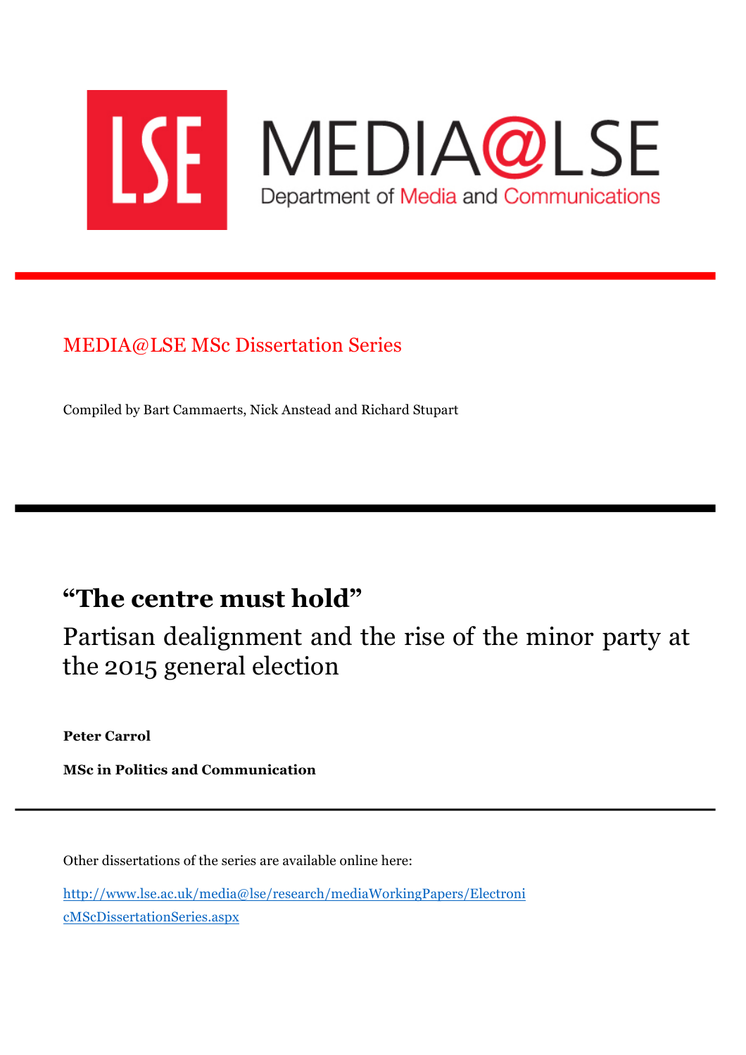LSE MEDIA@LSE

Department of Media and Communications

MEDIA@LSE MSc Dissertation Series

Compiled by Bart Cammaerts, Nick Anstead and Richard Stupart

# "The centre must hold"

## Partisan dealignment and the rise of the minor party at the 2015 general election

**Peter Carrol**

**MSc in Politics and Communication**

Other dissertations of the series are available online here:

[http://www.lse.ac.uk/media@lse/research/mediaWorkingPapers/ElectronicMScDissertationSeries.aspx](http://www.lse.ac.uk/media@lse/research/mediaWorkingPapers/ElectronicMScDissertationSeries.aspx)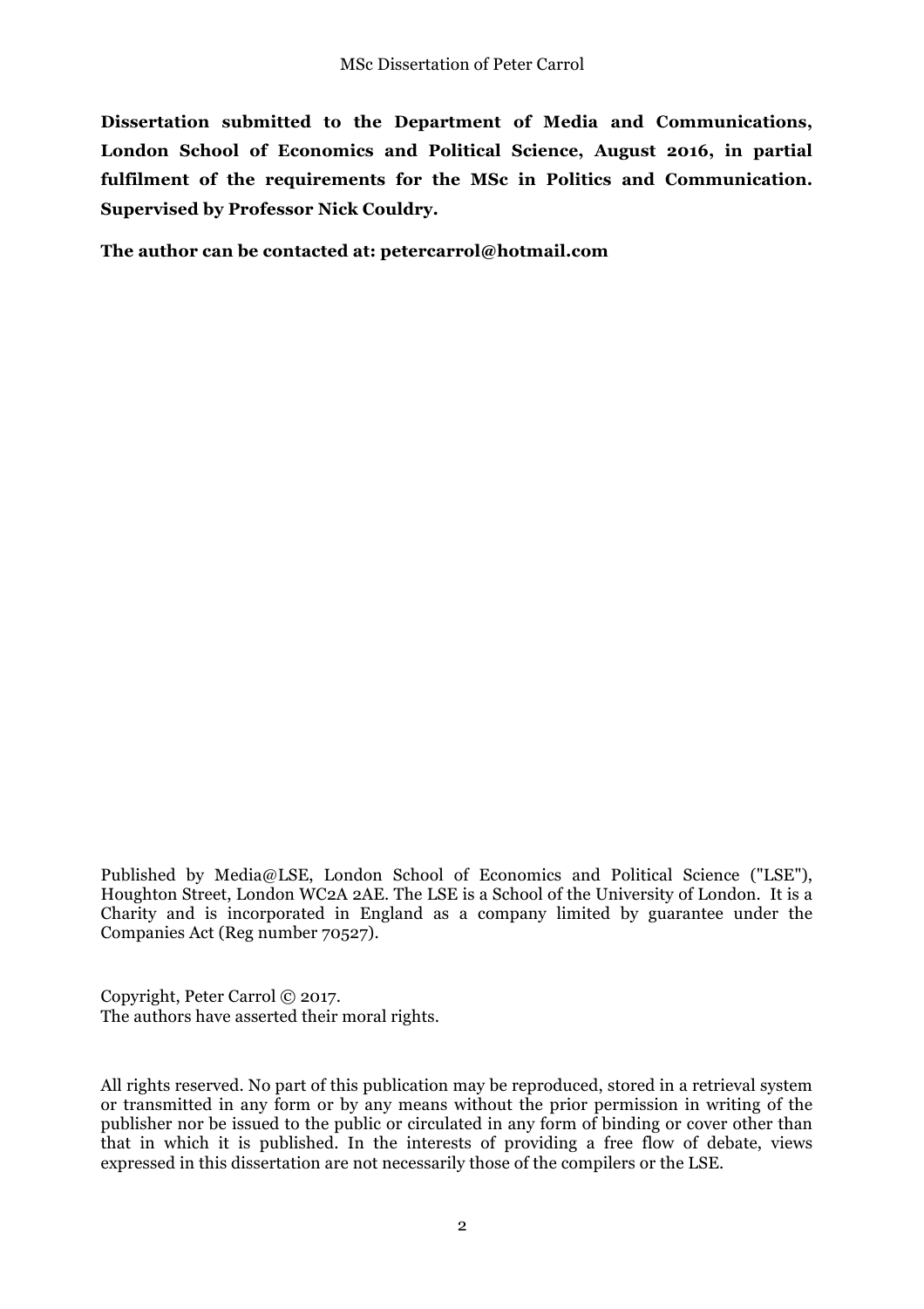**Dissertation submitted to the Department of Media and Communications, London School of Economics and Political Science, August 2016, in partial fulfilment of the requirements for the MSc in Politics and Communication. Supervised by Professor Nick Couldry.**

**The author can be contacted at: petercarrol@hotmail.com**

Published by Media@LSE, London School of Economics and Political Science ("LSE"), Houghton Street, London WC2A 2AE. The LSE is a School of the University of London. It is a Charity and is incorporated in England as a company limited by guarantee under the Companies Act (Reg number 70527).

Copyright, Peter Carrol © 2017.
The authors have asserted their moral rights.

All rights reserved. No part of this publication may be reproduced, stored in a retrieval system or transmitted in any form or by any means without the prior permission in writing of the publisher nor be issued to the public or circulated in any form of binding or cover other than that in which it is published. In the interests of providing a free flow of debate, views expressed in this dissertation are not necessarily those of the compilers or the LSE.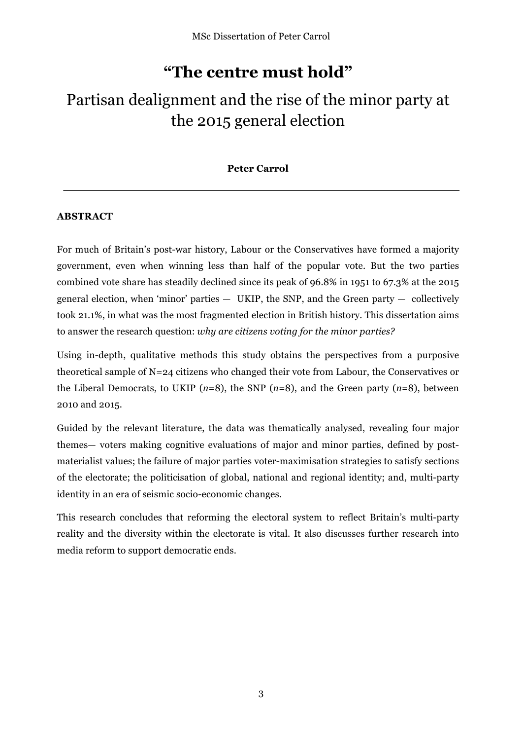# "The centre must hold"

## Partisan dealignment and the rise of the minor party at the 2015 general election

**Peter Carrol**

---

**ABSTRACT**

For much of Britain's post-war history, Labour or the Conservatives have formed a majority government, even when winning less than half of the popular vote. But the two parties combined vote share has steadily declined since its peak of 96.8% in 1951 to 67.3% at the 2015 general election, when 'minor' parties — UKIP, the SNP, and the Green party — collectively took 21.1%, in what was the most fragmented election in British history. This dissertation aims to answer the research question: *why are citizens voting for the minor parties?*

Using in-depth, qualitative methods this study obtains the perspectives from a purposive theoretical sample of N=24 citizens who changed their vote from Labour, the Conservatives or the Liberal Democrats, to UKIP (*n*=8), the SNP (*n*=8), and the Green party (*n*=8), between 2010 and 2015.

Guided by the relevant literature, the data was thematically analysed, revealing four major themes— voters making cognitive evaluations of major and minor parties, defined by post-materialist values; the failure of major parties voter-maximisation strategies to satisfy sections of the electorate; the politicisation of global, national and regional identity; and, multi-party identity in an era of seismic socio-economic changes.

This research concludes that reforming the electoral system to reflect Britain's multi-party reality and the diversity within the electorate is vital. It also discusses further research into media reform to support democratic ends.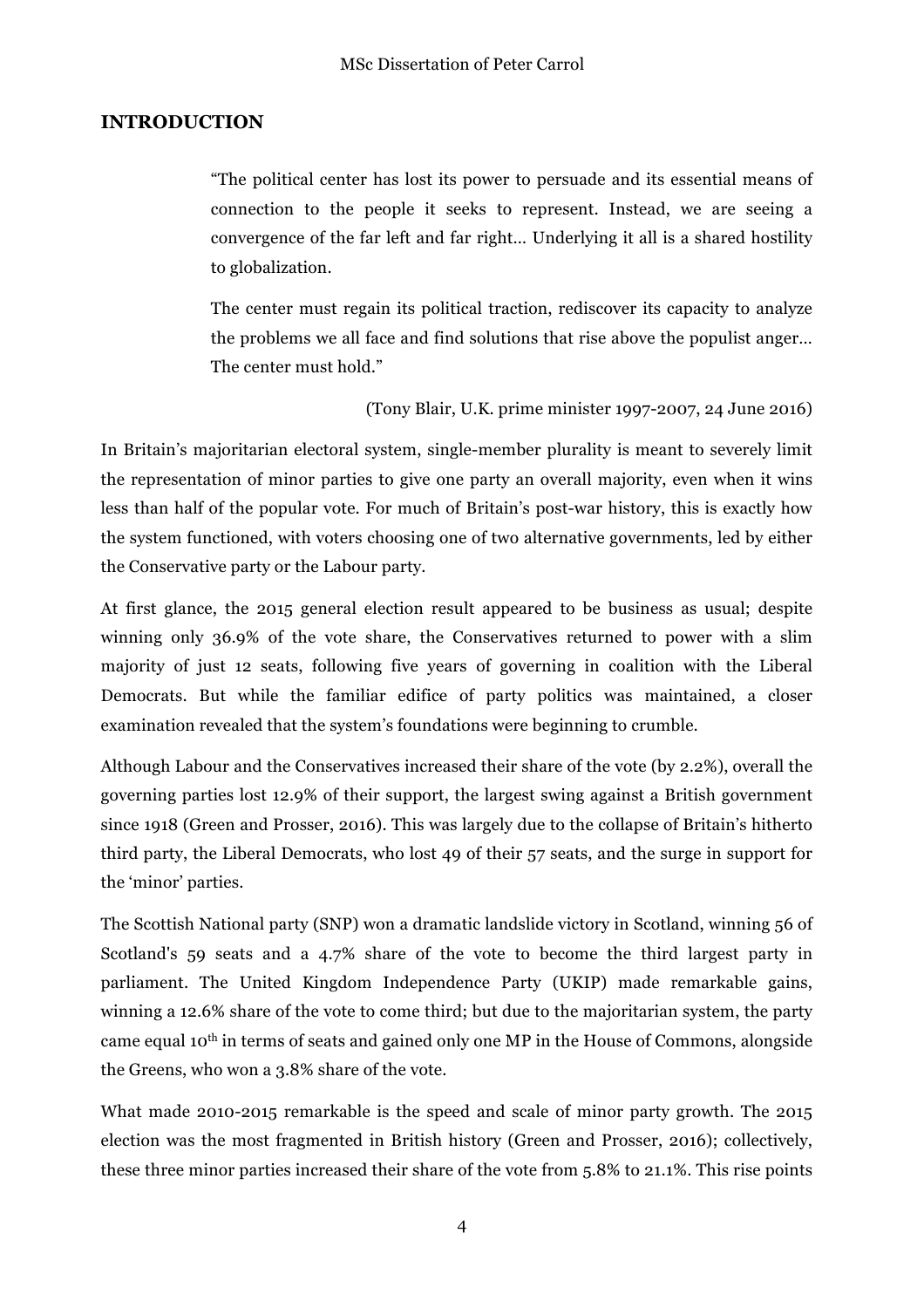## INTRODUCTION

> "The political center has lost its power to persuade and its essential means of connection to the people it seeks to represent. Instead, we are seeing a convergence of the far left and far right… Underlying it all is a shared hostility to globalization.
>
> The center must regain its political traction, rediscover its capacity to analyze the problems we all face and find solutions that rise above the populist anger… The center must hold."
>
> (Tony Blair, U.K. prime minister 1997-2007, 24 June 2016)

In Britain's majoritarian electoral system, single-member plurality is meant to severely limit the representation of minor parties to give one party an overall majority, even when it wins less than half of the popular vote. For much of Britain's post-war history, this is exactly how the system functioned, with voters choosing one of two alternative governments, led by either the Conservative party or the Labour party.

At first glance, the 2015 general election result appeared to be business as usual; despite winning only 36.9% of the vote share, the Conservatives returned to power with a slim majority of just 12 seats, following five years of governing in coalition with the Liberal Democrats. But while the familiar edifice of party politics was maintained, a closer examination revealed that the system's foundations were beginning to crumble.

Although Labour and the Conservatives increased their share of the vote (by 2.2%), overall the governing parties lost 12.9% of their support, the largest swing against a British government since 1918 (Green and Prosser, 2016). This was largely due to the collapse of Britain's hitherto third party, the Liberal Democrats, who lost 49 of their 57 seats, and the surge in support for the 'minor' parties.

The Scottish National party (SNP) won a dramatic landslide victory in Scotland, winning 56 of Scotland's 59 seats and a 4.7% share of the vote to become the third largest party in parliament. The United Kingdom Independence Party (UKIP) made remarkable gains, winning a 12.6% share of the vote to come third; but due to the majoritarian system, the party came equal 10th in terms of seats and gained only one MP in the House of Commons, alongside the Greens, who won a 3.8% share of the vote.

What made 2010-2015 remarkable is the speed and scale of minor party growth. The 2015 election was the most fragmented in British history (Green and Prosser, 2016); collectively, these three minor parties increased their share of the vote from 5.8% to 21.1%. This rise points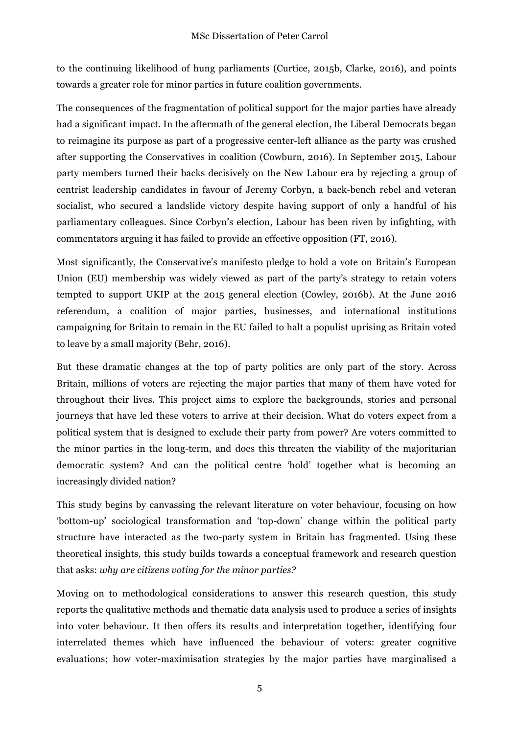to the continuing likelihood of hung parliaments (Curtice, 2015b, Clarke, 2016), and points towards a greater role for minor parties in future coalition governments.

The consequences of the fragmentation of political support for the major parties have already had a significant impact. In the aftermath of the general election, the Liberal Democrats began to reimagine its purpose as part of a progressive center-left alliance as the party was crushed after supporting the Conservatives in coalition (Cowburn, 2016). In September 2015, Labour party members turned their backs decisively on the New Labour era by rejecting a group of centrist leadership candidates in favour of Jeremy Corbyn, a back-bench rebel and veteran socialist, who secured a landslide victory despite having support of only a handful of his parliamentary colleagues. Since Corbyn's election, Labour has been riven by infighting, with commentators arguing it has failed to provide an effective opposition (FT, 2016).

Most significantly, the Conservative's manifesto pledge to hold a vote on Britain's European Union (EU) membership was widely viewed as part of the party's strategy to retain voters tempted to support UKIP at the 2015 general election (Cowley, 2016b). At the June 2016 referendum, a coalition of major parties, businesses, and international institutions campaigning for Britain to remain in the EU failed to halt a populist uprising as Britain voted to leave by a small majority (Behr, 2016).

But these dramatic changes at the top of party politics are only part of the story. Across Britain, millions of voters are rejecting the major parties that many of them have voted for throughout their lives. This project aims to explore the backgrounds, stories and personal journeys that have led these voters to arrive at their decision. What do voters expect from a political system that is designed to exclude their party from power? Are voters committed to the minor parties in the long-term, and does this threaten the viability of the majoritarian democratic system? And can the political centre 'hold' together what is becoming an increasingly divided nation?

This study begins by canvassing the relevant literature on voter behaviour, focusing on how 'bottom-up' sociological transformation and 'top-down' change within the political party structure have interacted as the two-party system in Britain has fragmented. Using these theoretical insights, this study builds towards a conceptual framework and research question that asks: *why are citizens voting for the minor parties?*

Moving on to methodological considerations to answer this research question, this study reports the qualitative methods and thematic data analysis used to produce a series of insights into voter behaviour. It then offers its results and interpretation together, identifying four interrelated themes which have influenced the behaviour of voters: greater cognitive evaluations; how voter-maximisation strategies by the major parties have marginalised a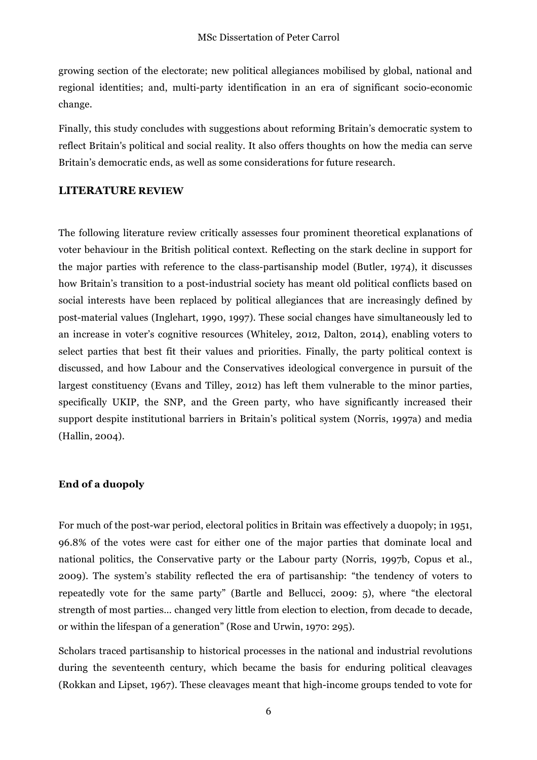growing section of the electorate; new political allegiances mobilised by global, national and regional identities; and, multi-party identification in an era of significant socio-economic change.

Finally, this study concludes with suggestions about reforming Britain's democratic system to reflect Britain's political and social reality. It also offers thoughts on how the media can serve Britain's democratic ends, as well as some considerations for future research.

## LITERATURE REVIEW

The following literature review critically assesses four prominent theoretical explanations of voter behaviour in the British political context. Reflecting on the stark decline in support for the major parties with reference to the class-partisanship model (Butler, 1974), it discusses how Britain's transition to a post-industrial society has meant old political conflicts based on social interests have been replaced by political allegiances that are increasingly defined by post-material values (Inglehart, 1990, 1997). These social changes have simultaneously led to an increase in voter's cognitive resources (Whiteley, 2012, Dalton, 2014), enabling voters to select parties that best fit their values and priorities. Finally, the party political context is discussed, and how Labour and the Conservatives ideological convergence in pursuit of the largest constituency (Evans and Tilley, 2012) has left them vulnerable to the minor parties, specifically UKIP, the SNP, and the Green party, who have significantly increased their support despite institutional barriers in Britain's political system (Norris, 1997a) and media (Hallin, 2004).

### End of a duopoly

For much of the post-war period, electoral politics in Britain was effectively a duopoly; in 1951, 96.8% of the votes were cast for either one of the major parties that dominate local and national politics, the Conservative party or the Labour party (Norris, 1997b, Copus et al., 2009). The system's stability reflected the era of partisanship: "the tendency of voters to repeatedly vote for the same party" (Bartle and Bellucci, 2009: 5), where "the electoral strength of most parties… changed very little from election to election, from decade to decade, or within the lifespan of a generation" (Rose and Urwin, 1970: 295).

Scholars traced partisanship to historical processes in the national and industrial revolutions during the seventeenth century, which became the basis for enduring political cleavages (Rokkan and Lipset, 1967). These cleavages meant that high-income groups tended to vote for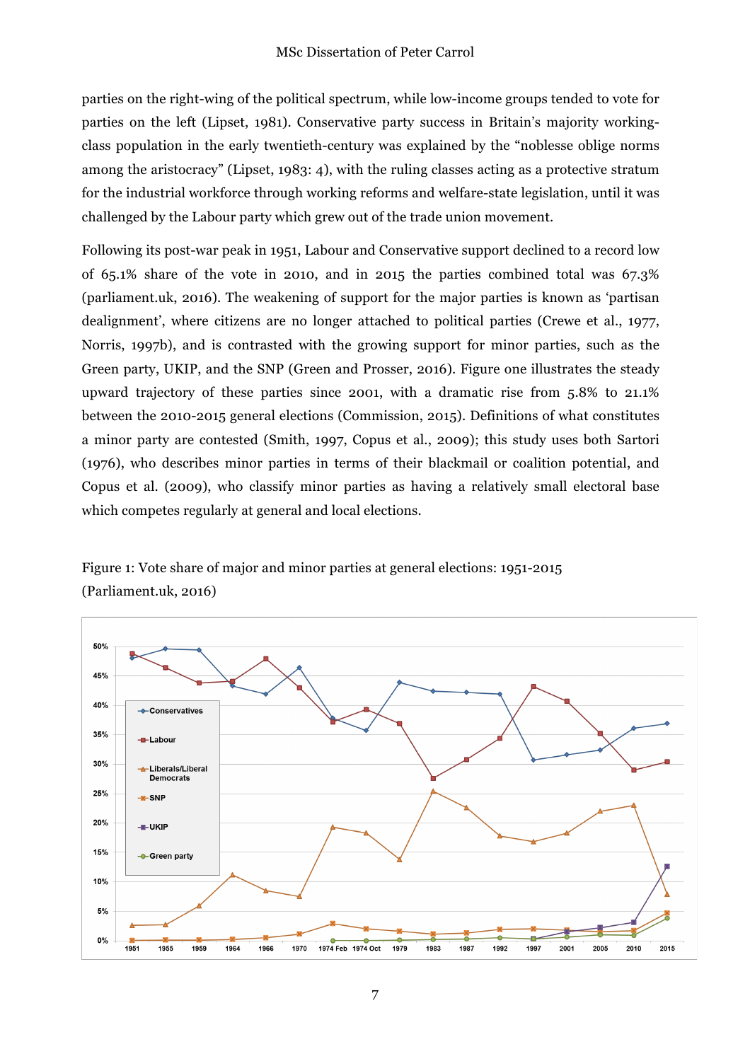parties on the right-wing of the political spectrum, while low-income groups tended to vote for parties on the left (Lipset, 1981). Conservative party success in Britain's majority working-class population in the early twentieth-century was explained by the "noblesse oblige norms among the aristocracy" (Lipset, 1983: 4), with the ruling classes acting as a protective stratum for the industrial workforce through working reforms and welfare-state legislation, until it was challenged by the Labour party which grew out of the trade union movement.

Following its post-war peak in 1951, Labour and Conservative support declined to a record low of 65.1% share of the vote in 2010, and in 2015 the parties combined total was 67.3% (parliament.uk, 2016). The weakening of support for the major parties is known as 'partisan dealignment', where citizens are no longer attached to political parties (Crewe et al., 1977, Norris, 1997b), and is contrasted with the growing support for minor parties, such as the Green party, UKIP, and the SNP (Green and Prosser, 2016). Figure one illustrates the steady upward trajectory of these parties since 2001, with a dramatic rise from 5.8% to 21.1% between the 2010-2015 general elections (Commission, 2015). Definitions of what constitutes a minor party are contested (Smith, 1997, Copus et al., 2009); this study uses both Sartori (1976), who describes minor parties in terms of their blackmail or coalition potential, and Copus et al. (2009), who classify minor parties as having a relatively small electoral base which competes regularly at general and local elections.

Figure 1: Vote share of major and minor parties at general elections: 1951-2015 (Parliament.uk, 2016)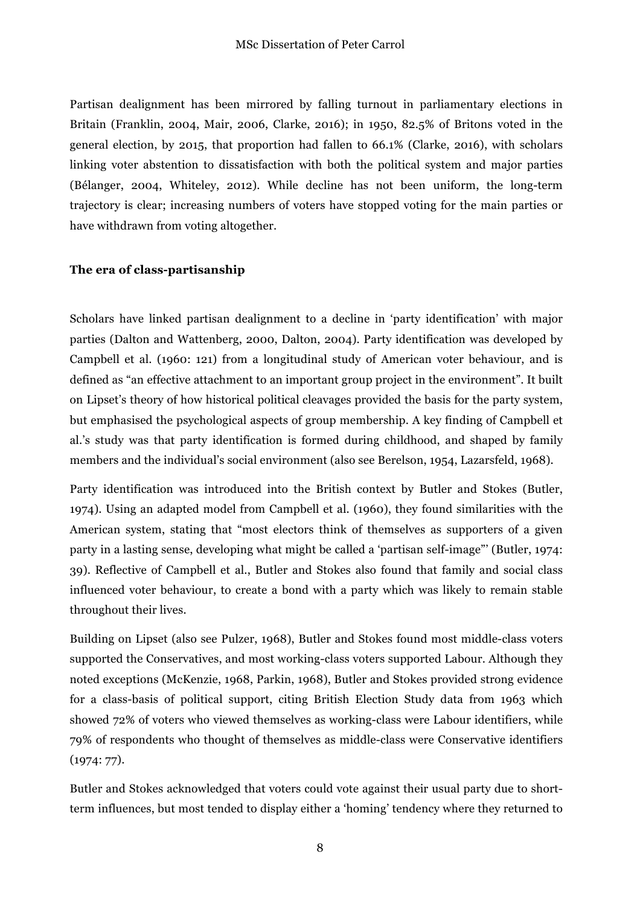Partisan dealignment has been mirrored by falling turnout in parliamentary elections in Britain (Franklin, 2004, Mair, 2006, Clarke, 2016); in 1950, 82.5% of Britons voted in the general election, by 2015, that proportion had fallen to 66.1% (Clarke, 2016), with scholars linking voter abstention to dissatisfaction with both the political system and major parties (Bélanger, 2004, Whiteley, 2012). While decline has not been uniform, the long-term trajectory is clear; increasing numbers of voters have stopped voting for the main parties or have withdrawn from voting altogether.

**The era of class-partisanship**

Scholars have linked partisan dealignment to a decline in 'party identification' with major parties (Dalton and Wattenberg, 2000, Dalton, 2004). Party identification was developed by Campbell et al. (1960: 121) from a longitudinal study of American voter behaviour, and is defined as "an effective attachment to an important group project in the environment". It built on Lipset's theory of how historical political cleavages provided the basis for the party system, but emphasised the psychological aspects of group membership. A key finding of Campbell et al.'s study was that party identification is formed during childhood, and shaped by family members and the individual's social environment (also see Berelson, 1954, Lazarsfeld, 1968).

Party identification was introduced into the British context by Butler and Stokes (Butler, 1974). Using an adapted model from Campbell et al. (1960), they found similarities with the American system, stating that "most electors think of themselves as supporters of a given party in a lasting sense, developing what might be called a 'partisan self-image"' (Butler, 1974: 39). Reflective of Campbell et al., Butler and Stokes also found that family and social class influenced voter behaviour, to create a bond with a party which was likely to remain stable throughout their lives.

Building on Lipset (also see Pulzer, 1968), Butler and Stokes found most middle-class voters supported the Conservatives, and most working-class voters supported Labour. Although they noted exceptions (McKenzie, 1968, Parkin, 1968), Butler and Stokes provided strong evidence for a class-basis of political support, citing British Election Study data from 1963 which showed 72% of voters who viewed themselves as working-class were Labour identifiers, while 79% of respondents who thought of themselves as middle-class were Conservative identifiers (1974: 77).

Butler and Stokes acknowledged that voters could vote against their usual party due to short-term influences, but most tended to display either a 'homing' tendency where they returned to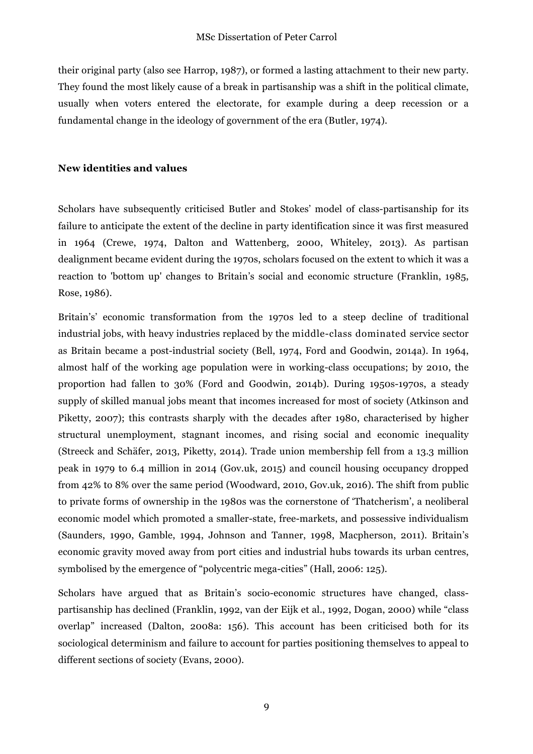their original party (also see Harrop, 1987), or formed a lasting attachment to their new party. They found the most likely cause of a break in partisanship was a shift in the political climate, usually when voters entered the electorate, for example during a deep recession or a fundamental change in the ideology of government of the era (Butler, 1974).

**New identities and values**

Scholars have subsequently criticised Butler and Stokes' model of class-partisanship for its failure to anticipate the extent of the decline in party identification since it was first measured in 1964 (Crewe, 1974, Dalton and Wattenberg, 2000, Whiteley, 2013). As partisan dealignment became evident during the 1970s, scholars focused on the extent to which it was a reaction to 'bottom up' changes to Britain's social and economic structure (Franklin, 1985, Rose, 1986).

Britain's' economic transformation from the 1970s led to a steep decline of traditional industrial jobs, with heavy industries replaced by the middle-class dominated service sector as Britain became a post-industrial society (Bell, 1974, Ford and Goodwin, 2014a). In 1964, almost half of the working age population were in working-class occupations; by 2010, the proportion had fallen to 30% (Ford and Goodwin, 2014b). During 1950s-1970s, a steady supply of skilled manual jobs meant that incomes increased for most of society (Atkinson and Piketty, 2007); this contrasts sharply with the decades after 1980, characterised by higher structural unemployment, stagnant incomes, and rising social and economic inequality (Streeck and Schäfer, 2013, Piketty, 2014). Trade union membership fell from a 13.3 million peak in 1979 to 6.4 million in 2014 (Gov.uk, 2015) and council housing occupancy dropped from 42% to 8% over the same period (Woodward, 2010, Gov.uk, 2016). The shift from public to private forms of ownership in the 1980s was the cornerstone of 'Thatcherism', a neoliberal economic model which promoted a smaller-state, free-markets, and possessive individualism (Saunders, 1990, Gamble, 1994, Johnson and Tanner, 1998, Macpherson, 2011). Britain's economic gravity moved away from port cities and industrial hubs towards its urban centres, symbolised by the emergence of "polycentric mega-cities" (Hall, 2006: 125).

Scholars have argued that as Britain's socio-economic structures have changed, class-partisanship has declined (Franklin, 1992, van der Eijk et al., 1992, Dogan, 2000) while "class overlap" increased (Dalton, 2008a: 156). This account has been criticised both for its sociological determinism and failure to account for parties positioning themselves to appeal to different sections of society (Evans, 2000).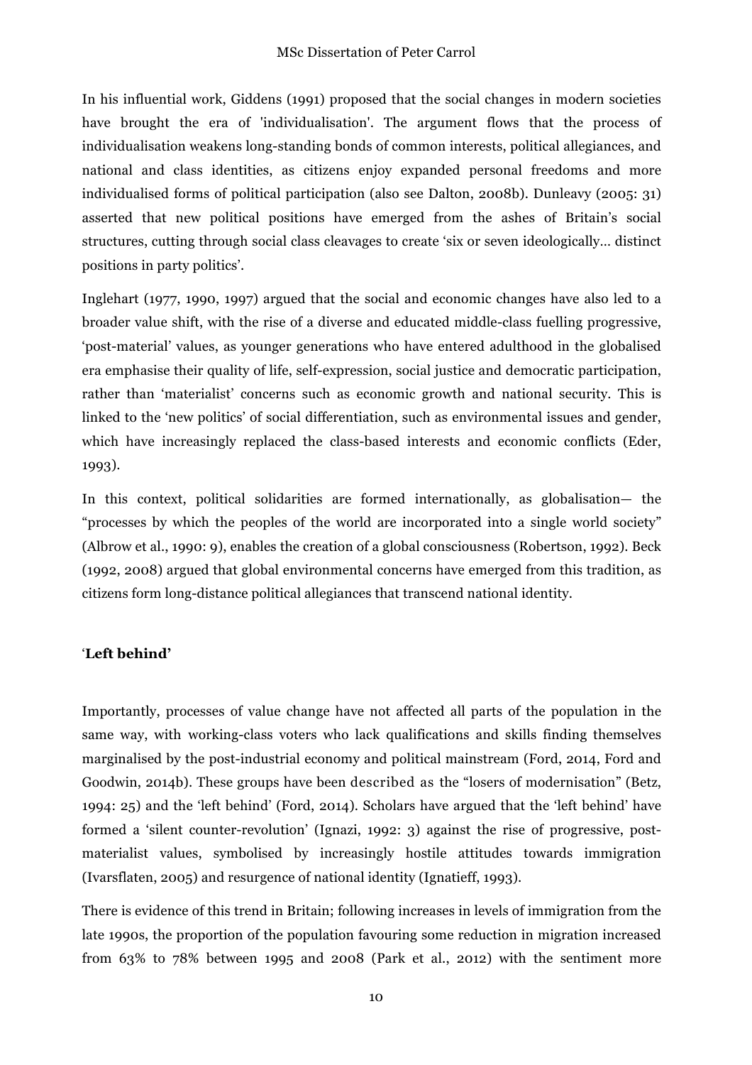In his influential work, Giddens (1991) proposed that the social changes in modern societies have brought the era of 'individualisation'. The argument flows that the process of individualisation weakens long-standing bonds of common interests, political allegiances, and national and class identities, as citizens enjoy expanded personal freedoms and more individualised forms of political participation (also see Dalton, 2008b). Dunleavy (2005: 31) asserted that new political positions have emerged from the ashes of Britain's social structures, cutting through social class cleavages to create 'six or seven ideologically... distinct positions in party politics'.

Inglehart (1977, 1990, 1997) argued that the social and economic changes have also led to a broader value shift, with the rise of a diverse and educated middle-class fuelling progressive, 'post-material' values, as younger generations who have entered adulthood in the globalised era emphasise their quality of life, self-expression, social justice and democratic participation, rather than 'materialist' concerns such as economic growth and national security. This is linked to the 'new politics' of social differentiation, such as environmental issues and gender, which have increasingly replaced the class-based interests and economic conflicts (Eder, 1993).

In this context, political solidarities are formed internationally, as globalisation— the "processes by which the peoples of the world are incorporated into a single world society" (Albrow et al., 1990: 9), enables the creation of a global consciousness (Robertson, 1992). Beck (1992, 2008) argued that global environmental concerns have emerged from this tradition, as citizens form long-distance political allegiances that transcend national identity.

### 'Left behind'

Importantly, processes of value change have not affected all parts of the population in the same way, with working-class voters who lack qualifications and skills finding themselves marginalised by the post-industrial economy and political mainstream (Ford, 2014, Ford and Goodwin, 2014b). These groups have been described as the "losers of modernisation" (Betz, 1994: 25) and the 'left behind' (Ford, 2014). Scholars have argued that the 'left behind' have formed a 'silent counter-revolution' (Ignazi, 1992: 3) against the rise of progressive, post-materialist values, symbolised by increasingly hostile attitudes towards immigration (Ivarsflaten, 2005) and resurgence of national identity (Ignatieff, 1993).

There is evidence of this trend in Britain; following increases in levels of immigration from the late 1990s, the proportion of the population favouring some reduction in migration increased from 63% to 78% between 1995 and 2008 (Park et al., 2012) with the sentiment more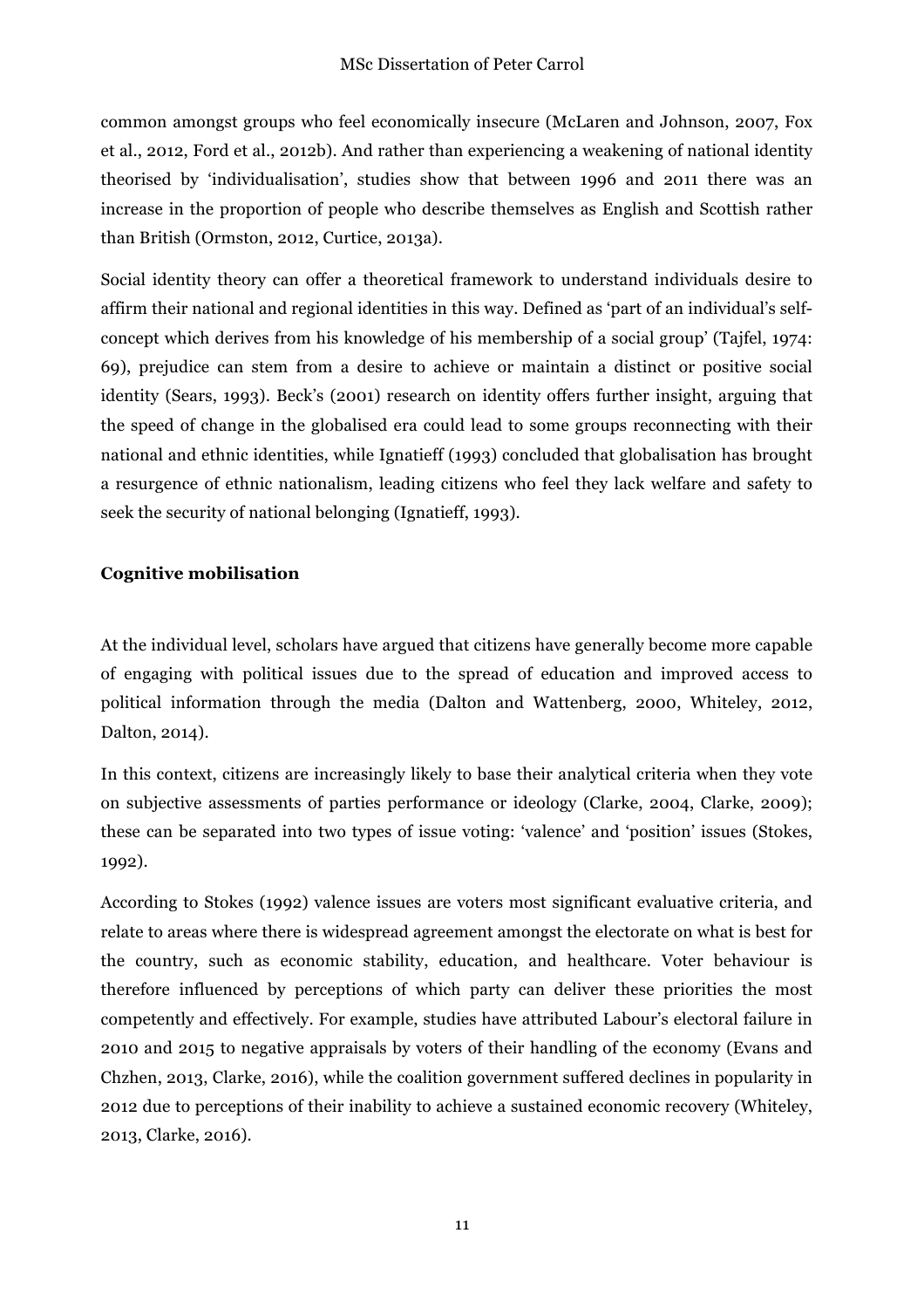common amongst groups who feel economically insecure (McLaren and Johnson, 2007, Fox et al., 2012, Ford et al., 2012b). And rather than experiencing a weakening of national identity theorised by 'individualisation', studies show that between 1996 and 2011 there was an increase in the proportion of people who describe themselves as English and Scottish rather than British (Ormston, 2012, Curtice, 2013a).

Social identity theory can offer a theoretical framework to understand individuals desire to affirm their national and regional identities in this way. Defined as 'part of an individual's self-concept which derives from his knowledge of his membership of a social group' (Tajfel, 1974: 69), prejudice can stem from a desire to achieve or maintain a distinct or positive social identity (Sears, 1993). Beck's (2001) research on identity offers further insight, arguing that the speed of change in the globalised era could lead to some groups reconnecting with their national and ethnic identities, while Ignatieff (1993) concluded that globalisation has brought a resurgence of ethnic nationalism, leading citizens who feel they lack welfare and safety to seek the security of national belonging (Ignatieff, 1993).

**Cognitive mobilisation**

At the individual level, scholars have argued that citizens have generally become more capable of engaging with political issues due to the spread of education and improved access to political information through the media (Dalton and Wattenberg, 2000, Whiteley, 2012, Dalton, 2014).

In this context, citizens are increasingly likely to base their analytical criteria when they vote on subjective assessments of parties performance or ideology (Clarke, 2004, Clarke, 2009); these can be separated into two types of issue voting: 'valence' and 'position' issues (Stokes, 1992).

According to Stokes (1992) valence issues are voters most significant evaluative criteria, and relate to areas where there is widespread agreement amongst the electorate on what is best for the country, such as economic stability, education, and healthcare. Voter behaviour is therefore influenced by perceptions of which party can deliver these priorities the most competently and effectively. For example, studies have attributed Labour's electoral failure in 2010 and 2015 to negative appraisals by voters of their handling of the economy (Evans and Chzhen, 2013, Clarke, 2016), while the coalition government suffered declines in popularity in 2012 due to perceptions of their inability to achieve a sustained economic recovery (Whiteley, 2013, Clarke, 2016).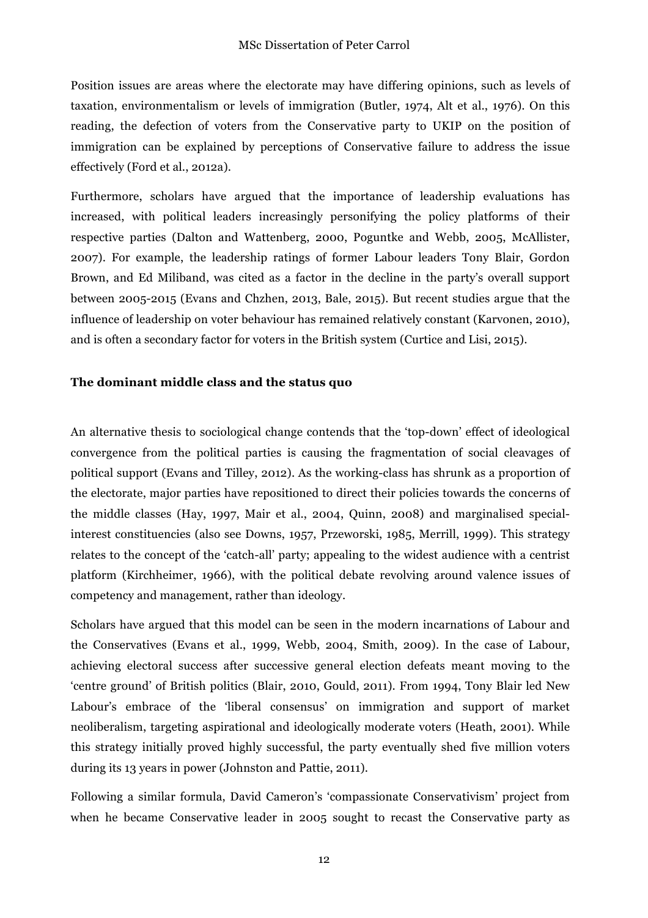Position issues are areas where the electorate may have differing opinions, such as levels of taxation, environmentalism or levels of immigration (Butler, 1974, Alt et al., 1976). On this reading, the defection of voters from the Conservative party to UKIP on the position of immigration can be explained by perceptions of Conservative failure to address the issue effectively (Ford et al., 2012a).

Furthermore, scholars have argued that the importance of leadership evaluations has increased, with political leaders increasingly personifying the policy platforms of their respective parties (Dalton and Wattenberg, 2000, Poguntke and Webb, 2005, McAllister, 2007). For example, the leadership ratings of former Labour leaders Tony Blair, Gordon Brown, and Ed Miliband, was cited as a factor in the decline in the party's overall support between 2005-2015 (Evans and Chzhen, 2013, Bale, 2015). But recent studies argue that the influence of leadership on voter behaviour has remained relatively constant (Karvonen, 2010), and is often a secondary factor for voters in the British system (Curtice and Lisi, 2015).

### The dominant middle class and the status quo

An alternative thesis to sociological change contends that the 'top-down' effect of ideological convergence from the political parties is causing the fragmentation of social cleavages of political support (Evans and Tilley, 2012). As the working-class has shrunk as a proportion of the electorate, major parties have repositioned to direct their policies towards the concerns of the middle classes (Hay, 1997, Mair et al., 2004, Quinn, 2008) and marginalised special-interest constituencies (also see Downs, 1957, Przeworski, 1985, Merrill, 1999). This strategy relates to the concept of the 'catch-all' party; appealing to the widest audience with a centrist platform (Kirchheimer, 1966), with the political debate revolving around valence issues of competency and management, rather than ideology.

Scholars have argued that this model can be seen in the modern incarnations of Labour and the Conservatives (Evans et al., 1999, Webb, 2004, Smith, 2009). In the case of Labour, achieving electoral success after successive general election defeats meant moving to the 'centre ground' of British politics (Blair, 2010, Gould, 2011). From 1994, Tony Blair led New Labour's embrace of the 'liberal consensus' on immigration and support of market neoliberalism, targeting aspirational and ideologically moderate voters (Heath, 2001). While this strategy initially proved highly successful, the party eventually shed five million voters during its 13 years in power (Johnston and Pattie, 2011).

Following a similar formula, David Cameron's 'compassionate Conservativism' project from when he became Conservative leader in 2005 sought to recast the Conservative party as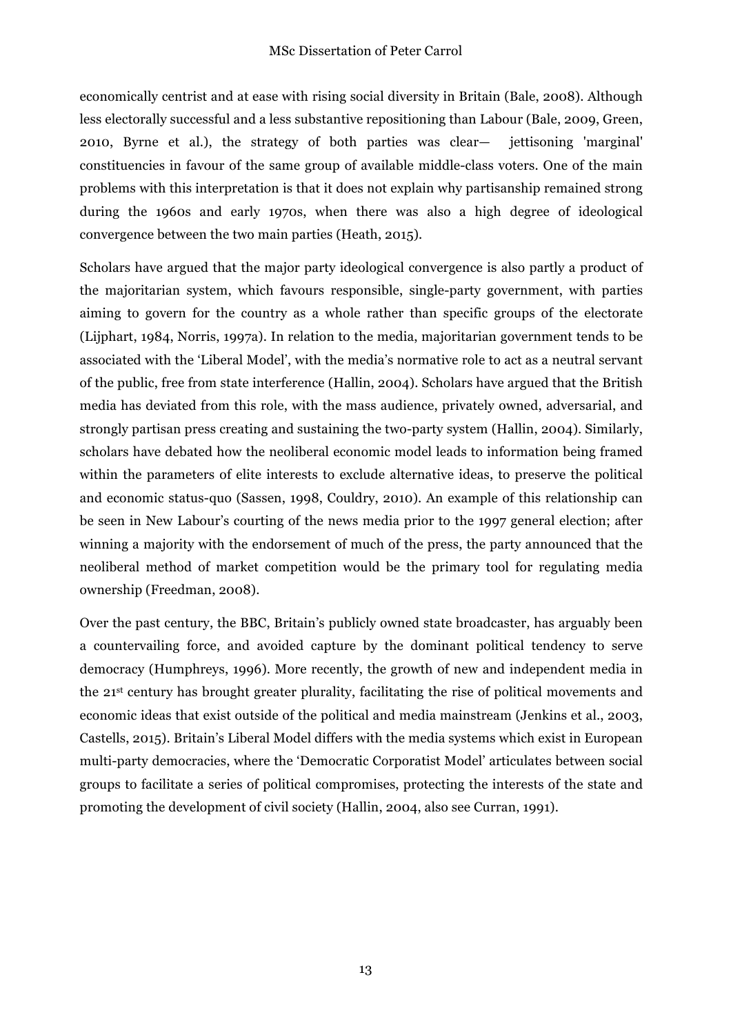economically centrist and at ease with rising social diversity in Britain (Bale, 2008). Although less electorally successful and a less substantive repositioning than Labour (Bale, 2009, Green, 2010, Byrne et al.), the strategy of both parties was clear— jettisoning 'marginal' constituencies in favour of the same group of available middle-class voters. One of the main problems with this interpretation is that it does not explain why partisanship remained strong during the 1960s and early 1970s, when there was also a high degree of ideological convergence between the two main parties (Heath, 2015).

Scholars have argued that the major party ideological convergence is also partly a product of the majoritarian system, which favours responsible, single-party government, with parties aiming to govern for the country as a whole rather than specific groups of the electorate (Lijphart, 1984, Norris, 1997a). In relation to the media, majoritarian government tends to be associated with the 'Liberal Model', with the media's normative role to act as a neutral servant of the public, free from state interference (Hallin, 2004). Scholars have argued that the British media has deviated from this role, with the mass audience, privately owned, adversarial, and strongly partisan press creating and sustaining the two-party system (Hallin, 2004). Similarly, scholars have debated how the neoliberal economic model leads to information being framed within the parameters of elite interests to exclude alternative ideas, to preserve the political and economic status-quo (Sassen, 1998, Couldry, 2010). An example of this relationship can be seen in New Labour's courting of the news media prior to the 1997 general election; after winning a majority with the endorsement of much of the press, the party announced that the neoliberal method of market competition would be the primary tool for regulating media ownership (Freedman, 2008).

Over the past century, the BBC, Britain's publicly owned state broadcaster, has arguably been a countervailing force, and avoided capture by the dominant political tendency to serve democracy (Humphreys, 1996). More recently, the growth of new and independent media in the 21st century has brought greater plurality, facilitating the rise of political movements and economic ideas that exist outside of the political and media mainstream (Jenkins et al., 2003, Castells, 2015). Britain's Liberal Model differs with the media systems which exist in European multi-party democracies, where the 'Democratic Corporatist Model' articulates between social groups to facilitate a series of political compromises, protecting the interests of the state and promoting the development of civil society (Hallin, 2004, also see Curran, 1991).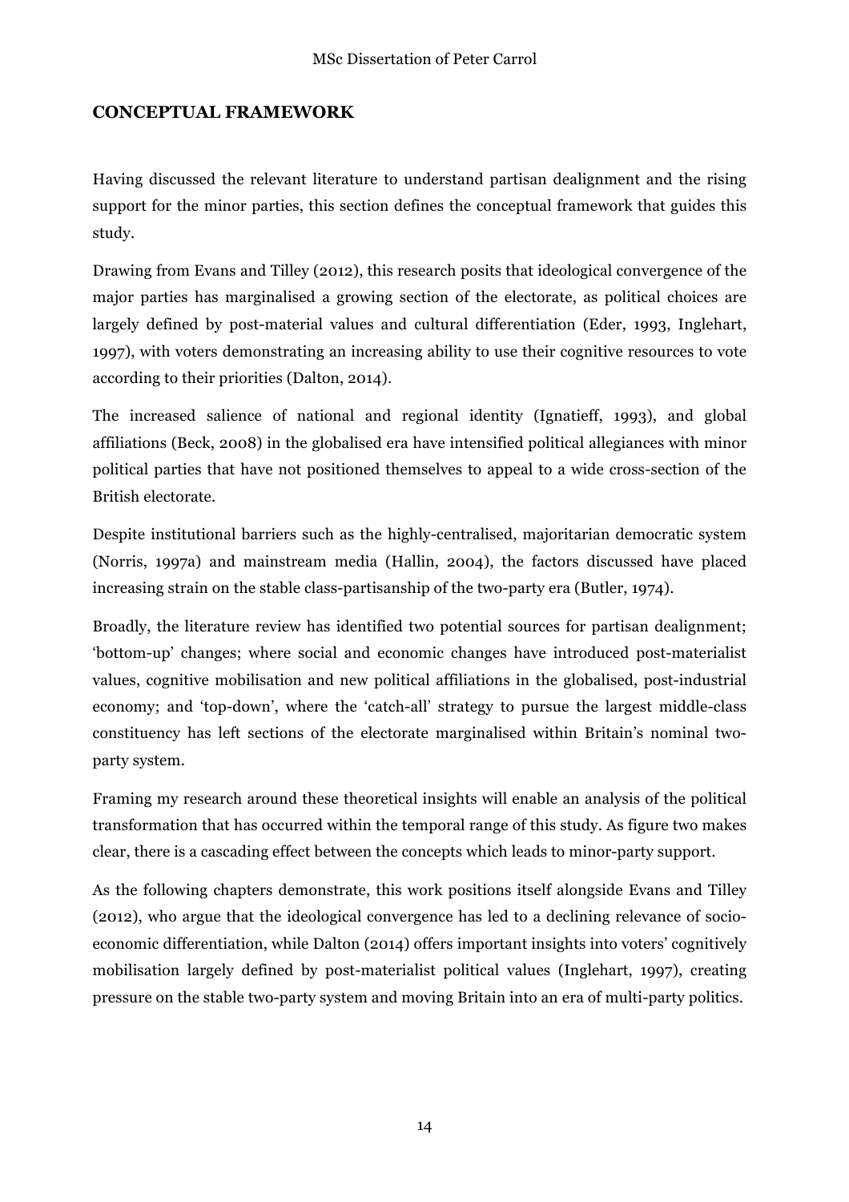## CONCEPTUAL FRAMEWORK

Having discussed the relevant literature to understand partisan dealignment and the rising support for the minor parties, this section defines the conceptual framework that guides this study.

Drawing from Evans and Tilley (2012), this research posits that ideological convergence of the major parties has marginalised a growing section of the electorate, as political choices are largely defined by post-material values and cultural differentiation (Eder, 1993, Inglehart, 1997), with voters demonstrating an increasing ability to use their cognitive resources to vote according to their priorities (Dalton, 2014).

The increased salience of national and regional identity (Ignatieff, 1993), and global affiliations (Beck, 2008) in the globalised era have intensified political allegiances with minor political parties that have not positioned themselves to appeal to a wide cross-section of the British electorate.

Despite institutional barriers such as the highly-centralised, majoritarian democratic system (Norris, 1997a) and mainstream media (Hallin, 2004), the factors discussed have placed increasing strain on the stable class-partisanship of the two-party era (Butler, 1974).

Broadly, the literature review has identified two potential sources for partisan dealignment; 'bottom-up' changes; where social and economic changes have introduced post-materialist values, cognitive mobilisation and new political affiliations in the globalised, post-industrial economy; and 'top-down', where the 'catch-all' strategy to pursue the largest middle-class constituency has left sections of the electorate marginalised within Britain's nominal two-party system.

Framing my research around these theoretical insights will enable an analysis of the political transformation that has occurred within the temporal range of this study. As figure two makes clear, there is a cascading effect between the concepts which leads to minor-party support.

As the following chapters demonstrate, this work positions itself alongside Evans and Tilley (2012), who argue that the ideological convergence has led to a declining relevance of socio-economic differentiation, while Dalton (2014) offers important insights into voters' cognitively mobilisation largely defined by post-materialist political values (Inglehart, 1997), creating pressure on the stable two-party system and moving Britain into an era of multi-party politics.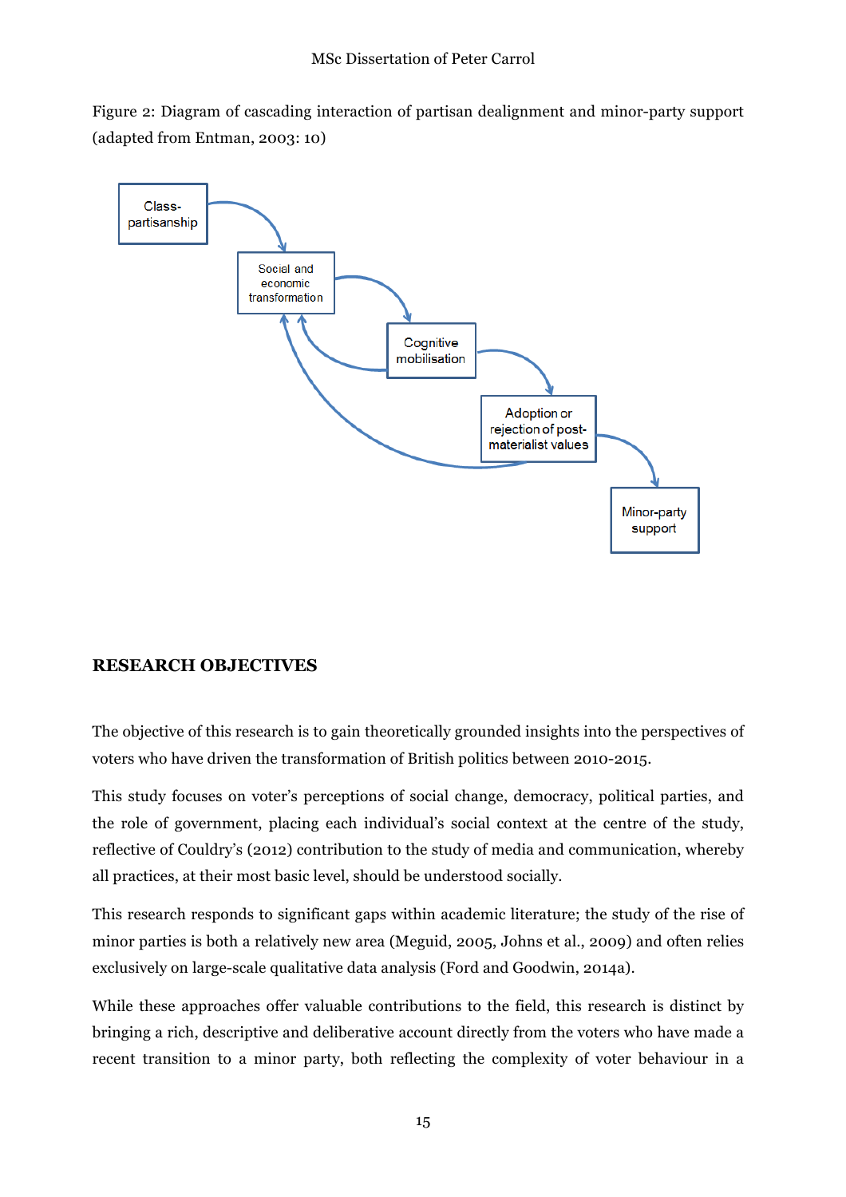Figure 2: Diagram of cascading interaction of partisan dealignment and minor-party support (adapted from Entman, 2003: 10)

## RESEARCH OBJECTIVES

The objective of this research is to gain theoretically grounded insights into the perspectives of voters who have driven the transformation of British politics between 2010-2015.

This study focuses on voter's perceptions of social change, democracy, political parties, and the role of government, placing each individual's social context at the centre of the study, reflective of Couldry's (2012) contribution to the study of media and communication, whereby all practices, at their most basic level, should be understood socially.

This research responds to significant gaps within academic literature; the study of the rise of minor parties is both a relatively new area (Meguid, 2005, Johns et al., 2009) and often relies exclusively on large-scale qualitative data analysis (Ford and Goodwin, 2014a).

While these approaches offer valuable contributions to the field, this research is distinct by bringing a rich, descriptive and deliberative account directly from the voters who have made a recent transition to a minor party, both reflecting the complexity of voter behaviour in a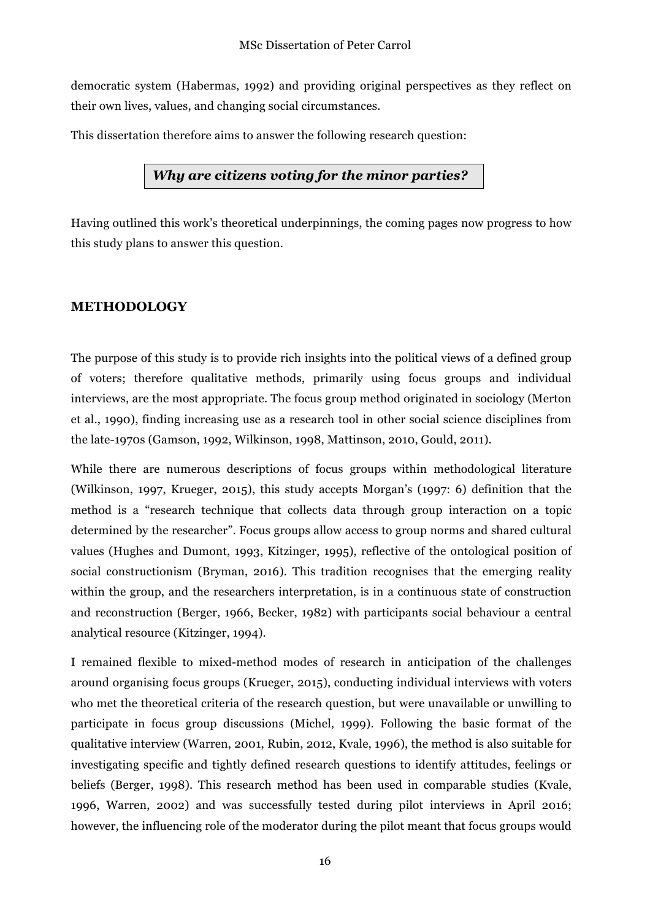democratic system (Habermas, 1992) and providing original perspectives as they reflect on their own lives, values, and changing social circumstances.

This dissertation therefore aims to answer the following research question:

***Why are citizens voting for the minor parties?***

Having outlined this work's theoretical underpinnings, the coming pages now progress to how this study plans to answer this question.

## METHODOLOGY

The purpose of this study is to provide rich insights into the political views of a defined group of voters; therefore qualitative methods, primarily using focus groups and individual interviews, are the most appropriate. The focus group method originated in sociology (Merton et al., 1990), finding increasing use as a research tool in other social science disciplines from the late-1970s (Gamson, 1992, Wilkinson, 1998, Mattinson, 2010, Gould, 2011).

While there are numerous descriptions of focus groups within methodological literature (Wilkinson, 1997, Krueger, 2015), this study accepts Morgan's (1997: 6) definition that the method is a "research technique that collects data through group interaction on a topic determined by the researcher". Focus groups allow access to group norms and shared cultural values (Hughes and Dumont, 1993, Kitzinger, 1995), reflective of the ontological position of social constructionism (Bryman, 2016). This tradition recognises that the emerging reality within the group, and the researchers interpretation, is in a continuous state of construction and reconstruction (Berger, 1966, Becker, 1982) with participants social behaviour a central analytical resource (Kitzinger, 1994).

I remained flexible to mixed-method modes of research in anticipation of the challenges around organising focus groups (Krueger, 2015), conducting individual interviews with voters who met the theoretical criteria of the research question, but were unavailable or unwilling to participate in focus group discussions (Michel, 1999). Following the basic format of the qualitative interview (Warren, 2001, Rubin, 2012, Kvale, 1996), the method is also suitable for investigating specific and tightly defined research questions to identify attitudes, feelings or beliefs (Berger, 1998). This research method has been used in comparable studies (Kvale, 1996, Warren, 2002) and was successfully tested during pilot interviews in April 2016; however, the influencing role of the moderator during the pilot meant that focus groups would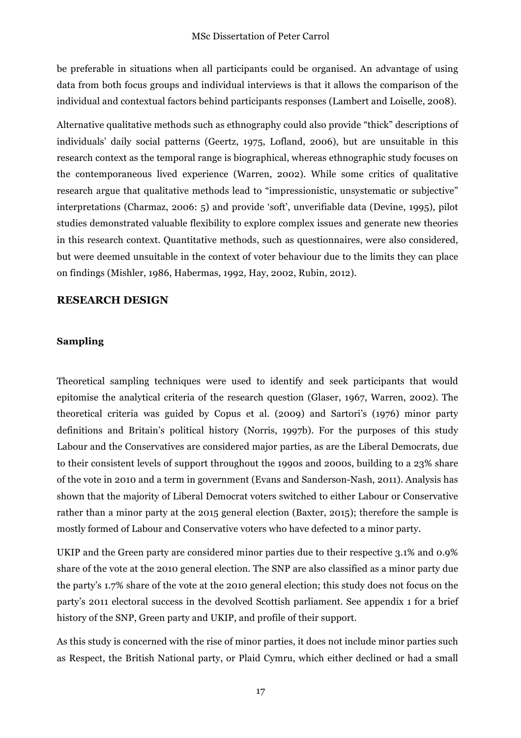be preferable in situations when all participants could be organised. An advantage of using data from both focus groups and individual interviews is that it allows the comparison of the individual and contextual factors behind participants responses (Lambert and Loiselle, 2008).

Alternative qualitative methods such as ethnography could also provide "thick" descriptions of individuals' daily social patterns (Geertz, 1975, Lofland, 2006), but are unsuitable in this research context as the temporal range is biographical, whereas ethnographic study focuses on the contemporaneous lived experience (Warren, 2002). While some critics of qualitative research argue that qualitative methods lead to "impressionistic, unsystematic or subjective" interpretations (Charmaz, 2006: 5) and provide 'soft', unverifiable data (Devine, 1995), pilot studies demonstrated valuable flexibility to explore complex issues and generate new theories in this research context. Quantitative methods, such as questionnaires, were also considered, but were deemed unsuitable in the context of voter behaviour due to the limits they can place on findings (Mishler, 1986, Habermas, 1992, Hay, 2002, Rubin, 2012).

## RESEARCH DESIGN

### Sampling

Theoretical sampling techniques were used to identify and seek participants that would epitomise the analytical criteria of the research question (Glaser, 1967, Warren, 2002). The theoretical criteria was guided by Copus et al. (2009) and Sartori's (1976) minor party definitions and Britain's political history (Norris, 1997b). For the purposes of this study Labour and the Conservatives are considered major parties, as are the Liberal Democrats, due to their consistent levels of support throughout the 1990s and 2000s, building to a 23% share of the vote in 2010 and a term in government (Evans and Sanderson-Nash, 2011). Analysis has shown that the majority of Liberal Democrat voters switched to either Labour or Conservative rather than a minor party at the 2015 general election (Baxter, 2015); therefore the sample is mostly formed of Labour and Conservative voters who have defected to a minor party.

UKIP and the Green party are considered minor parties due to their respective 3.1% and 0.9% share of the vote at the 2010 general election. The SNP are also classified as a minor party due the party's 1.7% share of the vote at the 2010 general election; this study does not focus on the party's 2011 electoral success in the devolved Scottish parliament. See appendix 1 for a brief history of the SNP, Green party and UKIP, and profile of their support.

As this study is concerned with the rise of minor parties, it does not include minor parties such as Respect, the British National party, or Plaid Cymru, which either declined or had a small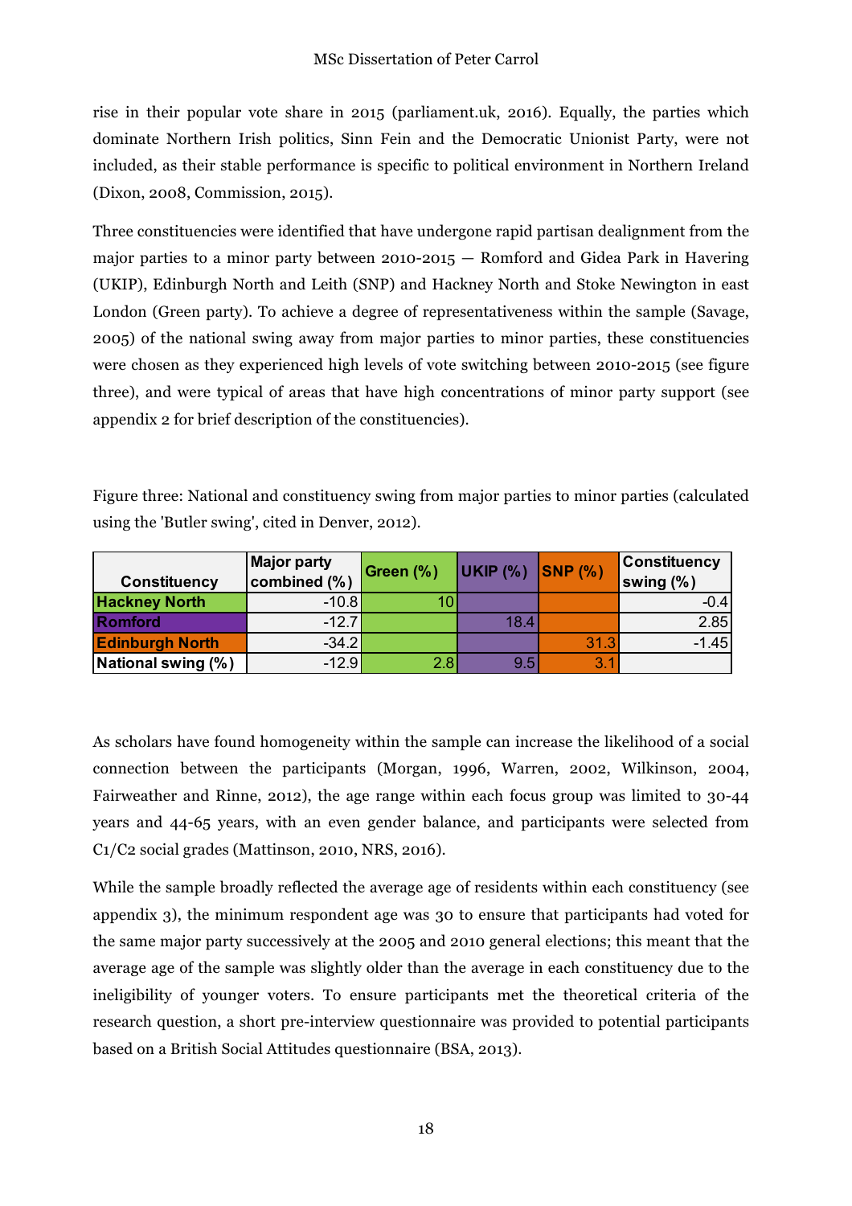rise in their popular vote share in 2015 (parliament.uk, 2016). Equally, the parties which dominate Northern Irish politics, Sinn Fein and the Democratic Unionist Party, were not included, as their stable performance is specific to political environment in Northern Ireland (Dixon, 2008, Commission, 2015).

Three constituencies were identified that have undergone rapid partisan dealignment from the major parties to a minor party between 2010-2015 — Romford and Gidea Park in Havering (UKIP), Edinburgh North and Leith (SNP) and Hackney North and Stoke Newington in east London (Green party). To achieve a degree of representativeness within the sample (Savage, 2005) of the national swing away from major parties to minor parties, these constituencies were chosen as they experienced high levels of vote switching between 2010-2015 (see figure three), and were typical of areas that have high concentrations of minor party support (see appendix 2 for brief description of the constituencies).

Figure three: National and constituency swing from major parties to minor parties (calculated using the 'Butler swing', cited in Denver, 2012).

| Constituency | Major party combined (%) | Green (%) | UKIP (%) | SNP (%) | Constituency swing (%) |
|---|---|---|---|---|---|
| Hackney North | -10.8 | 10 | | | -0.4 |
| Romford | -12.7 | | 18.4 | | 2.85 |
| Edinburgh North | -34.2 | | | 31.3 | -1.45 |
| National swing (%) | -12.9 | 2.8 | 9.5 | 3.1 | |

As scholars have found homogeneity within the sample can increase the likelihood of a social connection between the participants (Morgan, 1996, Warren, 2002, Wilkinson, 2004, Fairweather and Rinne, 2012), the age range within each focus group was limited to 30-44 years and 44-65 years, with an even gender balance, and participants were selected from C1/C2 social grades (Mattinson, 2010, NRS, 2016).

While the sample broadly reflected the average age of residents within each constituency (see appendix 3), the minimum respondent age was 30 to ensure that participants had voted for the same major party successively at the 2005 and 2010 general elections; this meant that the average age of the sample was slightly older than the average in each constituency due to the ineligibility of younger voters. To ensure participants met the theoretical criteria of the research question, a short pre-interview questionnaire was provided to potential participants based on a British Social Attitudes questionnaire (BSA, 2013).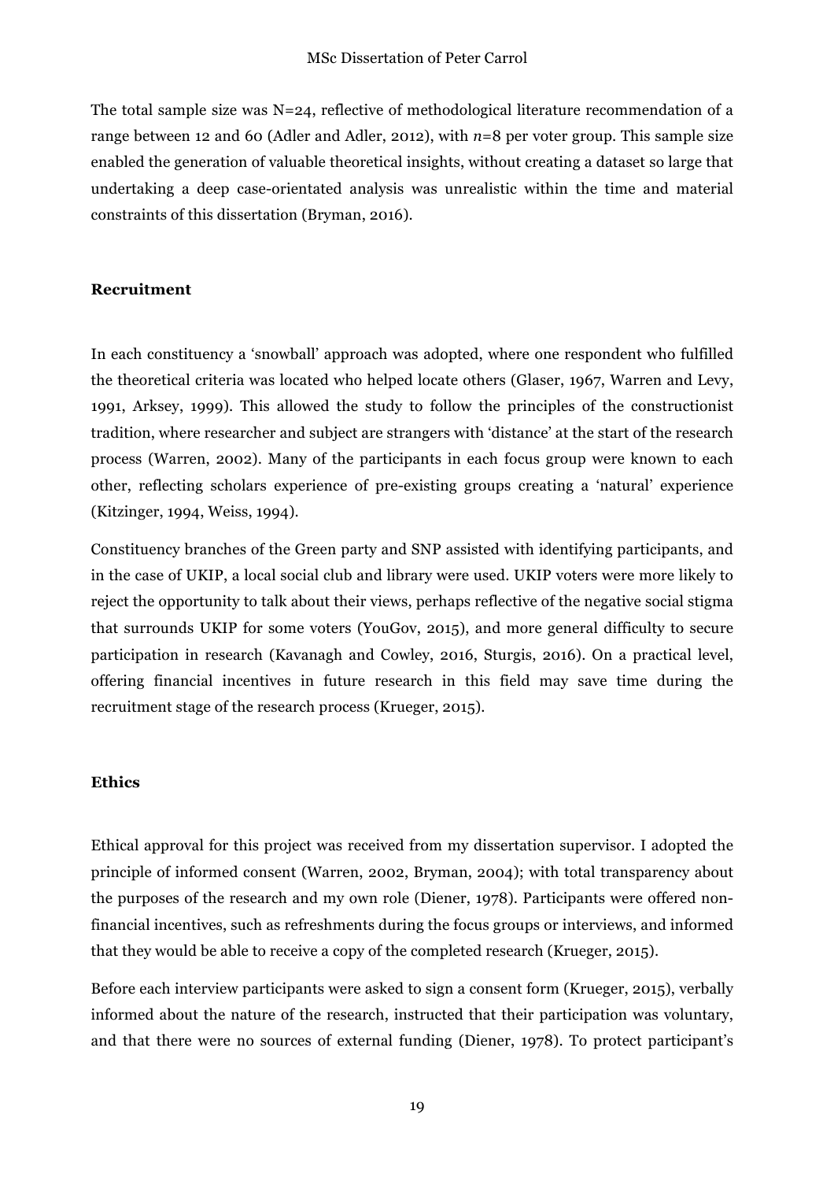The total sample size was N=24, reflective of methodological literature recommendation of a range between 12 and 60 (Adler and Adler, 2012), with *n*=8 per voter group. This sample size enabled the generation of valuable theoretical insights, without creating a dataset so large that undertaking a deep case-orientated analysis was unrealistic within the time and material constraints of this dissertation (Bryman, 2016).

### Recruitment

In each constituency a 'snowball' approach was adopted, where one respondent who fulfilled the theoretical criteria was located who helped locate others (Glaser, 1967, Warren and Levy, 1991, Arksey, 1999). This allowed the study to follow the principles of the constructionist tradition, where researcher and subject are strangers with 'distance' at the start of the research process (Warren, 2002). Many of the participants in each focus group were known to each other, reflecting scholars experience of pre-existing groups creating a 'natural' experience (Kitzinger, 1994, Weiss, 1994).

Constituency branches of the Green party and SNP assisted with identifying participants, and in the case of UKIP, a local social club and library were used. UKIP voters were more likely to reject the opportunity to talk about their views, perhaps reflective of the negative social stigma that surrounds UKIP for some voters (YouGov, 2015), and more general difficulty to secure participation in research (Kavanagh and Cowley, 2016, Sturgis, 2016). On a practical level, offering financial incentives in future research in this field may save time during the recruitment stage of the research process (Krueger, 2015).

### Ethics

Ethical approval for this project was received from my dissertation supervisor. I adopted the principle of informed consent (Warren, 2002, Bryman, 2004); with total transparency about the purposes of the research and my own role (Diener, 1978). Participants were offered non-financial incentives, such as refreshments during the focus groups or interviews, and informed that they would be able to receive a copy of the completed research (Krueger, 2015).

Before each interview participants were asked to sign a consent form (Krueger, 2015), verbally informed about the nature of the research, instructed that their participation was voluntary, and that there were no sources of external funding (Diener, 1978). To protect participant's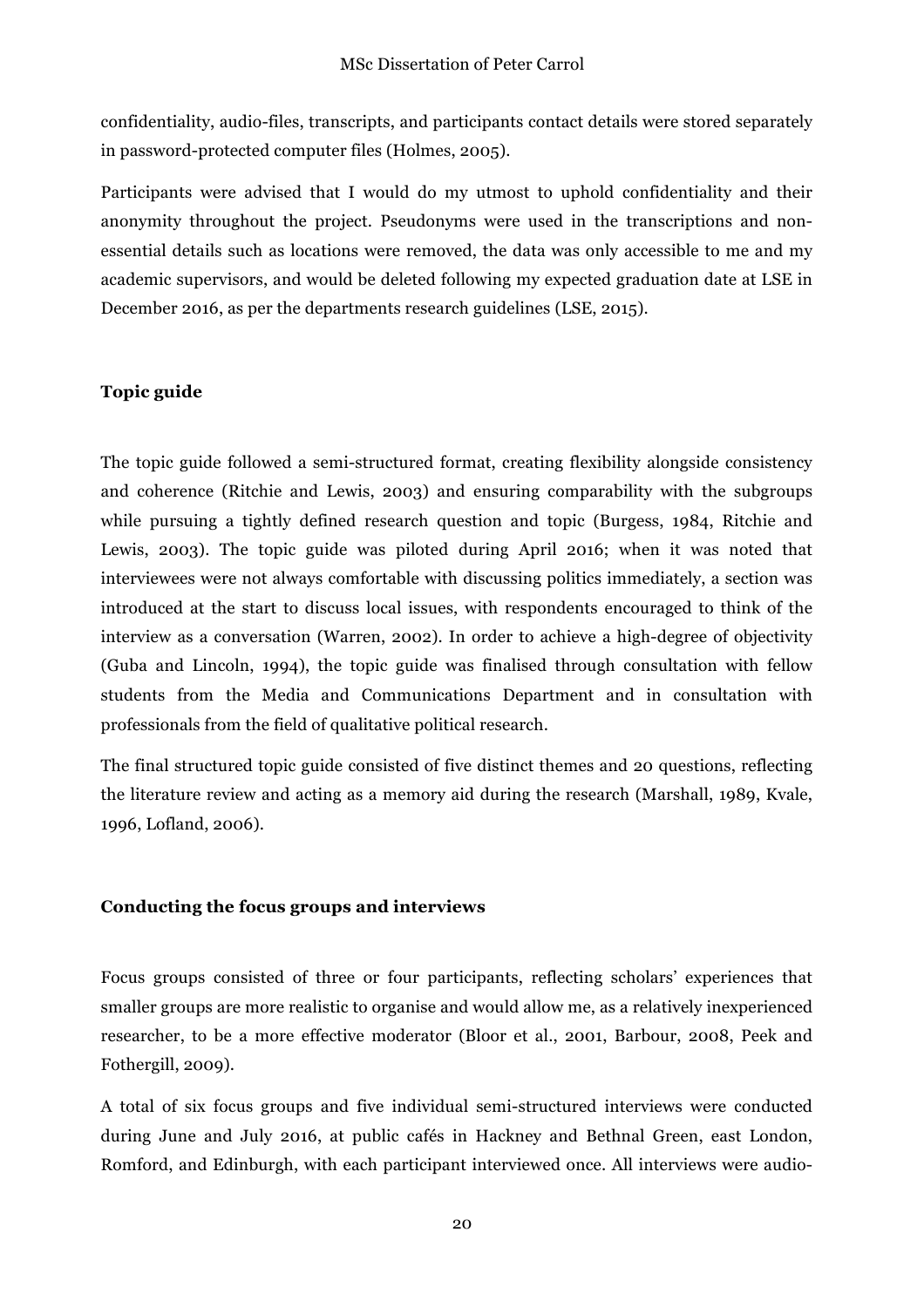confidentiality, audio-files, transcripts, and participants contact details were stored separately in password-protected computer files (Holmes, 2005).

Participants were advised that I would do my utmost to uphold confidentiality and their anonymity throughout the project. Pseudonyms were used in the transcriptions and non-essential details such as locations were removed, the data was only accessible to me and my academic supervisors, and would be deleted following my expected graduation date at LSE in December 2016, as per the departments research guidelines (LSE, 2015).

**Topic guide**

The topic guide followed a semi-structured format, creating flexibility alongside consistency and coherence (Ritchie and Lewis, 2003) and ensuring comparability with the subgroups while pursuing a tightly defined research question and topic (Burgess, 1984, Ritchie and Lewis, 2003). The topic guide was piloted during April 2016; when it was noted that interviewees were not always comfortable with discussing politics immediately, a section was introduced at the start to discuss local issues, with respondents encouraged to think of the interview as a conversation (Warren, 2002). In order to achieve a high-degree of objectivity (Guba and Lincoln, 1994), the topic guide was finalised through consultation with fellow students from the Media and Communications Department and in consultation with professionals from the field of qualitative political research.

The final structured topic guide consisted of five distinct themes and 20 questions, reflecting the literature review and acting as a memory aid during the research (Marshall, 1989, Kvale, 1996, Lofland, 2006).

**Conducting the focus groups and interviews**

Focus groups consisted of three or four participants, reflecting scholars' experiences that smaller groups are more realistic to organise and would allow me, as a relatively inexperienced researcher, to be a more effective moderator (Bloor et al., 2001, Barbour, 2008, Peek and Fothergill, 2009).

A total of six focus groups and five individual semi-structured interviews were conducted during June and July 2016, at public cafés in Hackney and Bethnal Green, east London, Romford, and Edinburgh, with each participant interviewed once. All interviews were audio-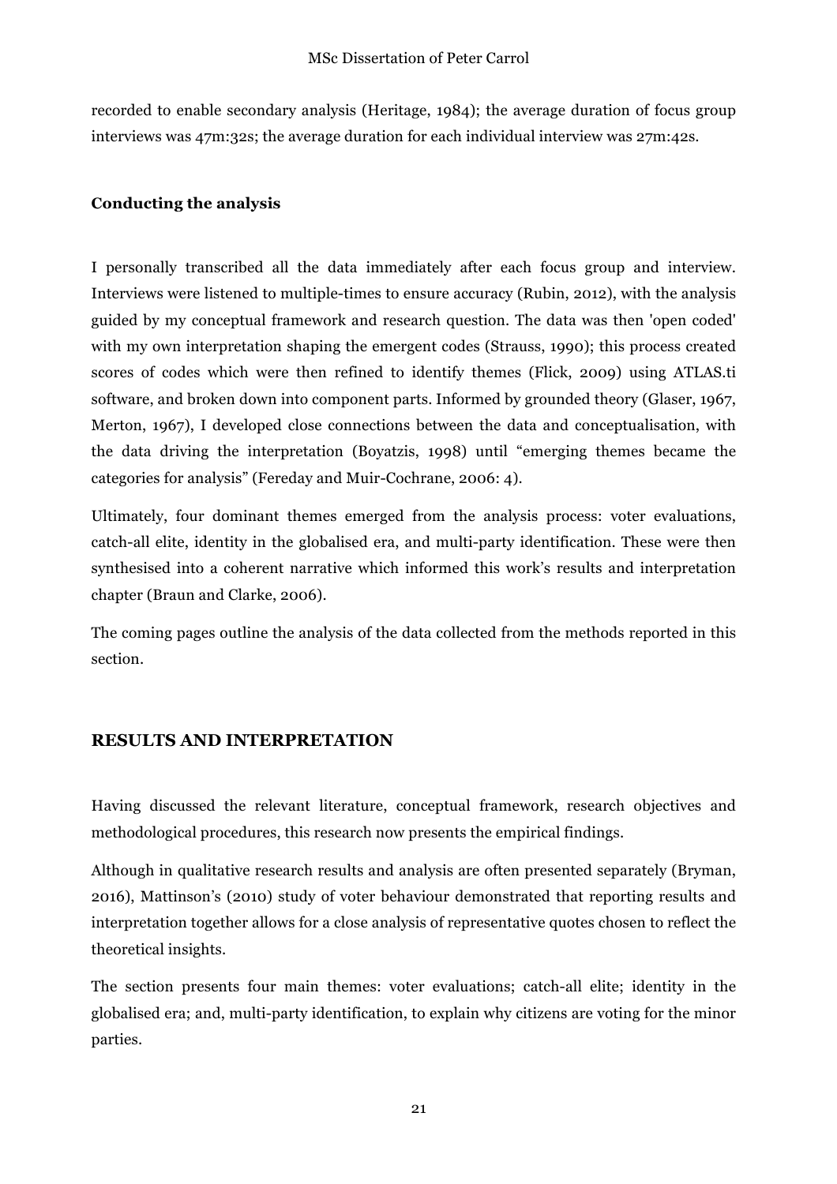recorded to enable secondary analysis (Heritage, 1984); the average duration of focus group interviews was 47m:32s; the average duration for each individual interview was 27m:42s.

**Conducting the analysis**

I personally transcribed all the data immediately after each focus group and interview. Interviews were listened to multiple-times to ensure accuracy (Rubin, 2012), with the analysis guided by my conceptual framework and research question. The data was then 'open coded' with my own interpretation shaping the emergent codes (Strauss, 1990); this process created scores of codes which were then refined to identify themes (Flick, 2009) using ATLAS.ti software, and broken down into component parts. Informed by grounded theory (Glaser, 1967, Merton, 1967), I developed close connections between the data and conceptualisation, with the data driving the interpretation (Boyatzis, 1998) until "emerging themes became the categories for analysis" (Fereday and Muir-Cochrane, 2006: 4).

Ultimately, four dominant themes emerged from the analysis process: voter evaluations, catch-all elite, identity in the globalised era, and multi-party identification. These were then synthesised into a coherent narrative which informed this work's results and interpretation chapter (Braun and Clarke, 2006).

The coming pages outline the analysis of the data collected from the methods reported in this section.

## RESULTS AND INTERPRETATION

Having discussed the relevant literature, conceptual framework, research objectives and methodological procedures, this research now presents the empirical findings.

Although in qualitative research results and analysis are often presented separately (Bryman, 2016), Mattinson's (2010) study of voter behaviour demonstrated that reporting results and interpretation together allows for a close analysis of representative quotes chosen to reflect the theoretical insights.

The section presents four main themes: voter evaluations; catch-all elite; identity in the globalised era; and, multi-party identification, to explain why citizens are voting for the minor parties.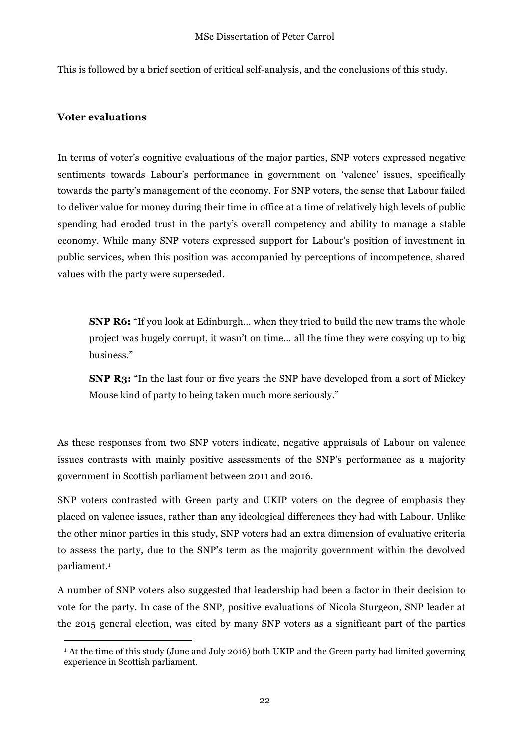This is followed by a brief section of critical self-analysis, and the conclusions of this study.

**Voter evaluations**

In terms of voter's cognitive evaluations of the major parties, SNP voters expressed negative sentiments towards Labour's performance in government on 'valence' issues, specifically towards the party's management of the economy. For SNP voters, the sense that Labour failed to deliver value for money during their time in office at a time of relatively high levels of public spending had eroded trust in the party's overall competency and ability to manage a stable economy. While many SNP voters expressed support for Labour's position of investment in public services, when this position was accompanied by perceptions of incompetence, shared values with the party were superseded.

> **SNP R6:** "If you look at Edinburgh… when they tried to build the new trams the whole project was hugely corrupt, it wasn't on time… all the time they were cosying up to big business."
>
> **SNP R3:** "In the last four or five years the SNP have developed from a sort of Mickey Mouse kind of party to being taken much more seriously."

As these responses from two SNP voters indicate, negative appraisals of Labour on valence issues contrasts with mainly positive assessments of the SNP's performance as a majority government in Scottish parliament between 2011 and 2016.

SNP voters contrasted with Green party and UKIP voters on the degree of emphasis they placed on valence issues, rather than any ideological differences they had with Labour. Unlike the other minor parties in this study, SNP voters had an extra dimension of evaluative criteria to assess the party, due to the SNP's term as the majority government within the devolved parliament.[1]

A number of SNP voters also suggested that leadership had been a factor in their decision to vote for the party. In case of the SNP, positive evaluations of Nicola Sturgeon, SNP leader at the 2015 general election, was cited by many SNP voters as a significant part of the parties

---

[1] At the time of this study (June and July 2016) both UKIP and the Green party had limited governing experience in Scottish parliament.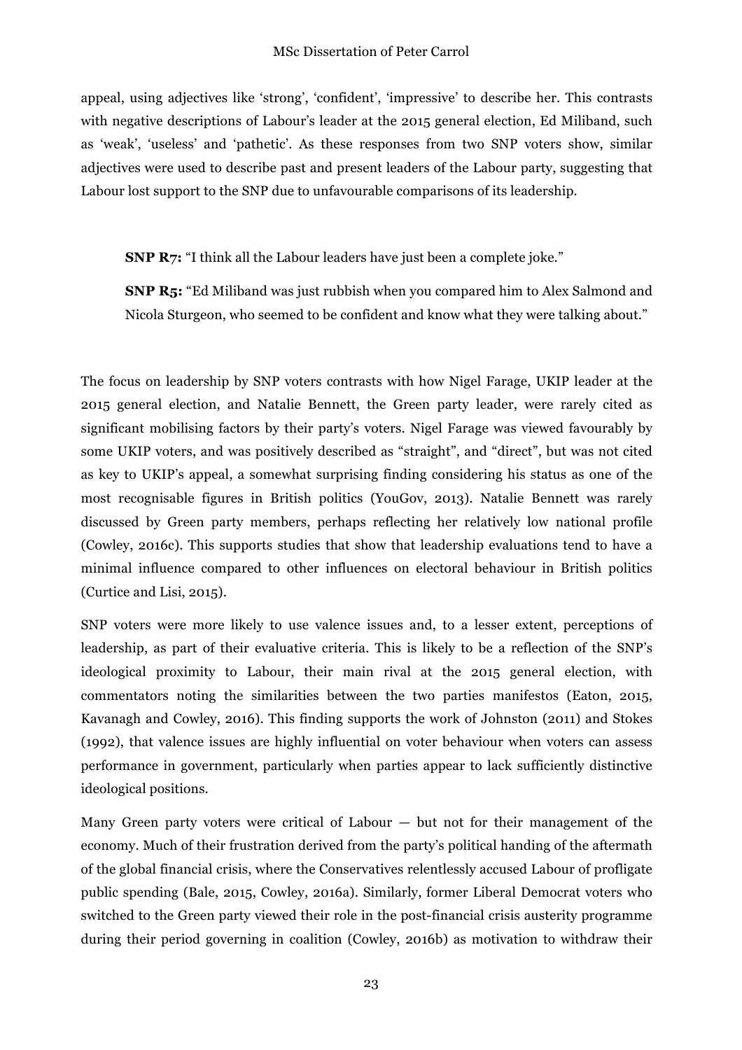appeal, using adjectives like 'strong', 'confident', 'impressive' to describe her. This contrasts with negative descriptions of Labour's leader at the 2015 general election, Ed Miliband, such as 'weak', 'useless' and 'pathetic'. As these responses from two SNP voters show, similar adjectives were used to describe past and present leaders of the Labour party, suggesting that Labour lost support to the SNP due to unfavourable comparisons of its leadership.

> **SNP R7:** "I think all the Labour leaders have just been a complete joke."
>
> **SNP R5:** "Ed Miliband was just rubbish when you compared him to Alex Salmond and Nicola Sturgeon, who seemed to be confident and know what they were talking about."

The focus on leadership by SNP voters contrasts with how Nigel Farage, UKIP leader at the 2015 general election, and Natalie Bennett, the Green party leader, were rarely cited as significant mobilising factors by their party's voters. Nigel Farage was viewed favourably by some UKIP voters, and was positively described as "straight", and "direct", but was not cited as key to UKIP's appeal, a somewhat surprising finding considering his status as one of the most recognisable figures in British politics (YouGov, 2013). Natalie Bennett was rarely discussed by Green party members, perhaps reflecting her relatively low national profile (Cowley, 2016c). This supports studies that show that leadership evaluations tend to have a minimal influence compared to other influences on electoral behaviour in British politics (Curtice and Lisi, 2015).

SNP voters were more likely to use valence issues and, to a lesser extent, perceptions of leadership, as part of their evaluative criteria. This is likely to be a reflection of the SNP's ideological proximity to Labour, their main rival at the 2015 general election, with commentators noting the similarities between the two parties manifestos (Eaton, 2015, Kavanagh and Cowley, 2016). This finding supports the work of Johnston (2011) and Stokes (1992), that valence issues are highly influential on voter behaviour when voters can assess performance in government, particularly when parties appear to lack sufficiently distinctive ideological positions.

Many Green party voters were critical of Labour — but not for their management of the economy. Much of their frustration derived from the party's political handing of the aftermath of the global financial crisis, where the Conservatives relentlessly accused Labour of profligate public spending (Bale, 2015, Cowley, 2016a). Similarly, former Liberal Democrat voters who switched to the Green party viewed their role in the post-financial crisis austerity programme during their period governing in coalition (Cowley, 2016b) as motivation to withdraw their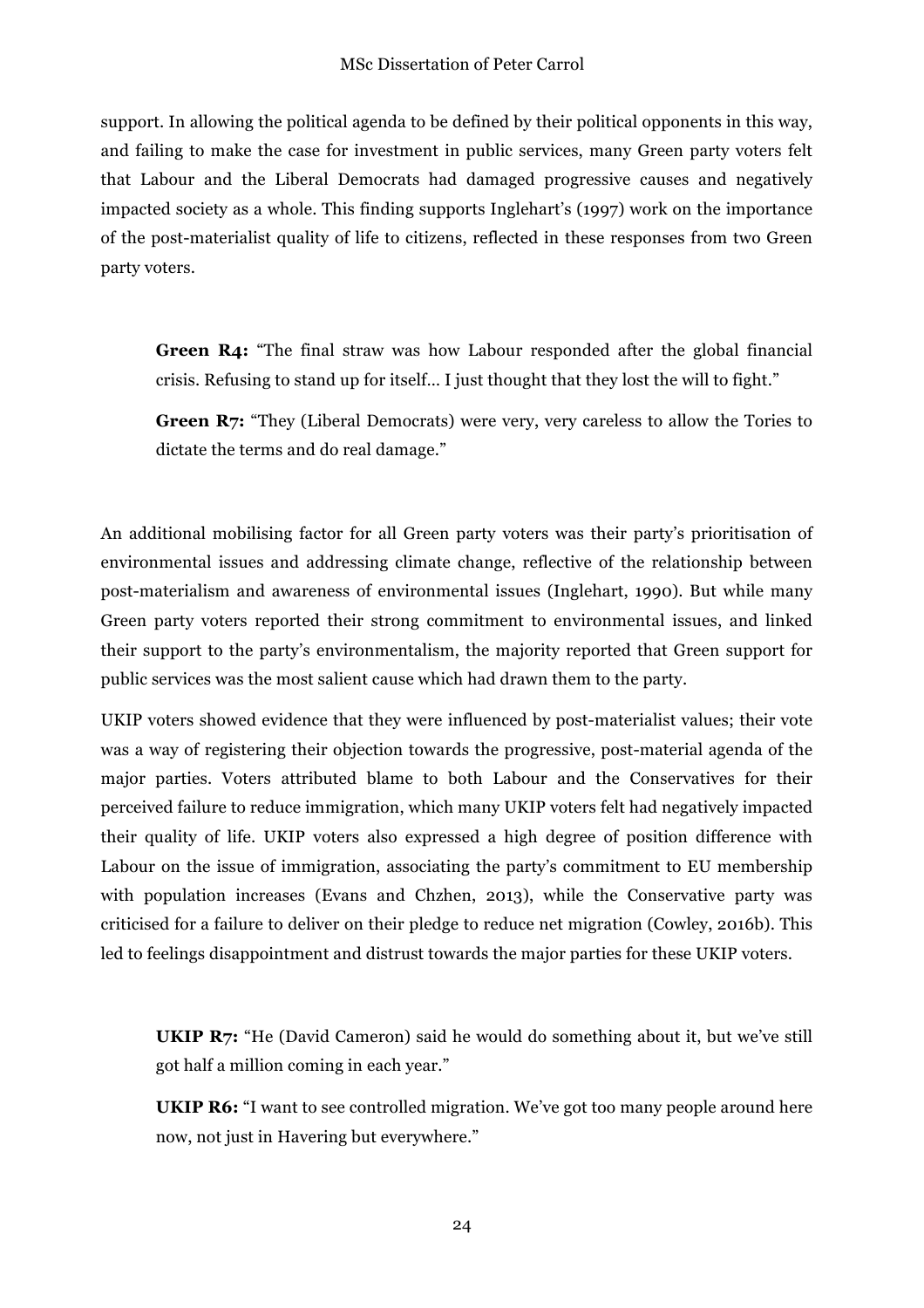support. In allowing the political agenda to be defined by their political opponents in this way, and failing to make the case for investment in public services, many Green party voters felt that Labour and the Liberal Democrats had damaged progressive causes and negatively impacted society as a whole. This finding supports Inglehart's (1997) work on the importance of the post-materialist quality of life to citizens, reflected in these responses from two Green party voters.

> **Green R4:** "The final straw was how Labour responded after the global financial crisis. Refusing to stand up for itself… I just thought that they lost the will to fight."
>
> **Green R7:** "They (Liberal Democrats) were very, very careless to allow the Tories to dictate the terms and do real damage."

An additional mobilising factor for all Green party voters was their party's prioritisation of environmental issues and addressing climate change, reflective of the relationship between post-materialism and awareness of environmental issues (Inglehart, 1990). But while many Green party voters reported their strong commitment to environmental issues, and linked their support to the party's environmentalism, the majority reported that Green support for public services was the most salient cause which had drawn them to the party.

UKIP voters showed evidence that they were influenced by post-materialist values; their vote was a way of registering their objection towards the progressive, post-material agenda of the major parties. Voters attributed blame to both Labour and the Conservatives for their perceived failure to reduce immigration, which many UKIP voters felt had negatively impacted their quality of life. UKIP voters also expressed a high degree of position difference with Labour on the issue of immigration, associating the party's commitment to EU membership with population increases (Evans and Chzhen, 2013), while the Conservative party was criticised for a failure to deliver on their pledge to reduce net migration (Cowley, 2016b). This led to feelings disappointment and distrust towards the major parties for these UKIP voters.

> **UKIP R7:** "He (David Cameron) said he would do something about it, but we've still got half a million coming in each year."
>
> **UKIP R6:** "I want to see controlled migration. We've got too many people around here now, not just in Havering but everywhere."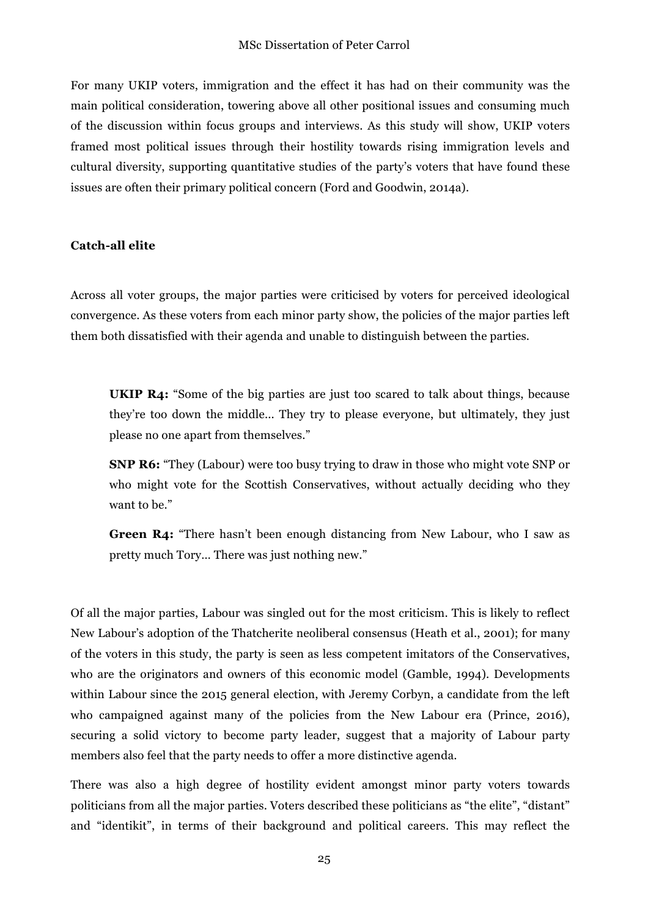For many UKIP voters, immigration and the effect it has had on their community was the main political consideration, towering above all other positional issues and consuming much of the discussion within focus groups and interviews. As this study will show, UKIP voters framed most political issues through their hostility towards rising immigration levels and cultural diversity, supporting quantitative studies of the party's voters that have found these issues are often their primary political concern (Ford and Goodwin, 2014a).

**Catch-all elite**

Across all voter groups, the major parties were criticised by voters for perceived ideological convergence. As these voters from each minor party show, the policies of the major parties left them both dissatisfied with their agenda and unable to distinguish between the parties.

> **UKIP R4:** "Some of the big parties are just too scared to talk about things, because they're too down the middle… They try to please everyone, but ultimately, they just please no one apart from themselves."
>
> **SNP R6:** "They (Labour) were too busy trying to draw in those who might vote SNP or who might vote for the Scottish Conservatives, without actually deciding who they want to be."
>
> **Green R4:** "There hasn't been enough distancing from New Labour, who I saw as pretty much Tory… There was just nothing new."

Of all the major parties, Labour was singled out for the most criticism. This is likely to reflect New Labour's adoption of the Thatcherite neoliberal consensus (Heath et al., 2001); for many of the voters in this study, the party is seen as less competent imitators of the Conservatives, who are the originators and owners of this economic model (Gamble, 1994). Developments within Labour since the 2015 general election, with Jeremy Corbyn, a candidate from the left who campaigned against many of the policies from the New Labour era (Prince, 2016), securing a solid victory to become party leader, suggest that a majority of Labour party members also feel that the party needs to offer a more distinctive agenda.

There was also a high degree of hostility evident amongst minor party voters towards politicians from all the major parties. Voters described these politicians as "the elite", "distant" and "identikit", in terms of their background and political careers. This may reflect the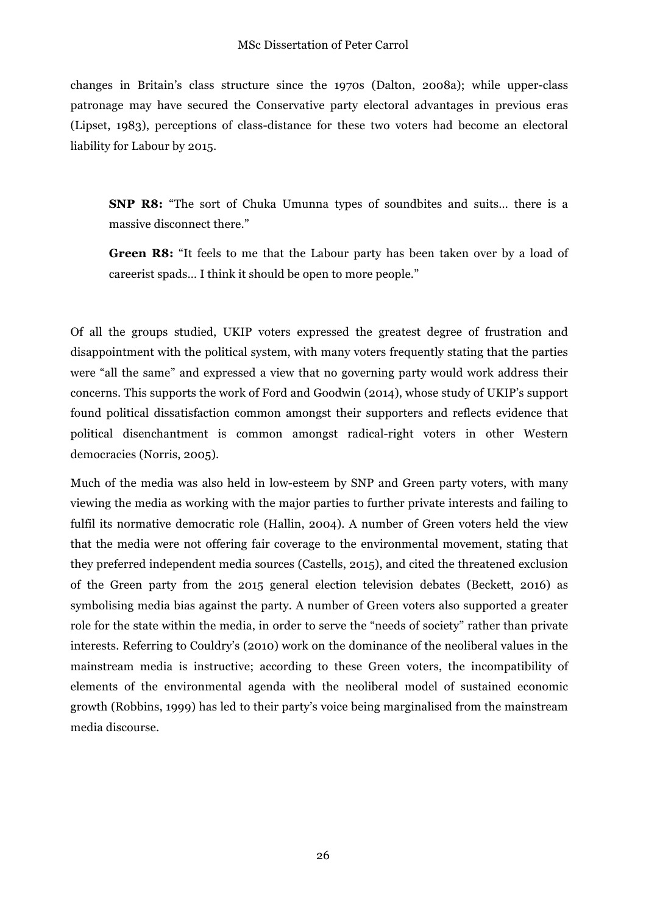changes in Britain's class structure since the 1970s (Dalton, 2008a); while upper-class patronage may have secured the Conservative party electoral advantages in previous eras (Lipset, 1983), perceptions of class-distance for these two voters had become an electoral liability for Labour by 2015.

> **SNP R8:** "The sort of Chuka Umunna types of soundbites and suits… there is a massive disconnect there."
>
> **Green R8:** "It feels to me that the Labour party has been taken over by a load of careerist spads… I think it should be open to more people."

Of all the groups studied, UKIP voters expressed the greatest degree of frustration and disappointment with the political system, with many voters frequently stating that the parties were "all the same" and expressed a view that no governing party would work address their concerns. This supports the work of Ford and Goodwin (2014), whose study of UKIP's support found political dissatisfaction common amongst their supporters and reflects evidence that political disenchantment is common amongst radical-right voters in other Western democracies (Norris, 2005).

Much of the media was also held in low-esteem by SNP and Green party voters, with many viewing the media as working with the major parties to further private interests and failing to fulfil its normative democratic role (Hallin, 2004). A number of Green voters held the view that the media were not offering fair coverage to the environmental movement, stating that they preferred independent media sources (Castells, 2015), and cited the threatened exclusion of the Green party from the 2015 general election television debates (Beckett, 2016) as symbolising media bias against the party. A number of Green voters also supported a greater role for the state within the media, in order to serve the "needs of society" rather than private interests. Referring to Couldry's (2010) work on the dominance of the neoliberal values in the mainstream media is instructive; according to these Green voters, the incompatibility of elements of the environmental agenda with the neoliberal model of sustained economic growth (Robbins, 1999) has led to their party's voice being marginalised from the mainstream media discourse.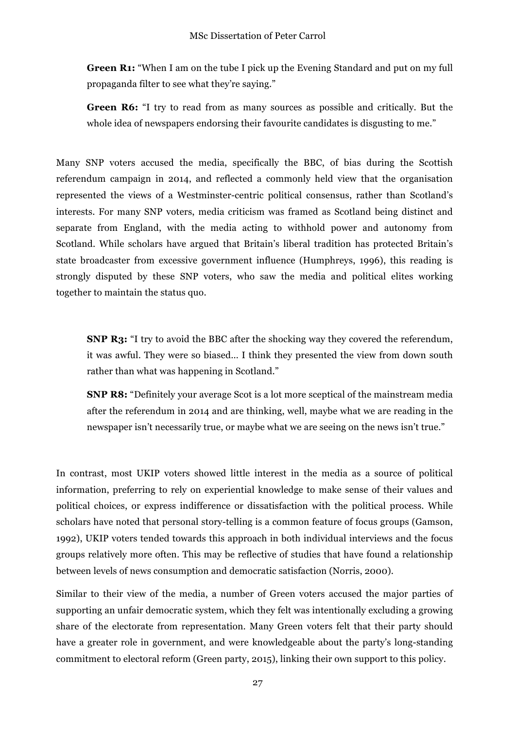> **Green R1:** "When I am on the tube I pick up the Evening Standard and put on my full propaganda filter to see what they're saying."
>
> **Green R6:** "I try to read from as many sources as possible and critically. But the whole idea of newspapers endorsing their favourite candidates is disgusting to me."

Many SNP voters accused the media, specifically the BBC, of bias during the Scottish referendum campaign in 2014, and reflected a commonly held view that the organisation represented the views of a Westminster-centric political consensus, rather than Scotland's interests. For many SNP voters, media criticism was framed as Scotland being distinct and separate from England, with the media acting to withhold power and autonomy from Scotland. While scholars have argued that Britain's liberal tradition has protected Britain's state broadcaster from excessive government influence (Humphreys, 1996), this reading is strongly disputed by these SNP voters, who saw the media and political elites working together to maintain the status quo.

> **SNP R3:** "I try to avoid the BBC after the shocking way they covered the referendum, it was awful. They were so biased... I think they presented the view from down south rather than what was happening in Scotland."
>
> **SNP R8:** "Definitely your average Scot is a lot more sceptical of the mainstream media after the referendum in 2014 and are thinking, well, maybe what we are reading in the newspaper isn't necessarily true, or maybe what we are seeing on the news isn't true."

In contrast, most UKIP voters showed little interest in the media as a source of political information, preferring to rely on experiential knowledge to make sense of their values and political choices, or express indifference or dissatisfaction with the political process. While scholars have noted that personal story-telling is a common feature of focus groups (Gamson, 1992), UKIP voters tended towards this approach in both individual interviews and the focus groups relatively more often. This may be reflective of studies that have found a relationship between levels of news consumption and democratic satisfaction (Norris, 2000).

Similar to their view of the media, a number of Green voters accused the major parties of supporting an unfair democratic system, which they felt was intentionally excluding a growing share of the electorate from representation. Many Green voters felt that their party should have a greater role in government, and were knowledgeable about the party's long-standing commitment to electoral reform (Green party, 2015), linking their own support to this policy.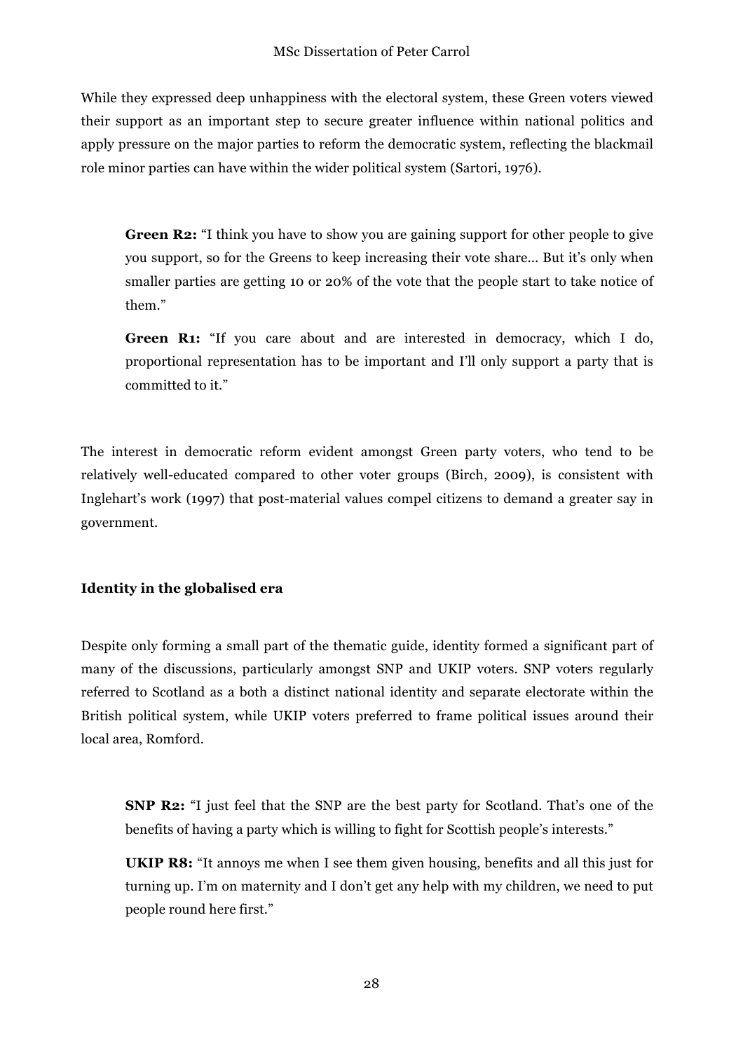While they expressed deep unhappiness with the electoral system, these Green voters viewed their support as an important step to secure greater influence within national politics and apply pressure on the major parties to reform the democratic system, reflecting the blackmail role minor parties can have within the wider political system (Sartori, 1976).

> **Green R2:** "I think you have to show you are gaining support for other people to give you support, so for the Greens to keep increasing their vote share... But it's only when smaller parties are getting 10 or 20% of the vote that the people start to take notice of them."
>
> **Green R1:** "If you care about and are interested in democracy, which I do, proportional representation has to be important and I'll only support a party that is committed to it."

The interest in democratic reform evident amongst Green party voters, who tend to be relatively well-educated compared to other voter groups (Birch, 2009), is consistent with Inglehart's work (1997) that post-material values compel citizens to demand a greater say in government.

**Identity in the globalised era**

Despite only forming a small part of the thematic guide, identity formed a significant part of many of the discussions, particularly amongst SNP and UKIP voters. SNP voters regularly referred to Scotland as a both a distinct national identity and separate electorate within the British political system, while UKIP voters preferred to frame political issues around their local area, Romford.

> **SNP R2:** "I just feel that the SNP are the best party for Scotland. That's one of the benefits of having a party which is willing to fight for Scottish people's interests."
>
> **UKIP R8:** "It annoys me when I see them given housing, benefits and all this just for turning up. I'm on maternity and I don't get any help with my children, we need to put people round here first."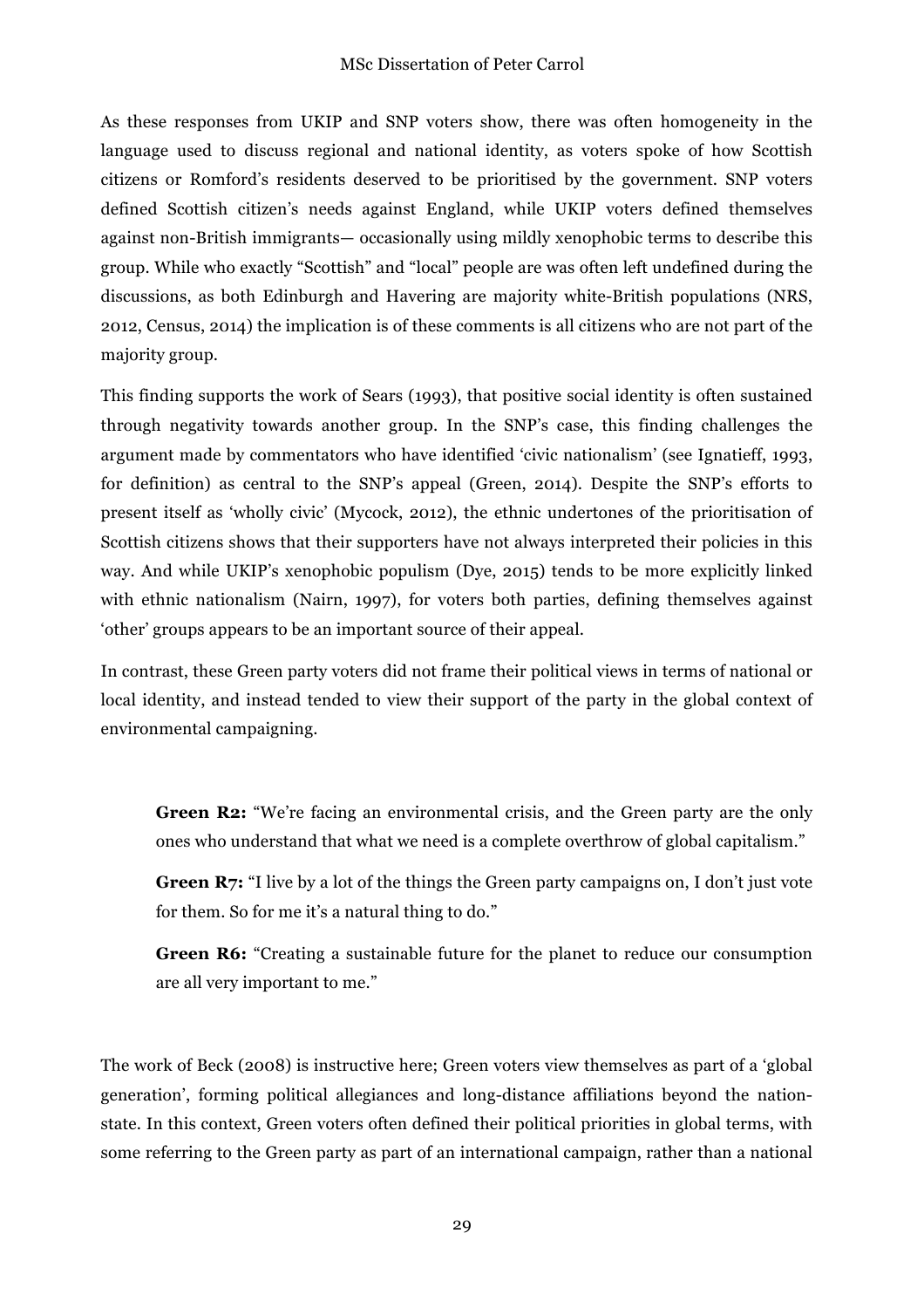As these responses from UKIP and SNP voters show, there was often homogeneity in the language used to discuss regional and national identity, as voters spoke of how Scottish citizens or Romford's residents deserved to be prioritised by the government. SNP voters defined Scottish citizen's needs against England, while UKIP voters defined themselves against non-British immigrants— occasionally using mildly xenophobic terms to describe this group. While who exactly "Scottish" and "local" people are was often left undefined during the discussions, as both Edinburgh and Havering are majority white-British populations (NRS, 2012, Census, 2014) the implication is of these comments is all citizens who are not part of the majority group.

This finding supports the work of Sears (1993), that positive social identity is often sustained through negativity towards another group. In the SNP's case, this finding challenges the argument made by commentators who have identified 'civic nationalism' (see Ignatieff, 1993, for definition) as central to the SNP's appeal (Green, 2014). Despite the SNP's efforts to present itself as 'wholly civic' (Mycock, 2012), the ethnic undertones of the prioritisation of Scottish citizens shows that their supporters have not always interpreted their policies in this way. And while UKIP's xenophobic populism (Dye, 2015) tends to be more explicitly linked with ethnic nationalism (Nairn, 1997), for voters both parties, defining themselves against 'other' groups appears to be an important source of their appeal.

In contrast, these Green party voters did not frame their political views in terms of national or local identity, and instead tended to view their support of the party in the global context of environmental campaigning.

> **Green R2:** "We're facing an environmental crisis, and the Green party are the only ones who understand that what we need is a complete overthrow of global capitalism."
>
> **Green R7:** "I live by a lot of the things the Green party campaigns on, I don't just vote for them. So for me it's a natural thing to do."
>
> **Green R6:** "Creating a sustainable future for the planet to reduce our consumption are all very important to me."

The work of Beck (2008) is instructive here; Green voters view themselves as part of a 'global generation', forming political allegiances and long-distance affiliations beyond the nation-state. In this context, Green voters often defined their political priorities in global terms, with some referring to the Green party as part of an international campaign, rather than a national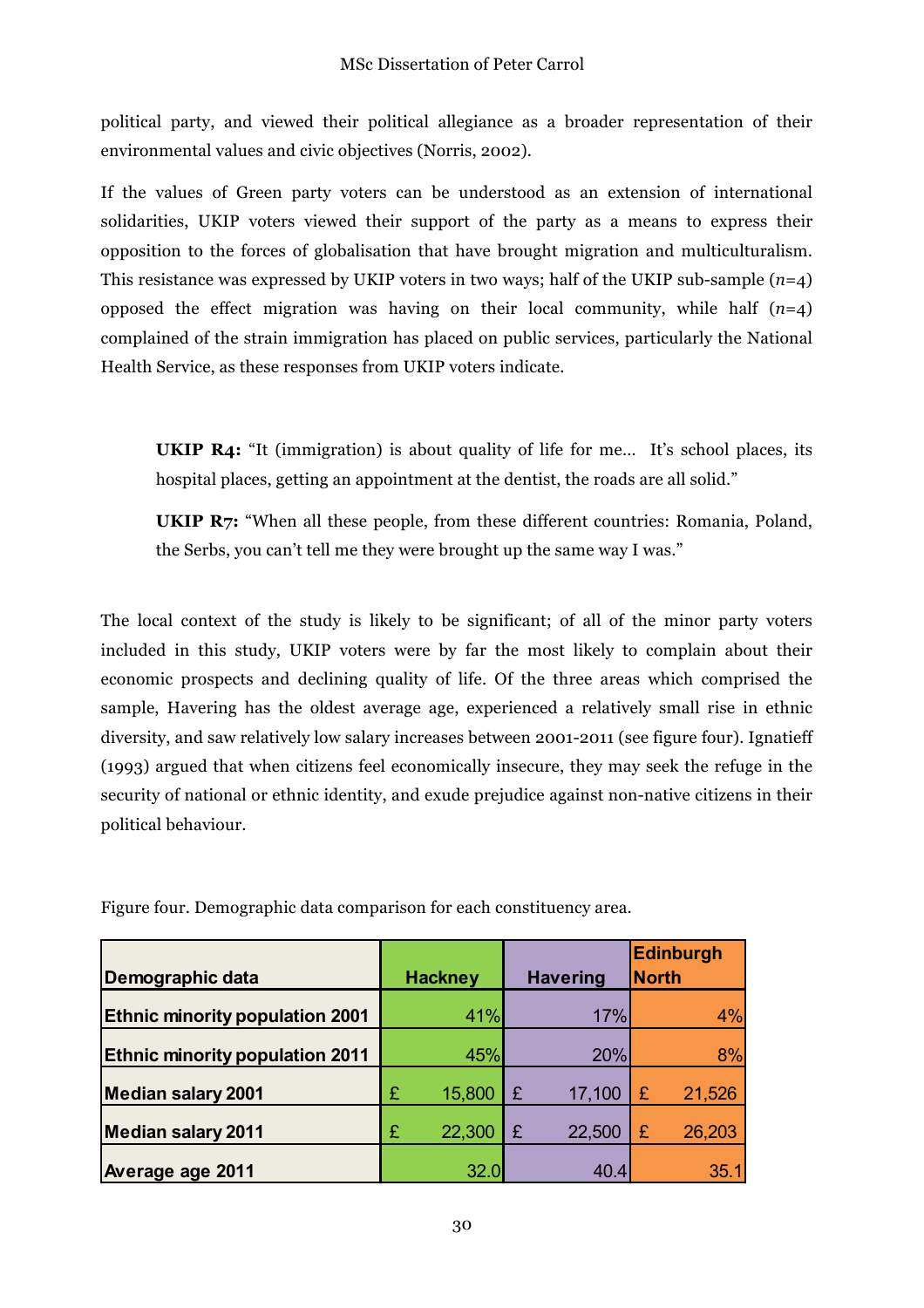political party, and viewed their political allegiance as a broader representation of their environmental values and civic objectives (Norris, 2002).

If the values of Green party voters can be understood as an extension of international solidarities, UKIP voters viewed their support of the party as a means to express their opposition to the forces of globalisation that have brought migration and multiculturalism. This resistance was expressed by UKIP voters in two ways; half of the UKIP sub-sample ($n$=4) opposed the effect migration was having on their local community, while half ($n$=4) complained of the strain immigration has placed on public services, particularly the National Health Service, as these responses from UKIP voters indicate.

> **UKIP R4:** "It (immigration) is about quality of life for me… It's school places, its hospital places, getting an appointment at the dentist, the roads are all solid."
>
> **UKIP R7:** "When all these people, from these different countries: Romania, Poland, the Serbs, you can't tell me they were brought up the same way I was."

The local context of the study is likely to be significant; of all of the minor party voters included in this study, UKIP voters were by far the most likely to complain about their economic prospects and declining quality of life. Of the three areas which comprised the sample, Havering has the oldest average age, experienced a relatively small rise in ethnic diversity, and saw relatively low salary increases between 2001-2011 (see figure four). Ignatieff (1993) argued that when citizens feel economically insecure, they may seek the refuge in the security of national or ethnic identity, and exude prejudice against non-native citizens in their political behaviour.

Figure four. Demographic data comparison for each constituency area.

| Demographic data | Hackney | Havering | Edinburgh North |
|---|---|---|---|
| Ethnic minority population 2001 | 41% | 17% | 4% |
| Ethnic minority population 2011 | 45% | 20% | 8% |
| Median salary 2001 | £ 15,800 | £ 17,100 | £ 21,526 |
| Median salary 2011 | £ 22,300 | £ 22,500 | £ 26,203 |
| Average age 2011 | 32.0 | 40.4 | 35.1 |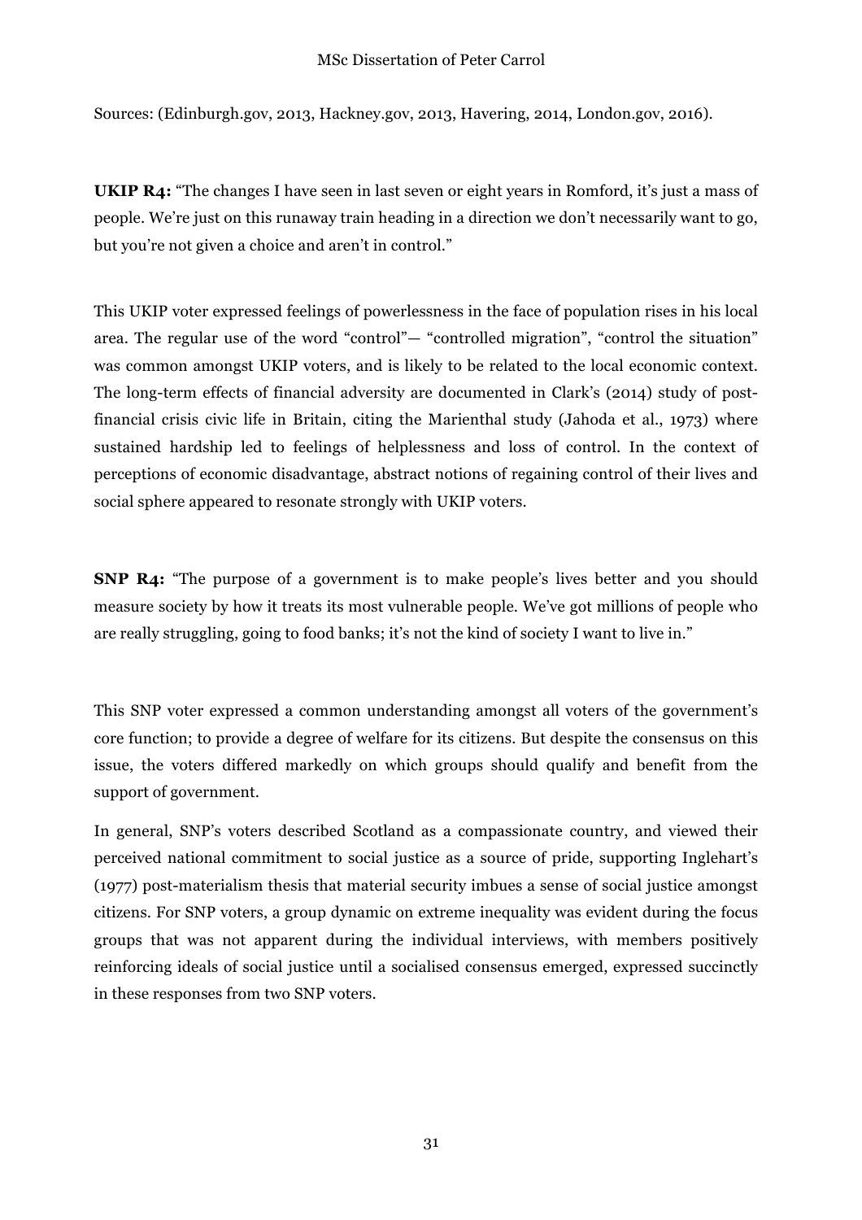Sources: (Edinburgh.gov, 2013, Hackney.gov, 2013, Havering, 2014, London.gov, 2016).

**UKIP R4:** "The changes I have seen in last seven or eight years in Romford, it's just a mass of people. We're just on this runaway train heading in a direction we don't necessarily want to go, but you're not given a choice and aren't in control."

This UKIP voter expressed feelings of powerlessness in the face of population rises in his local area. The regular use of the word "control"— "controlled migration", "control the situation" was common amongst UKIP voters, and is likely to be related to the local economic context. The long-term effects of financial adversity are documented in Clark's (2014) study of post-financial crisis civic life in Britain, citing the Marienthal study (Jahoda et al., 1973) where sustained hardship led to feelings of helplessness and loss of control. In the context of perceptions of economic disadvantage, abstract notions of regaining control of their lives and social sphere appeared to resonate strongly with UKIP voters.

**SNP R4:** "The purpose of a government is to make people's lives better and you should measure society by how it treats its most vulnerable people. We've got millions of people who are really struggling, going to food banks; it's not the kind of society I want to live in."

This SNP voter expressed a common understanding amongst all voters of the government's core function; to provide a degree of welfare for its citizens. But despite the consensus on this issue, the voters differed markedly on which groups should qualify and benefit from the support of government.

In general, SNP's voters described Scotland as a compassionate country, and viewed their perceived national commitment to social justice as a source of pride, supporting Inglehart's (1977) post-materialism thesis that material security imbues a sense of social justice amongst citizens. For SNP voters, a group dynamic on extreme inequality was evident during the focus groups that was not apparent during the individual interviews, with members positively reinforcing ideals of social justice until a socialised consensus emerged, expressed succinctly in these responses from two SNP voters.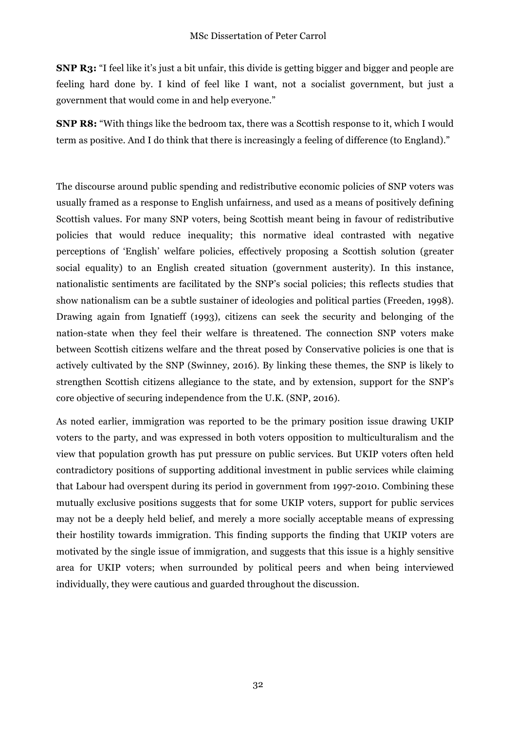**SNP R3:** "I feel like it's just a bit unfair, this divide is getting bigger and bigger and people are feeling hard done by. I kind of feel like I want, not a socialist government, but just a government that would come in and help everyone."

**SNP R8:** "With things like the bedroom tax, there was a Scottish response to it, which I would term as positive. And I do think that there is increasingly a feeling of difference (to England)."

The discourse around public spending and redistributive economic policies of SNP voters was usually framed as a response to English unfairness, and used as a means of positively defining Scottish values. For many SNP voters, being Scottish meant being in favour of redistributive policies that would reduce inequality; this normative ideal contrasted with negative perceptions of 'English' welfare policies, effectively proposing a Scottish solution (greater social equality) to an English created situation (government austerity). In this instance, nationalistic sentiments are facilitated by the SNP's social policies; this reflects studies that show nationalism can be a subtle sustainer of ideologies and political parties (Freeden, 1998). Drawing again from Ignatieff (1993), citizens can seek the security and belonging of the nation-state when they feel their welfare is threatened. The connection SNP voters make between Scottish citizens welfare and the threat posed by Conservative policies is one that is actively cultivated by the SNP (Swinney, 2016). By linking these themes, the SNP is likely to strengthen Scottish citizens allegiance to the state, and by extension, support for the SNP's core objective of securing independence from the U.K. (SNP, 2016).

As noted earlier, immigration was reported to be the primary position issue drawing UKIP voters to the party, and was expressed in both voters opposition to multiculturalism and the view that population growth has put pressure on public services. But UKIP voters often held contradictory positions of supporting additional investment in public services while claiming that Labour had overspent during its period in government from 1997-2010. Combining these mutually exclusive positions suggests that for some UKIP voters, support for public services may not be a deeply held belief, and merely a more socially acceptable means of expressing their hostility towards immigration. This finding supports the finding that UKIP voters are motivated by the single issue of immigration, and suggests that this issue is a highly sensitive area for UKIP voters; when surrounded by political peers and when being interviewed individually, they were cautious and guarded throughout the discussion.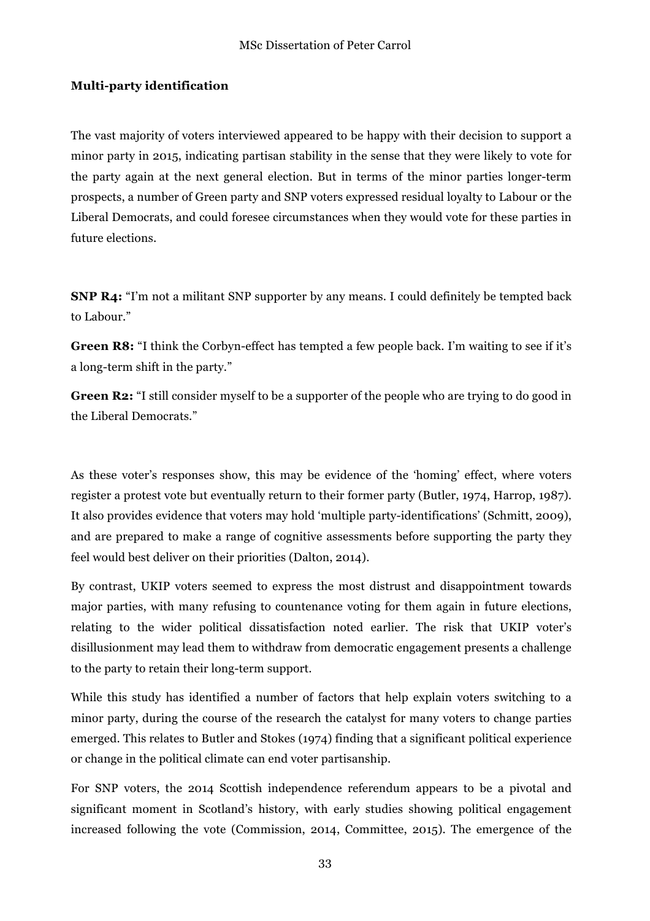**Multi-party identification**

The vast majority of voters interviewed appeared to be happy with their decision to support a minor party in 2015, indicating partisan stability in the sense that they were likely to vote for the party again at the next general election. But in terms of the minor parties longer-term prospects, a number of Green party and SNP voters expressed residual loyalty to Labour or the Liberal Democrats, and could foresee circumstances when they would vote for these parties in future elections.

**SNP R4:** "I'm not a militant SNP supporter by any means. I could definitely be tempted back to Labour."

**Green R8:** "I think the Corbyn-effect has tempted a few people back. I'm waiting to see if it's a long-term shift in the party."

**Green R2:** "I still consider myself to be a supporter of the people who are trying to do good in the Liberal Democrats."

As these voter's responses show, this may be evidence of the 'homing' effect, where voters register a protest vote but eventually return to their former party (Butler, 1974, Harrop, 1987). It also provides evidence that voters may hold 'multiple party-identifications' (Schmitt, 2009), and are prepared to make a range of cognitive assessments before supporting the party they feel would best deliver on their priorities (Dalton, 2014).

By contrast, UKIP voters seemed to express the most distrust and disappointment towards major parties, with many refusing to countenance voting for them again in future elections, relating to the wider political dissatisfaction noted earlier. The risk that UKIP voter's disillusionment may lead them to withdraw from democratic engagement presents a challenge to the party to retain their long-term support.

While this study has identified a number of factors that help explain voters switching to a minor party, during the course of the research the catalyst for many voters to change parties emerged. This relates to Butler and Stokes (1974) finding that a significant political experience or change in the political climate can end voter partisanship.

For SNP voters, the 2014 Scottish independence referendum appears to be a pivotal and significant moment in Scotland's history, with early studies showing political engagement increased following the vote (Commission, 2014, Committee, 2015). The emergence of the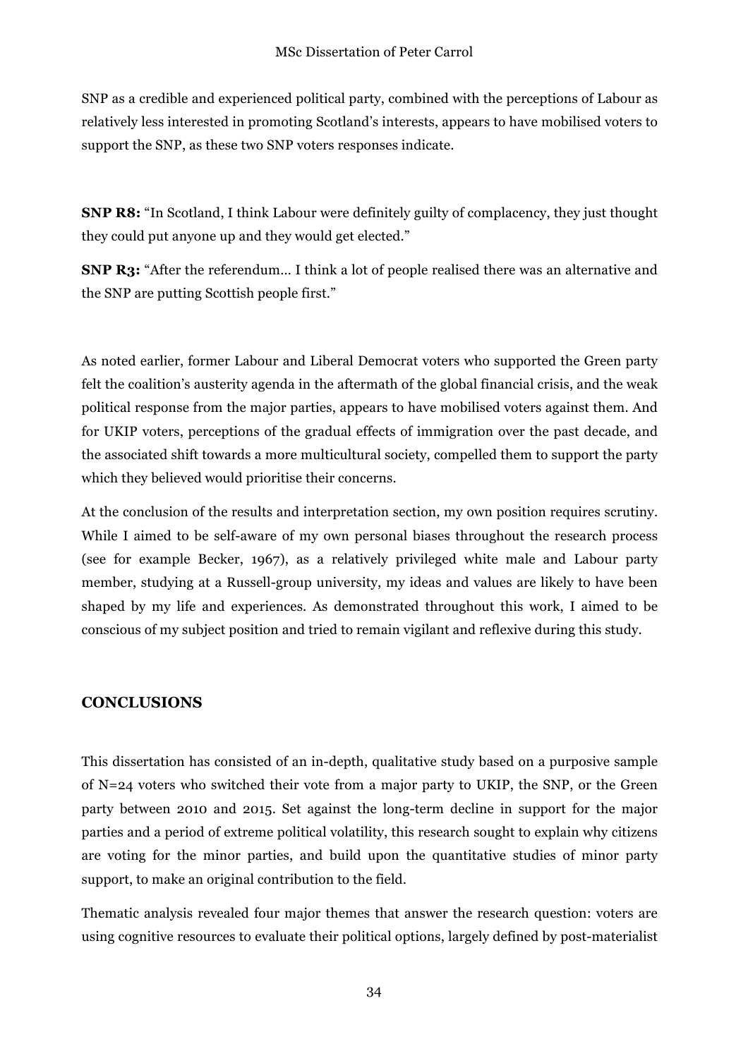SNP as a credible and experienced political party, combined with the perceptions of Labour as relatively less interested in promoting Scotland's interests, appears to have mobilised voters to support the SNP, as these two SNP voters responses indicate.

**SNP R8:** "In Scotland, I think Labour were definitely guilty of complacency, they just thought they could put anyone up and they would get elected."

**SNP R3:** "After the referendum… I think a lot of people realised there was an alternative and the SNP are putting Scottish people first."

As noted earlier, former Labour and Liberal Democrat voters who supported the Green party felt the coalition's austerity agenda in the aftermath of the global financial crisis, and the weak political response from the major parties, appears to have mobilised voters against them. And for UKIP voters, perceptions of the gradual effects of immigration over the past decade, and the associated shift towards a more multicultural society, compelled them to support the party which they believed would prioritise their concerns.

At the conclusion of the results and interpretation section, my own position requires scrutiny. While I aimed to be self-aware of my own personal biases throughout the research process (see for example Becker, 1967), as a relatively privileged white male and Labour party member, studying at a Russell-group university, my ideas and values are likely to have been shaped by my life and experiences. As demonstrated throughout this work, I aimed to be conscious of my subject position and tried to remain vigilant and reflexive during this study.

## CONCLUSIONS

This dissertation has consisted of an in-depth, qualitative study based on a purposive sample of N=24 voters who switched their vote from a major party to UKIP, the SNP, or the Green party between 2010 and 2015. Set against the long-term decline in support for the major parties and a period of extreme political volatility, this research sought to explain why citizens are voting for the minor parties, and build upon the quantitative studies of minor party support, to make an original contribution to the field.

Thematic analysis revealed four major themes that answer the research question: voters are using cognitive resources to evaluate their political options, largely defined by post-materialist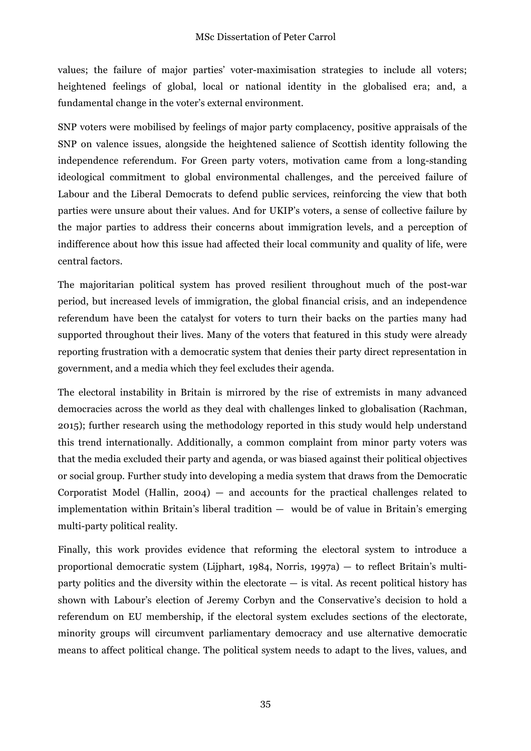values; the failure of major parties' voter-maximisation strategies to include all voters; heightened feelings of global, local or national identity in the globalised era; and, a fundamental change in the voter's external environment.

SNP voters were mobilised by feelings of major party complacency, positive appraisals of the SNP on valence issues, alongside the heightened salience of Scottish identity following the independence referendum. For Green party voters, motivation came from a long-standing ideological commitment to global environmental challenges, and the perceived failure of Labour and the Liberal Democrats to defend public services, reinforcing the view that both parties were unsure about their values. And for UKIP's voters, a sense of collective failure by the major parties to address their concerns about immigration levels, and a perception of indifference about how this issue had affected their local community and quality of life, were central factors.

The majoritarian political system has proved resilient throughout much of the post-war period, but increased levels of immigration, the global financial crisis, and an independence referendum have been the catalyst for voters to turn their backs on the parties many had supported throughout their lives. Many of the voters that featured in this study were already reporting frustration with a democratic system that denies their party direct representation in government, and a media which they feel excludes their agenda.

The electoral instability in Britain is mirrored by the rise of extremists in many advanced democracies across the world as they deal with challenges linked to globalisation (Rachman, 2015); further research using the methodology reported in this study would help understand this trend internationally. Additionally, a common complaint from minor party voters was that the media excluded their party and agenda, or was biased against their political objectives or social group. Further study into developing a media system that draws from the Democratic Corporatist Model (Hallin, 2004) — and accounts for the practical challenges related to implementation within Britain's liberal tradition — would be of value in Britain's emerging multi-party political reality.

Finally, this work provides evidence that reforming the electoral system to introduce a proportional democratic system (Lijphart, 1984, Norris, 1997a) — to reflect Britain's multi-party politics and the diversity within the electorate — is vital. As recent political history has shown with Labour's election of Jeremy Corbyn and the Conservative's decision to hold a referendum on EU membership, if the electoral system excludes sections of the electorate, minority groups will circumvent parliamentary democracy and use alternative democratic means to affect political change. The political system needs to adapt to the lives, values, and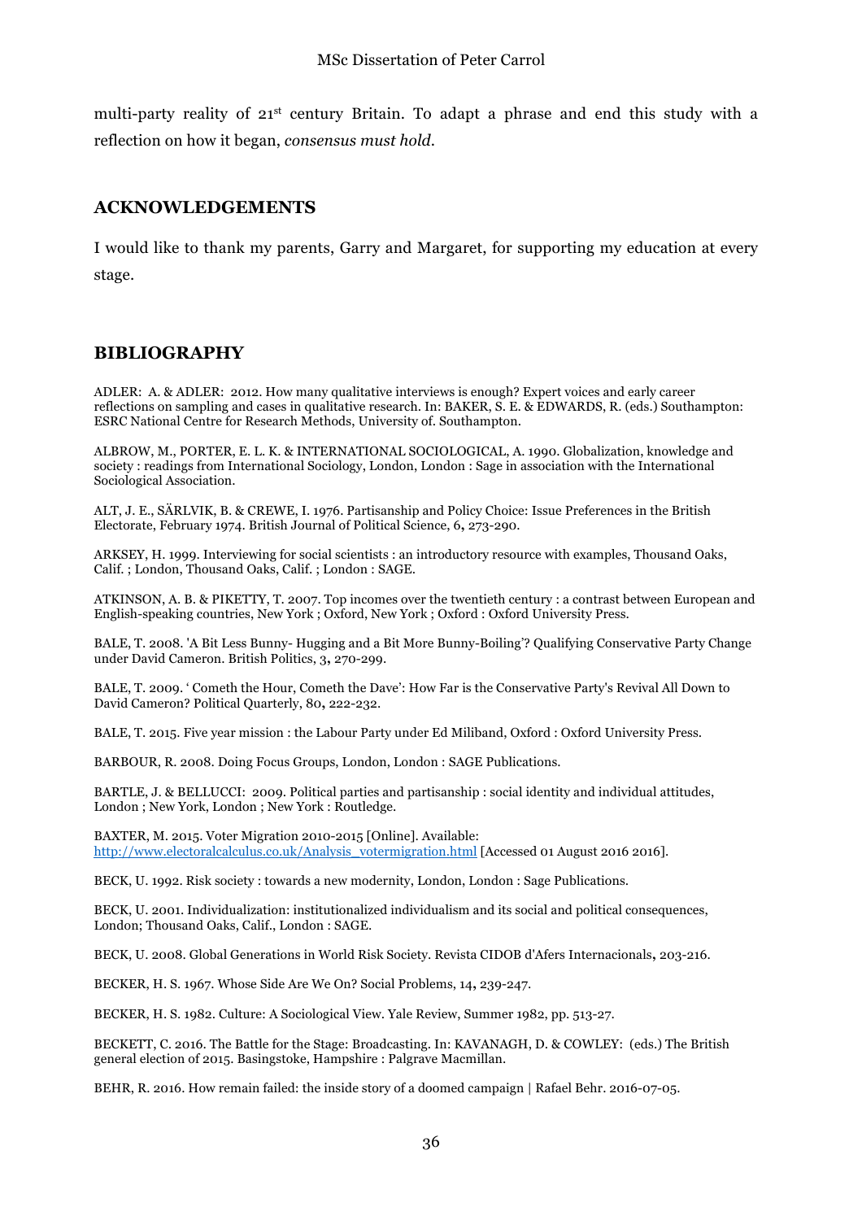multi-party reality of 21st century Britain. To adapt a phrase and end this study with a reflection on how it began, *consensus must hold*.

## ACKNOWLEDGEMENTS

I would like to thank my parents, Garry and Margaret, for supporting my education at every stage.

## BIBLIOGRAPHY

ADLER: A. & ADLER: 2012. How many qualitative interviews is enough? Expert voices and early career reflections on sampling and cases in qualitative research. In: BAKER, S. E. & EDWARDS, R. (eds.) Southampton: ESRC National Centre for Research Methods, University of. Southampton.

ALBROW, M., PORTER, E. L. K. & INTERNATIONAL SOCIOLOGICAL, A. 1990. Globalization, knowledge and society : readings from International Sociology, London, London : Sage in association with the International Sociological Association.

ALT, J. E., SÄRLVIK, B. & CREWE, I. 1976. Partisanship and Policy Choice: Issue Preferences in the British Electorate, February 1974. British Journal of Political Science, 6**,** 273-290.

ARKSEY, H. 1999. Interviewing for social scientists : an introductory resource with examples, Thousand Oaks, Calif. ; London, Thousand Oaks, Calif. ; London : SAGE.

ATKINSON, A. B. & PIKETTY, T. 2007. Top incomes over the twentieth century : a contrast between European and English-speaking countries, New York ; Oxford, New York ; Oxford : Oxford University Press.

BALE, T. 2008. 'A Bit Less Bunny- Hugging and a Bit More Bunny-Boiling'? Qualifying Conservative Party Change under David Cameron. British Politics, 3**,** 270-299.

BALE, T. 2009. ' Cometh the Hour, Cometh the Dave': How Far is the Conservative Party's Revival All Down to David Cameron? Political Quarterly, 80**,** 222-232.

BALE, T. 2015. Five year mission : the Labour Party under Ed Miliband, Oxford : Oxford University Press.

BARBOUR, R. 2008. Doing Focus Groups, London, London : SAGE Publications.

BARTLE, J. & BELLUCCI: 2009. Political parties and partisanship : social identity and individual attitudes, London ; New York, London ; New York : Routledge.

BAXTER, M. 2015. Voter Migration 2010-2015 [Online]. Available: http://www.electoralcalculus.co.uk/Analysis_votermigration.html [Accessed 01 August 2016 2016].

BECK, U. 1992. Risk society : towards a new modernity, London, London : Sage Publications.

BECK, U. 2001. Individualization: institutionalized individualism and its social and political consequences, London; Thousand Oaks, Calif., London : SAGE.

BECK, U. 2008. Global Generations in World Risk Society. Revista CIDOB d'Afers Internacionals**,** 203-216.

BECKER, H. S. 1967. Whose Side Are We On? Social Problems, 14**,** 239-247.

BECKER, H. S. 1982. Culture: A Sociological View. Yale Review, Summer 1982, pp. 513-27.

BECKETT, C. 2016. The Battle for the Stage: Broadcasting. In: KAVANAGH, D. & COWLEY: (eds.) The British general election of 2015. Basingstoke, Hampshire : Palgrave Macmillan.

BEHR, R. 2016. How remain failed: the inside story of a doomed campaign | Rafael Behr. 2016-07-05.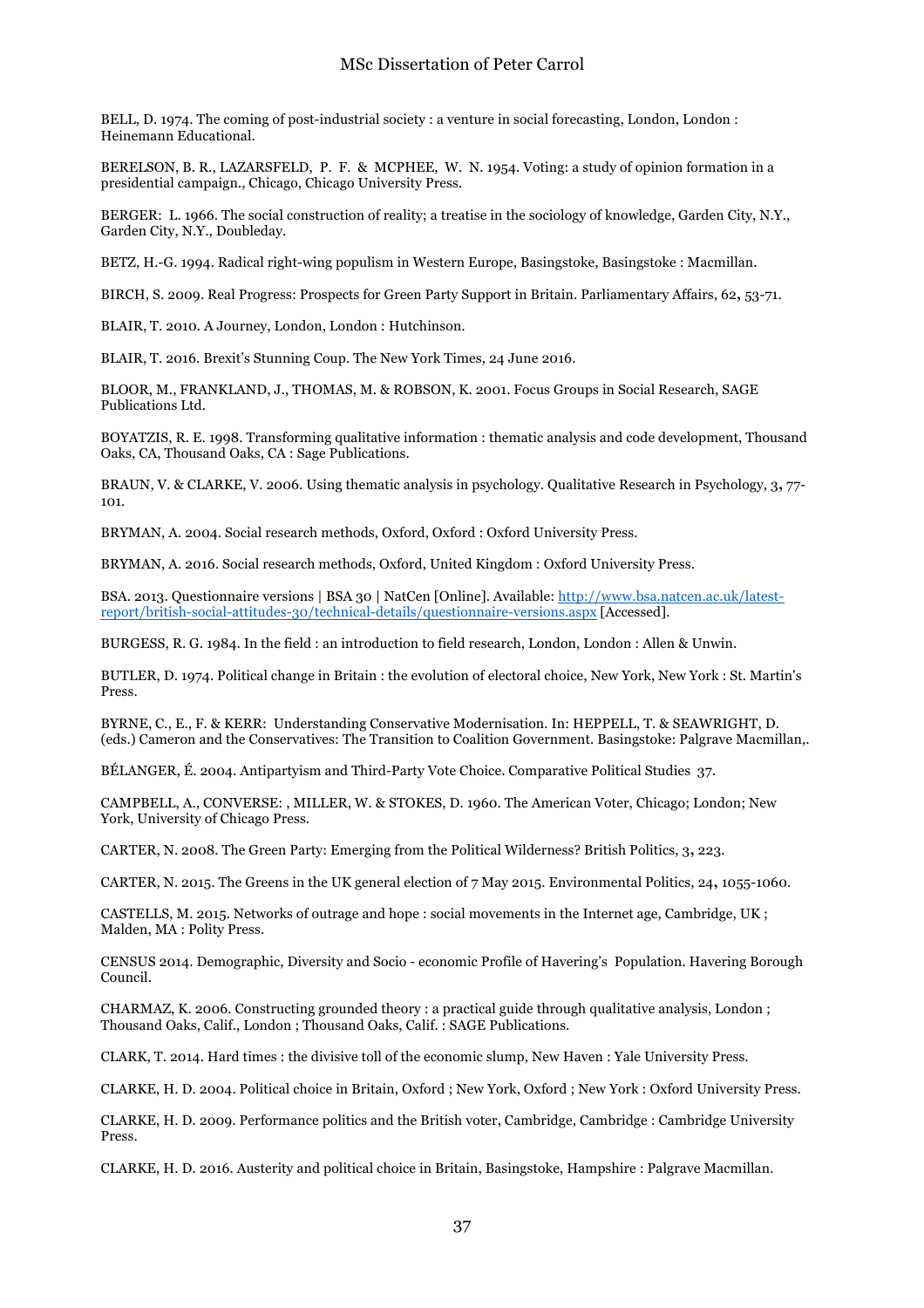BELL, D. 1974. The coming of post-industrial society : a venture in social forecasting, London, London : Heinemann Educational.

BERELSON, B. R., LAZARSFELD, P. F. & MCPHEE, W. N. 1954. Voting: a study of opinion formation in a presidential campaign., Chicago, Chicago University Press.

BERGER: L. 1966. The social construction of reality; a treatise in the sociology of knowledge, Garden City, N.Y., Garden City, N.Y., Doubleday.

BETZ, H.-G. 1994. Radical right-wing populism in Western Europe, Basingstoke, Basingstoke : Macmillan.

BIRCH, S. 2009. Real Progress: Prospects for Green Party Support in Britain. Parliamentary Affairs, 62, 53-71.

BLAIR, T. 2010. A Journey, London, London : Hutchinson.

BLAIR, T. 2016. Brexit's Stunning Coup. The New York Times, 24 June 2016.

BLOOR, M., FRANKLAND, J., THOMAS, M. & ROBSON, K. 2001. Focus Groups in Social Research, SAGE Publications Ltd.

BOYATZIS, R. E. 1998. Transforming qualitative information : thematic analysis and code development, Thousand Oaks, CA, Thousand Oaks, CA : Sage Publications.

BRAUN, V. & CLARKE, V. 2006. Using thematic analysis in psychology. Qualitative Research in Psychology, 3, 77-101.

BRYMAN, A. 2004. Social research methods, Oxford, Oxford : Oxford University Press.

BRYMAN, A. 2016. Social research methods, Oxford, United Kingdom : Oxford University Press.

BSA. 2013. Questionnaire versions | BSA 30 | NatCen [Online]. Available: http://www.bsa.natcen.ac.uk/latest-report/british-social-attitudes-30/technical-details/questionnaire-versions.aspx [Accessed].

BURGESS, R. G. 1984. In the field : an introduction to field research, London, London : Allen & Unwin.

BUTLER, D. 1974. Political change in Britain : the evolution of electoral choice, New York, New York : St. Martin's Press.

BYRNE, C., E., F. & KERR: Understanding Conservative Modernisation. In: HEPPELL, T. & SEAWRIGHT, D. (eds.) Cameron and the Conservatives: The Transition to Coalition Government. Basingstoke: Palgrave Macmillan,.

BÉLANGER, É. 2004. Antipartyism and Third-Party Vote Choice. Comparative Political Studies 37.

CAMPBELL, A., CONVERSE: , MILLER, W. & STOKES, D. 1960. The American Voter, Chicago; London; New York, University of Chicago Press.

CARTER, N. 2008. The Green Party: Emerging from the Political Wilderness? British Politics, 3, 223.

CARTER, N. 2015. The Greens in the UK general election of 7 May 2015. Environmental Politics, 24, 1055-1060.

CASTELLS, M. 2015. Networks of outrage and hope : social movements in the Internet age, Cambridge, UK ; Malden, MA : Polity Press.

CENSUS 2014. Demographic, Diversity and Socio - economic Profile of Havering's Population. Havering Borough Council.

CHARMAZ, K. 2006. Constructing grounded theory : a practical guide through qualitative analysis, London ; Thousand Oaks, Calif., London ; Thousand Oaks, Calif. : SAGE Publications.

CLARK, T. 2014. Hard times : the divisive toll of the economic slump, New Haven : Yale University Press.

CLARKE, H. D. 2004. Political choice in Britain, Oxford ; New York, Oxford ; New York : Oxford University Press.

CLARKE, H. D. 2009. Performance politics and the British voter, Cambridge, Cambridge : Cambridge University Press.

CLARKE, H. D. 2016. Austerity and political choice in Britain, Basingstoke, Hampshire : Palgrave Macmillan.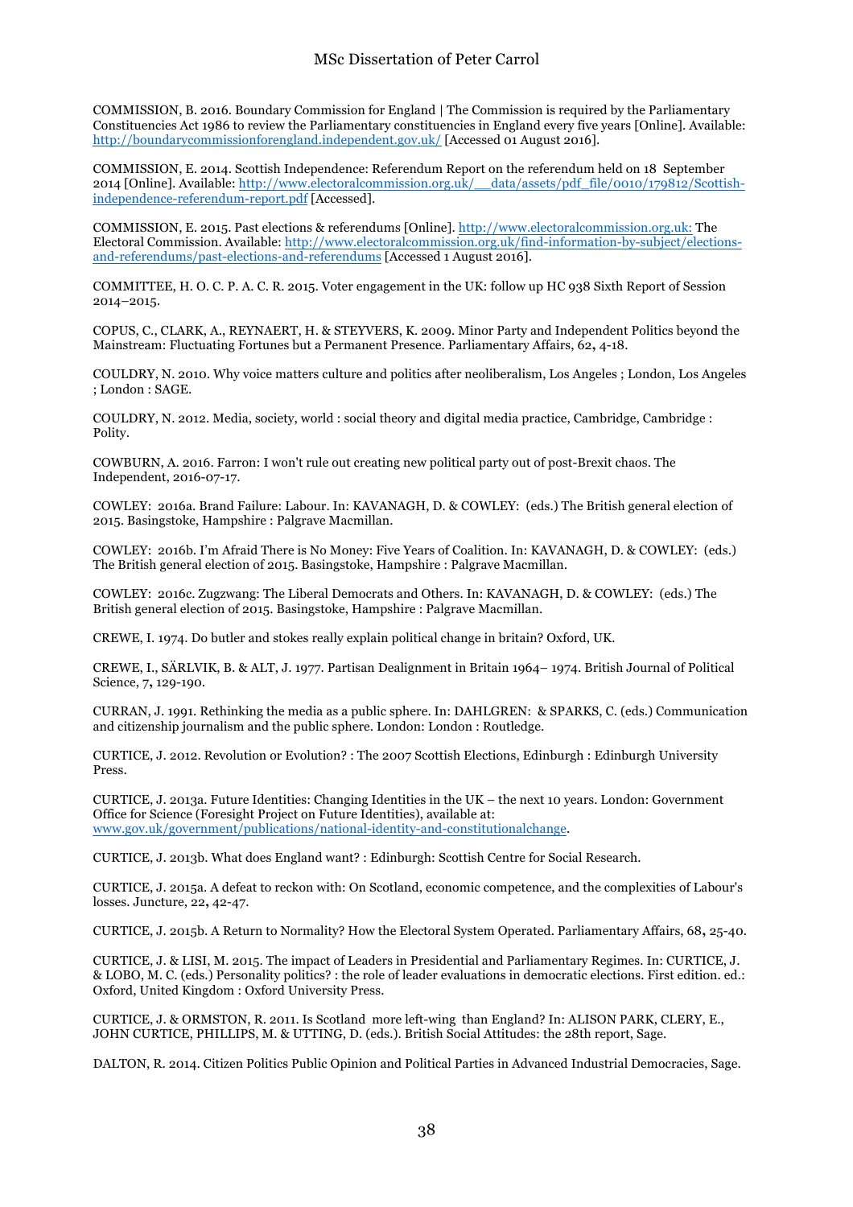COMMISSION, B. 2016. Boundary Commission for England | The Commission is required by the Parliamentary Constituencies Act 1986 to review the Parliamentary constituencies in England every five years [Online]. Available: http://boundarycommissionforengland.independent.gov.uk/ [Accessed 01 August 2016].

COMMISSION, E. 2014. Scottish Independence: Referendum Report on the referendum held on 18 September 2014 [Online]. Available: http://www.electoralcommission.org.uk/__data/assets/pdf_file/0010/179812/Scottish-independence-referendum-report.pdf [Accessed].

COMMISSION, E. 2015. Past elections & referendums [Online]. http://www.electoralcommission.org.uk: The Electoral Commission. Available: http://www.electoralcommission.org.uk/find-information-by-subject/elections-and-referendums/past-elections-and-referendums [Accessed 1 August 2016].

COMMITTEE, H. O. C. P. A. C. R. 2015. Voter engagement in the UK: follow up HC 938 Sixth Report of Session 2014–2015.

COPUS, C., CLARK, A., REYNAERT, H. & STEYVERS, K. 2009. Minor Party and Independent Politics beyond the Mainstream: Fluctuating Fortunes but a Permanent Presence. Parliamentary Affairs, 62**,** 4-18.

COULDRY, N. 2010. Why voice matters culture and politics after neoliberalism, Los Angeles ; London, Los Angeles ; London : SAGE.

COULDRY, N. 2012. Media, society, world : social theory and digital media practice, Cambridge, Cambridge : Polity.

COWBURN, A. 2016. Farron: I won't rule out creating new political party out of post-Brexit chaos. The Independent, 2016-07-17.

COWLEY: 2016a. Brand Failure: Labour. In: KAVANAGH, D. & COWLEY: (eds.) The British general election of 2015. Basingstoke, Hampshire : Palgrave Macmillan.

COWLEY: 2016b. I'm Afraid There is No Money: Five Years of Coalition. In: KAVANAGH, D. & COWLEY: (eds.) The British general election of 2015. Basingstoke, Hampshire : Palgrave Macmillan.

COWLEY: 2016c. Zugzwang: The Liberal Democrats and Others. In: KAVANAGH, D. & COWLEY: (eds.) The British general election of 2015. Basingstoke, Hampshire : Palgrave Macmillan.

CREWE, I. 1974. Do butler and stokes really explain political change in britain? Oxford, UK.

CREWE, I., SÄRLVIK, B. & ALT, J. 1977. Partisan Dealignment in Britain 1964– 1974. British Journal of Political Science, 7**,** 129-190.

CURRAN, J. 1991. Rethinking the media as a public sphere. In: DAHLGREN: & SPARKS, C. (eds.) Communication and citizenship journalism and the public sphere. London: London : Routledge.

CURTICE, J. 2012. Revolution or Evolution? : The 2007 Scottish Elections, Edinburgh : Edinburgh University Press.

CURTICE, J. 2013a. Future Identities: Changing Identities in the UK – the next 10 years. London: Government Office for Science (Foresight Project on Future Identities), available at: www.gov.uk/government/publications/national-identity-and-constitutionalchange.

CURTICE, J. 2013b. What does England want? : Edinburgh: Scottish Centre for Social Research.

CURTICE, J. 2015a. A defeat to reckon with: On Scotland, economic competence, and the complexities of Labour's losses. Juncture, 22**,** 42-47.

CURTICE, J. 2015b. A Return to Normality? How the Electoral System Operated. Parliamentary Affairs, 68**,** 25-40.

CURTICE, J. & LISI, M. 2015. The impact of Leaders in Presidential and Parliamentary Regimes. In: CURTICE, J. & LOBO, M. C. (eds.) Personality politics? : the role of leader evaluations in democratic elections. First edition. ed.: Oxford, United Kingdom : Oxford University Press.

CURTICE, J. & ORMSTON, R. 2011. Is Scotland more left-wing than England? In: ALISON PARK, CLERY, E., JOHN CURTICE, PHILLIPS, M. & UTTING, D. (eds.). British Social Attitudes: the 28th report, Sage.

DALTON, R. 2014. Citizen Politics Public Opinion and Political Parties in Advanced Industrial Democracies, Sage.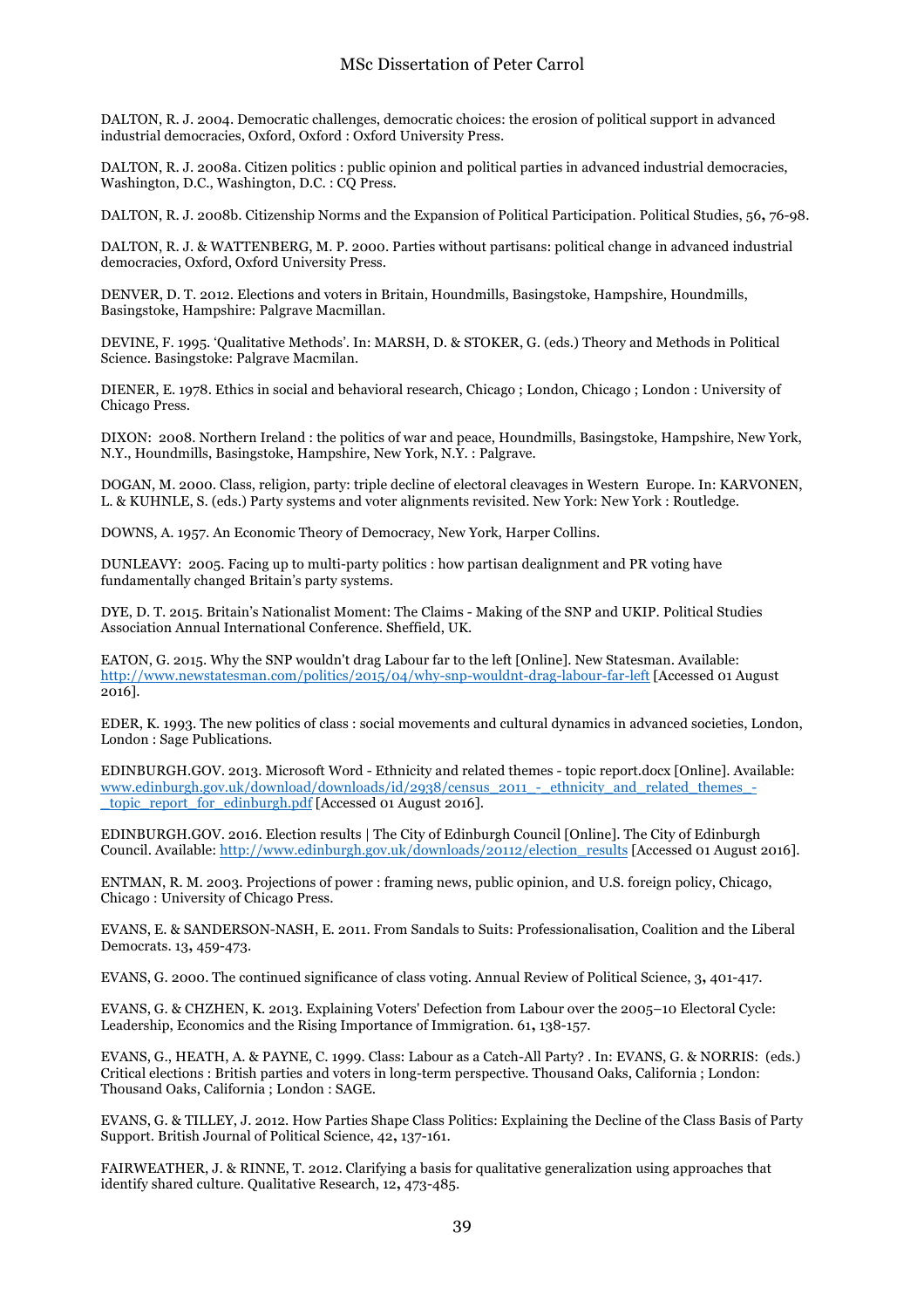DALTON, R. J. 2004. Democratic challenges, democratic choices: the erosion of political support in advanced industrial democracies, Oxford, Oxford : Oxford University Press.

DALTON, R. J. 2008a. Citizen politics : public opinion and political parties in advanced industrial democracies, Washington, D.C., Washington, D.C. : CQ Press.

DALTON, R. J. 2008b. Citizenship Norms and the Expansion of Political Participation. Political Studies, 56, 76-98.

DALTON, R. J. & WATTENBERG, M. P. 2000. Parties without partisans: political change in advanced industrial democracies, Oxford, Oxford University Press.

DENVER, D. T. 2012. Elections and voters in Britain, Houndmills, Basingstoke, Hampshire, Houndmills, Basingstoke, Hampshire: Palgrave Macmillan.

DEVINE, F. 1995. 'Qualitative Methods'. In: MARSH, D. & STOKER, G. (eds.) Theory and Methods in Political Science. Basingstoke: Palgrave Macmilan.

DIENER, E. 1978. Ethics in social and behavioral research, Chicago ; London, Chicago ; London : University of Chicago Press.

DIXON: 2008. Northern Ireland : the politics of war and peace, Houndmills, Basingstoke, Hampshire, New York, N.Y., Houndmills, Basingstoke, Hampshire, New York, N.Y. : Palgrave.

DOGAN, M. 2000. Class, religion, party: triple decline of electoral cleavages in Western Europe. In: KARVONEN, L. & KUHNLE, S. (eds.) Party systems and voter alignments revisited. New York: New York : Routledge.

DOWNS, A. 1957. An Economic Theory of Democracy, New York, Harper Collins.

DUNLEAVY: 2005. Facing up to multi-party politics : how partisan dealignment and PR voting have fundamentally changed Britain's party systems.

DYE, D. T. 2015. Britain's Nationalist Moment: The Claims - Making of the SNP and UKIP. Political Studies Association Annual International Conference. Sheffield, UK.

EATON, G. 2015. Why the SNP wouldn't drag Labour far to the left [Online]. New Statesman. Available: http://www.newstatesman.com/politics/2015/04/why-snp-wouldnt-drag-labour-far-left [Accessed 01 August 2016].

EDER, K. 1993. The new politics of class : social movements and cultural dynamics in advanced societies, London, London : Sage Publications.

EDINBURGH.GOV. 2013. Microsoft Word - Ethnicity and related themes - topic report.docx [Online]. Available: www.edinburgh.gov.uk/download/downloads/id/2938/census_2011_-_ethnicity_and_related_themes_-_topic_report_for_edinburgh.pdf [Accessed 01 August 2016].

EDINBURGH.GOV. 2016. Election results | The City of Edinburgh Council [Online]. The City of Edinburgh Council. Available: http://www.edinburgh.gov.uk/downloads/20112/election_results [Accessed 01 August 2016].

ENTMAN, R. M. 2003. Projections of power : framing news, public opinion, and U.S. foreign policy, Chicago, Chicago : University of Chicago Press.

EVANS, E. & SANDERSON-NASH, E. 2011. From Sandals to Suits: Professionalisation, Coalition and the Liberal Democrats. 13, 459-473.

EVANS, G. 2000. The continued significance of class voting. Annual Review of Political Science, 3, 401-417.

EVANS, G. & CHZHEN, K. 2013. Explaining Voters' Defection from Labour over the 2005–10 Electoral Cycle: Leadership, Economics and the Rising Importance of Immigration. 61, 138-157.

EVANS, G., HEATH, A. & PAYNE, C. 1999. Class: Labour as a Catch-All Party? . In: EVANS, G. & NORRIS: (eds.) Critical elections : British parties and voters in long-term perspective. Thousand Oaks, California ; London: Thousand Oaks, California ; London : SAGE.

EVANS, G. & TILLEY, J. 2012. How Parties Shape Class Politics: Explaining the Decline of the Class Basis of Party Support. British Journal of Political Science, 42, 137-161.

FAIRWEATHER, J. & RINNE, T. 2012. Clarifying a basis for qualitative generalization using approaches that identify shared culture. Qualitative Research, 12, 473-485.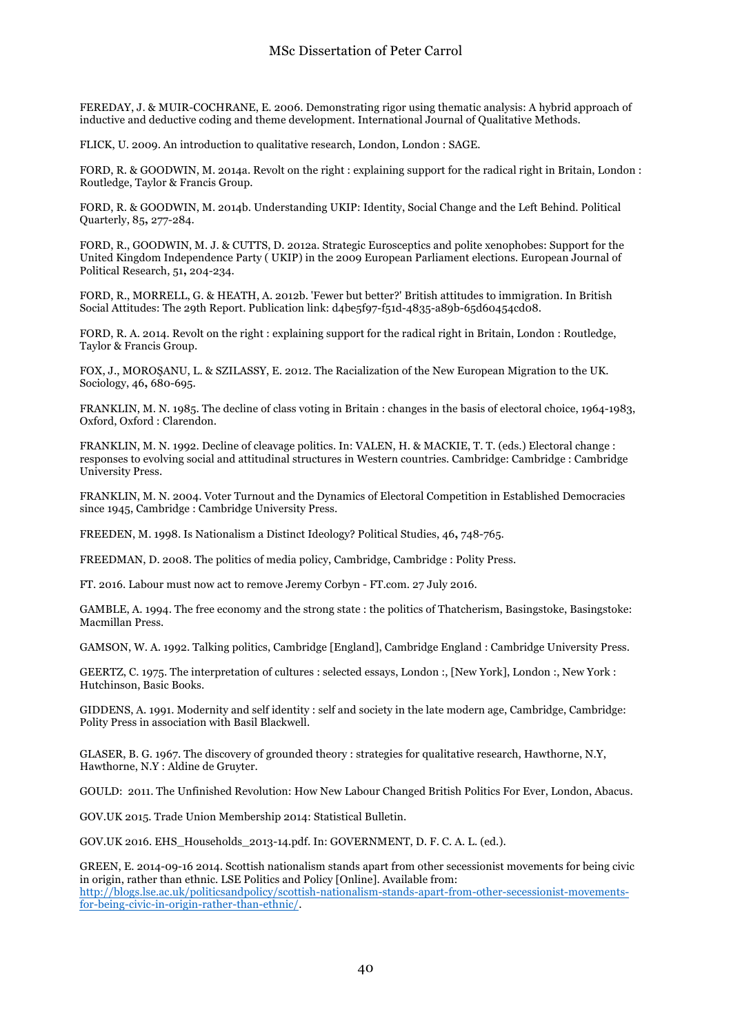FEREDAY, J. & MUIR-COCHRANE, E. 2006. Demonstrating rigor using thematic analysis: A hybrid approach of inductive and deductive coding and theme development. International Journal of Qualitative Methods.

FLICK, U. 2009. An introduction to qualitative research, London, London : SAGE.

FORD, R. & GOODWIN, M. 2014a. Revolt on the right : explaining support for the radical right in Britain, London : Routledge, Taylor & Francis Group.

FORD, R. & GOODWIN, M. 2014b. Understanding UKIP: Identity, Social Change and the Left Behind. Political Quarterly, 85**,** 277-284.

FORD, R., GOODWIN, M. J. & CUTTS, D. 2012a. Strategic Eurosceptics and polite xenophobes: Support for the United Kingdom Independence Party ( UKIP) in the 2009 European Parliament elections. European Journal of Political Research, 51**,** 204-234.

FORD, R., MORRELL, G. & HEATH, A. 2012b. 'Fewer but better?' British attitudes to immigration. In British Social Attitudes: The 29th Report. Publication link: d4be5f97-f51d-4835-a89b-65d60454cd08.

FORD, R. A. 2014. Revolt on the right : explaining support for the radical right in Britain, London : Routledge, Taylor & Francis Group.

FOX, J., MOROȘANU, L. & SZILASSY, E. 2012. The Racialization of the New European Migration to the UK. Sociology, 46**,** 680-695.

FRANKLIN, M. N. 1985. The decline of class voting in Britain : changes in the basis of electoral choice, 1964-1983, Oxford, Oxford : Clarendon.

FRANKLIN, M. N. 1992. Decline of cleavage politics. In: VALEN, H. & MACKIE, T. T. (eds.) Electoral change : responses to evolving social and attitudinal structures in Western countries. Cambridge: Cambridge : Cambridge University Press.

FRANKLIN, M. N. 2004. Voter Turnout and the Dynamics of Electoral Competition in Established Democracies since 1945, Cambridge : Cambridge University Press.

FREEDEN, M. 1998. Is Nationalism a Distinct Ideology? Political Studies, 46**,** 748-765.

FREEDMAN, D. 2008. The politics of media policy, Cambridge, Cambridge : Polity Press.

FT. 2016. Labour must now act to remove Jeremy Corbyn - FT.com. 27 July 2016.

GAMBLE, A. 1994. The free economy and the strong state : the politics of Thatcherism, Basingstoke, Basingstoke: Macmillan Press.

GAMSON, W. A. 1992. Talking politics, Cambridge [England], Cambridge England : Cambridge University Press.

GEERTZ, C. 1975. The interpretation of cultures : selected essays, London :, [New York], London :, New York : Hutchinson, Basic Books.

GIDDENS, A. 1991. Modernity and self identity : self and society in the late modern age, Cambridge, Cambridge: Polity Press in association with Basil Blackwell.

GLASER, B. G. 1967. The discovery of grounded theory : strategies for qualitative research, Hawthorne, N.Y, Hawthorne, N.Y : Aldine de Gruyter.

GOULD: 2011. The Unfinished Revolution: How New Labour Changed British Politics For Ever, London, Abacus.

GOV.UK 2015. Trade Union Membership 2014: Statistical Bulletin.

GOV.UK 2016. EHS_Households_2013-14.pdf. In: GOVERNMENT, D. F. C. A. L. (ed.).

GREEN, E. 2014-09-16 2014. Scottish nationalism stands apart from other secessionist movements for being civic in origin, rather than ethnic. LSE Politics and Policy [Online]. Available from: http://blogs.lse.ac.uk/politicsandpolicy/scottish-nationalism-stands-apart-from-other-secessionist-movements-for-being-civic-in-origin-rather-than-ethnic/.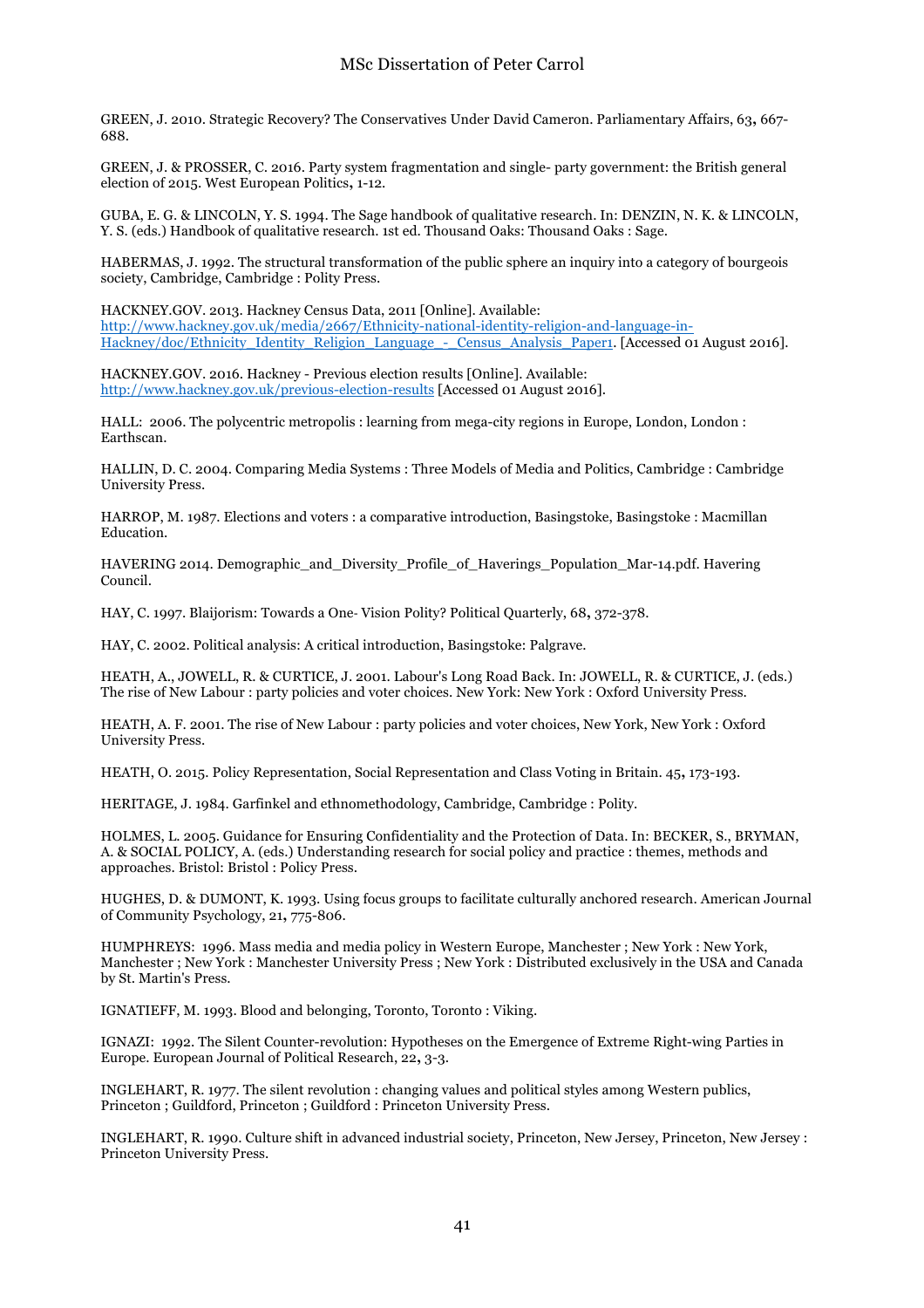GREEN, J. 2010. Strategic Recovery? The Conservatives Under David Cameron. Parliamentary Affairs, 63**,** 667-688.

GREEN, J. & PROSSER, C. 2016. Party system fragmentation and single- party government: the British general election of 2015. West European Politics**,** 1-12.

GUBA, E. G. & LINCOLN, Y. S. 1994. The Sage handbook of qualitative research. In: DENZIN, N. K. & LINCOLN, Y. S. (eds.) Handbook of qualitative research. 1st ed. Thousand Oaks: Thousand Oaks : Sage.

HABERMAS, J. 1992. The structural transformation of the public sphere an inquiry into a category of bourgeois society, Cambridge, Cambridge : Polity Press.

HACKNEY.GOV. 2013. Hackney Census Data, 2011 [Online]. Available: http://www.hackney.gov.uk/media/2667/Ethnicity-national-identity-religion-and-language-in-Hackney/doc/Ethnicity_Identity_Religion_Language_-_Census_Analysis_Paper1. [Accessed 01 August 2016].

HACKNEY.GOV. 2016. Hackney - Previous election results [Online]. Available: http://www.hackney.gov.uk/previous-election-results [Accessed 01 August 2016].

HALL: 2006. The polycentric metropolis : learning from mega-city regions in Europe, London, London : Earthscan.

HALLIN, D. C. 2004. Comparing Media Systems : Three Models of Media and Politics, Cambridge : Cambridge University Press.

HARROP, M. 1987. Elections and voters : a comparative introduction, Basingstoke, Basingstoke : Macmillan Education.

HAVERING 2014. Demographic_and_Diversity_Profile_of_Haverings_Population_Mar-14.pdf. Havering Council.

HAY, C. 1997. Blaijorism: Towards a One- Vision Polity? Political Quarterly, 68**,** 372-378.

HAY, C. 2002. Political analysis: A critical introduction, Basingstoke: Palgrave.

HEATH, A., JOWELL, R. & CURTICE, J. 2001. Labour's Long Road Back. In: JOWELL, R. & CURTICE, J. (eds.) The rise of New Labour : party policies and voter choices. New York: New York : Oxford University Press.

HEATH, A. F. 2001. The rise of New Labour : party policies and voter choices, New York, New York : Oxford University Press.

HEATH, O. 2015. Policy Representation, Social Representation and Class Voting in Britain. 45**,** 173-193.

HERITAGE, J. 1984. Garfinkel and ethnomethodology, Cambridge, Cambridge : Polity.

HOLMES, L. 2005. Guidance for Ensuring Confidentiality and the Protection of Data. In: BECKER, S., BRYMAN, A. & SOCIAL POLICY, A. (eds.) Understanding research for social policy and practice : themes, methods and approaches. Bristol: Bristol : Policy Press.

HUGHES, D. & DUMONT, K. 1993. Using focus groups to facilitate culturally anchored research. American Journal of Community Psychology, 21**,** 775-806.

HUMPHREYS: 1996. Mass media and media policy in Western Europe, Manchester ; New York : New York, Manchester ; New York : Manchester University Press ; New York : Distributed exclusively in the USA and Canada by St. Martin's Press.

IGNATIEFF, M. 1993. Blood and belonging, Toronto, Toronto : Viking.

IGNAZI: 1992. The Silent Counter-revolution: Hypotheses on the Emergence of Extreme Right-wing Parties in Europe. European Journal of Political Research, 22**,** 3-3.

INGLEHART, R. 1977. The silent revolution : changing values and political styles among Western publics, Princeton ; Guildford, Princeton ; Guildford : Princeton University Press.

INGLEHART, R. 1990. Culture shift in advanced industrial society, Princeton, New Jersey, Princeton, New Jersey : Princeton University Press.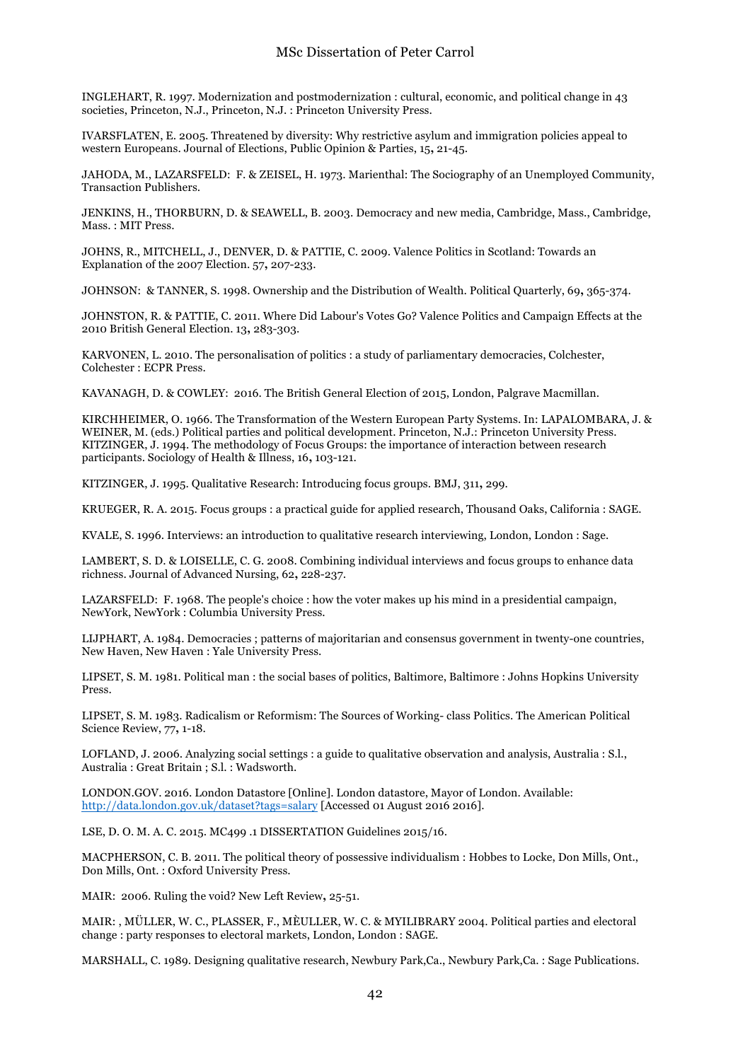INGLEHART, R. 1997. Modernization and postmodernization : cultural, economic, and political change in 43 societies, Princeton, N.J., Princeton, N.J. : Princeton University Press.

IVARSFLATEN, E. 2005. Threatened by diversity: Why restrictive asylum and immigration policies appeal to western Europeans. Journal of Elections, Public Opinion & Parties, 15**,** 21-45.

JAHODA, M., LAZARSFELD: F. & ZEISEL, H. 1973. Marienthal: The Sociography of an Unemployed Community, Transaction Publishers.

JENKINS, H., THORBURN, D. & SEAWELL, B. 2003. Democracy and new media, Cambridge, Mass., Cambridge, Mass. : MIT Press.

JOHNS, R., MITCHELL, J., DENVER, D. & PATTIE, C. 2009. Valence Politics in Scotland: Towards an Explanation of the 2007 Election. 57**,** 207-233.

JOHNSON: & TANNER, S. 1998. Ownership and the Distribution of Wealth. Political Quarterly, 69**,** 365-374.

JOHNSTON, R. & PATTIE, C. 2011. Where Did Labour's Votes Go? Valence Politics and Campaign Effects at the 2010 British General Election. 13**,** 283-303.

KARVONEN, L. 2010. The personalisation of politics : a study of parliamentary democracies, Colchester, Colchester : ECPR Press.

KAVANAGH, D. & COWLEY: 2016. The British General Election of 2015, London, Palgrave Macmillan.

KIRCHHEIMER, O. 1966. The Transformation of the Western European Party Systems. In: LAPALOMBARA, J. & WEINER, M. (eds.) Political parties and political development. Princeton, N.J.: Princeton University Press.
KITZINGER, J. 1994. The methodology of Focus Groups: the importance of interaction between research participants. Sociology of Health & Illness, 16**,** 103-121.

KITZINGER, J. 1995. Qualitative Research: Introducing focus groups. BMJ, 311**,** 299.

KRUEGER, R. A. 2015. Focus groups : a practical guide for applied research, Thousand Oaks, California : SAGE.

KVALE, S. 1996. Interviews: an introduction to qualitative research interviewing, London, London : Sage.

LAMBERT, S. D. & LOISELLE, C. G. 2008. Combining individual interviews and focus groups to enhance data richness. Journal of Advanced Nursing, 62**,** 228-237.

LAZARSFELD: F. 1968. The people's choice : how the voter makes up his mind in a presidential campaign, NewYork, NewYork : Columbia University Press.

LIJPHART, A. 1984. Democracies ; patterns of majoritarian and consensus government in twenty-one countries, New Haven, New Haven : Yale University Press.

LIPSET, S. M. 1981. Political man : the social bases of politics, Baltimore, Baltimore : Johns Hopkins University Press.

LIPSET, S. M. 1983. Radicalism or Reformism: The Sources of Working- class Politics. The American Political Science Review, 77**,** 1-18.

LOFLAND, J. 2006. Analyzing social settings : a guide to qualitative observation and analysis, Australia : S.l., Australia : Great Britain ; S.l. : Wadsworth.

LONDON.GOV. 2016. London Datastore [Online]. London datastore, Mayor of London. Available: http://data.london.gov.uk/dataset?tags=salary [Accessed 01 August 2016 2016].

LSE, D. O. M. A. C. 2015. MC499 .1 DISSERTATION Guidelines 2015/16.

MACPHERSON, C. B. 2011. The political theory of possessive individualism : Hobbes to Locke, Don Mills, Ont., Don Mills, Ont. : Oxford University Press.

MAIR: 2006. Ruling the void? New Left Review**,** 25-51.

MAIR: , MÜLLER, W. C., PLASSER, F., MÈULLER, W. C. & MYILIBRARY 2004. Political parties and electoral change : party responses to electoral markets, London, London : SAGE.

MARSHALL, C. 1989. Designing qualitative research, Newbury Park,Ca., Newbury Park,Ca. : Sage Publications.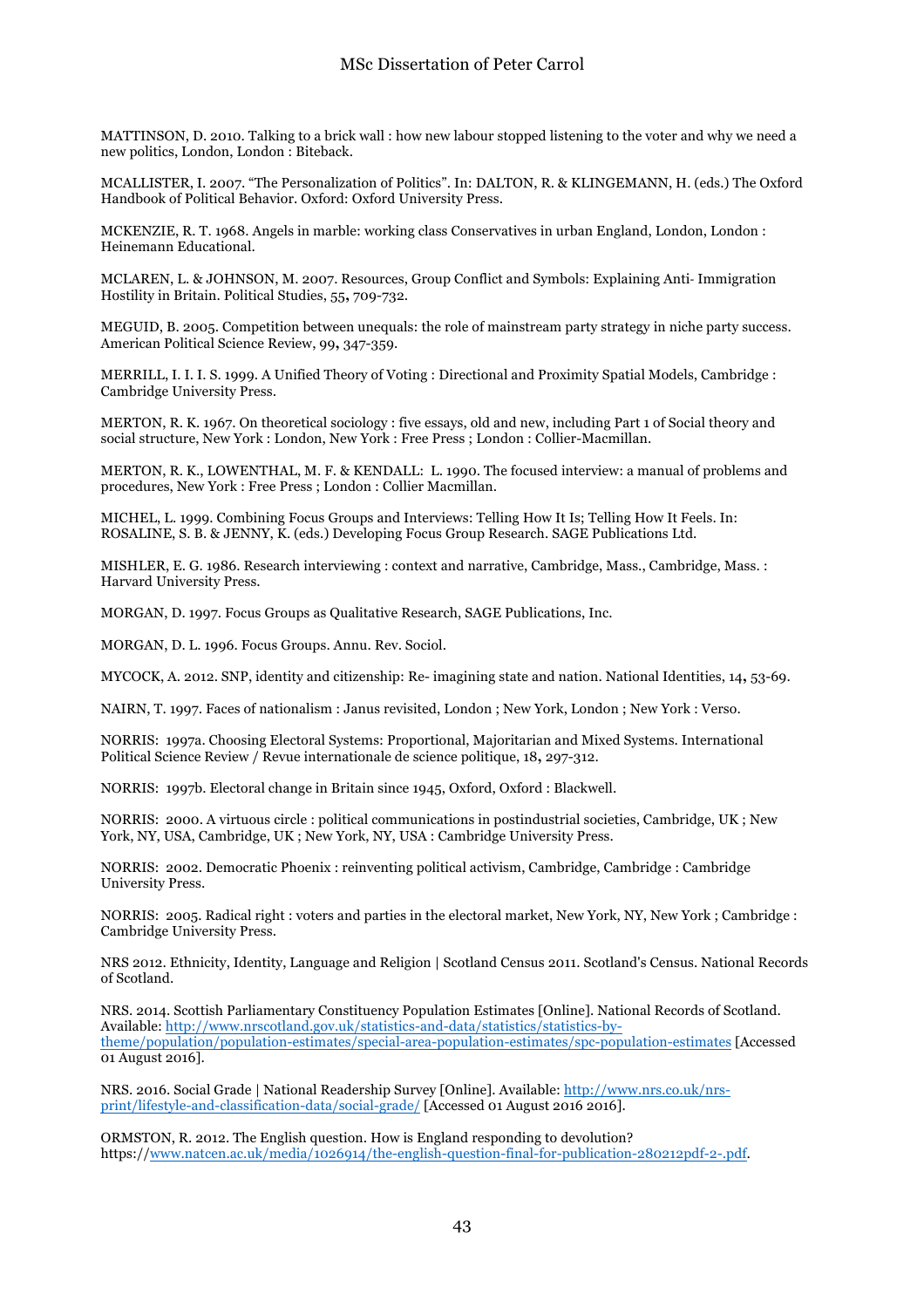MATTINSON, D. 2010. Talking to a brick wall : how new labour stopped listening to the voter and why we need a new politics, London, London : Biteback.

MCALLISTER, I. 2007. "The Personalization of Politics". In: DALTON, R. & KLINGEMANN, H. (eds.) The Oxford Handbook of Political Behavior. Oxford: Oxford University Press.

MCKENZIE, R. T. 1968. Angels in marble: working class Conservatives in urban England, London, London : Heinemann Educational.

MCLAREN, L. & JOHNSON, M. 2007. Resources, Group Conflict and Symbols: Explaining Anti- Immigration Hostility in Britain. Political Studies, 55**,** 709-732.

MEGUID, B. 2005. Competition between unequals: the role of mainstream party strategy in niche party success. American Political Science Review, 99**,** 347-359.

MERRILL, I. I. I. S. 1999. A Unified Theory of Voting : Directional and Proximity Spatial Models, Cambridge : Cambridge University Press.

MERTON, R. K. 1967. On theoretical sociology : five essays, old and new, including Part 1 of Social theory and social structure, New York : London, New York : Free Press ; London : Collier-Macmillan.

MERTON, R. K., LOWENTHAL, M. F. & KENDALL: L. 1990. The focused interview: a manual of problems and procedures, New York : Free Press ; London : Collier Macmillan.

MICHEL, L. 1999. Combining Focus Groups and Interviews: Telling How It Is; Telling How It Feels. In: ROSALINE, S. B. & JENNY, K. (eds.) Developing Focus Group Research. SAGE Publications Ltd.

MISHLER, E. G. 1986. Research interviewing : context and narrative, Cambridge, Mass., Cambridge, Mass. : Harvard University Press.

MORGAN, D. 1997. Focus Groups as Qualitative Research, SAGE Publications, Inc.

MORGAN, D. L. 1996. Focus Groups. Annu. Rev. Sociol.

MYCOCK, A. 2012. SNP, identity and citizenship: Re- imagining state and nation. National Identities, 14**,** 53-69.

NAIRN, T. 1997. Faces of nationalism : Janus revisited, London ; New York, London ; New York : Verso.

NORRIS: 1997a. Choosing Electoral Systems: Proportional, Majoritarian and Mixed Systems. International Political Science Review / Revue internationale de science politique, 18**,** 297-312.

NORRIS: 1997b. Electoral change in Britain since 1945, Oxford, Oxford : Blackwell.

NORRIS: 2000. A virtuous circle : political communications in postindustrial societies, Cambridge, UK ; New York, NY, USA, Cambridge, UK ; New York, NY, USA : Cambridge University Press.

NORRIS: 2002. Democratic Phoenix : reinventing political activism, Cambridge, Cambridge : Cambridge University Press.

NORRIS: 2005. Radical right : voters and parties in the electoral market, New York, NY, New York ; Cambridge : Cambridge University Press.

NRS 2012. Ethnicity, Identity, Language and Religion | Scotland Census 2011. Scotland's Census. National Records of Scotland.

NRS. 2014. Scottish Parliamentary Constituency Population Estimates [Online]. National Records of Scotland. Available: http://www.nrscotland.gov.uk/statistics-and-data/statistics/statistics-by-theme/population/population-estimates/special-area-population-estimates/spc-population-estimates [Accessed 01 August 2016].

NRS. 2016. Social Grade | National Readership Survey [Online]. Available: http://www.nrs.co.uk/nrs-print/lifestyle-and-classification-data/social-grade/ [Accessed 01 August 2016 2016].

ORMSTON, R. 2012. The English question. How is England responding to devolution? https://www.natcen.ac.uk/media/1026914/the-english-question-final-for-publication-280212pdf-2-.pdf.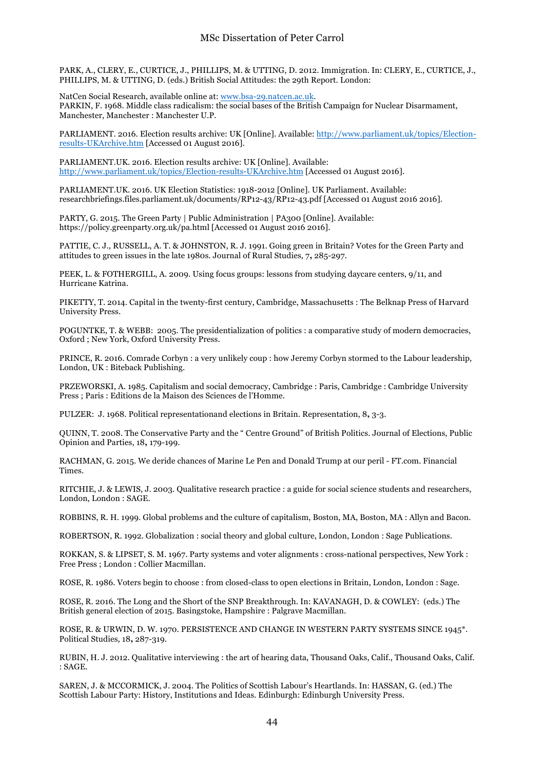PARK, A., CLERY, E., CURTICE, J., PHILLIPS, M. & UTTING, D. 2012. Immigration. In: CLERY, E., CURTICE, J., PHILLIPS, M. & UTTING, D. (eds.) British Social Attitudes: the 29th Report. London:

NatCen Social Research, available online at: www.bsa-29.natcen.ac.uk.
PARKIN, F. 1968. Middle class radicalism: the social bases of the British Campaign for Nuclear Disarmament, Manchester, Manchester : Manchester U.P.

PARLIAMENT. 2016. Election results archive: UK [Online]. Available: http://www.parliament.uk/topics/Election-results-UKArchive.htm [Accessed 01 August 2016].

PARLIAMENT.UK. 2016. Election results archive: UK [Online]. Available: http://www.parliament.uk/topics/Election-results-UKArchive.htm [Accessed 01 August 2016].

PARLIAMENT.UK. 2016. UK Election Statistics: 1918-2012 [Online]. UK Parliament. Available: researchbriefings.files.parliament.uk/documents/RP12-43/RP12-43.pdf [Accessed 01 August 2016 2016].

PARTY, G. 2015. The Green Party | Public Administration | PA300 [Online]. Available: https://policy.greenparty.org.uk/pa.html [Accessed 01 August 2016 2016].

PATTIE, C. J., RUSSELL, A. T. & JOHNSTON, R. J. 1991. Going green in Britain? Votes for the Green Party and attitudes to green issues in the late 1980s. Journal of Rural Studies, 7**,** 285-297.

PEEK, L. & FOTHERGILL, A. 2009. Using focus groups: lessons from studying daycare centers, 9/11, and Hurricane Katrina.

PIKETTY, T. 2014. Capital in the twenty-first century, Cambridge, Massachusetts : The Belknap Press of Harvard University Press.

POGUNTKE, T. & WEBB: 2005. The presidentialization of politics : a comparative study of modern democracies, Oxford ; New York, Oxford University Press.

PRINCE, R. 2016. Comrade Corbyn : a very unlikely coup : how Jeremy Corbyn stormed to the Labour leadership, London, UK : Biteback Publishing.

PRZEWORSKI, A. 1985. Capitalism and social democracy, Cambridge : Paris, Cambridge : Cambridge University Press ; Paris : Editions de la Maison des Sciences de l'Homme.

PULZER: J. 1968. Political representationand elections in Britain. Representation, 8**,** 3-3.

QUINN, T. 2008. The Conservative Party and the " Centre Ground" of British Politics. Journal of Elections, Public Opinion and Parties, 18**,** 179-199.

RACHMAN, G. 2015. We deride chances of Marine Le Pen and Donald Trump at our peril - FT.com. Financial Times.

RITCHIE, J. & LEWIS, J. 2003. Qualitative research practice : a guide for social science students and researchers, London, London : SAGE.

ROBBINS, R. H. 1999. Global problems and the culture of capitalism, Boston, MA, Boston, MA : Allyn and Bacon.

ROBERTSON, R. 1992. Globalization : social theory and global culture, London, London : Sage Publications.

ROKKAN, S. & LIPSET, S. M. 1967. Party systems and voter alignments : cross-national perspectives, New York : Free Press ; London : Collier Macmillan.

ROSE, R. 1986. Voters begin to choose : from closed-class to open elections in Britain, London, London : Sage.

ROSE, R. 2016. The Long and the Short of the SNP Breakthrough. In: KAVANAGH, D. & COWLEY: (eds.) The British general election of 2015. Basingstoke, Hampshire : Palgrave Macmillan.

ROSE, R. & URWIN, D. W. 1970. PERSISTENCE AND CHANGE IN WESTERN PARTY SYSTEMS SINCE 1945*. Political Studies, 18**,** 287-319.

RUBIN, H. J. 2012. Qualitative interviewing : the art of hearing data, Thousand Oaks, Calif., Thousand Oaks, Calif. : SAGE.

SAREN, J. & MCCORMICK, J. 2004. The Politics of Scottish Labour's Heartlands. In: HASSAN, G. (ed.) The Scottish Labour Party: History, Institutions and Ideas. Edinburgh: Edinburgh University Press.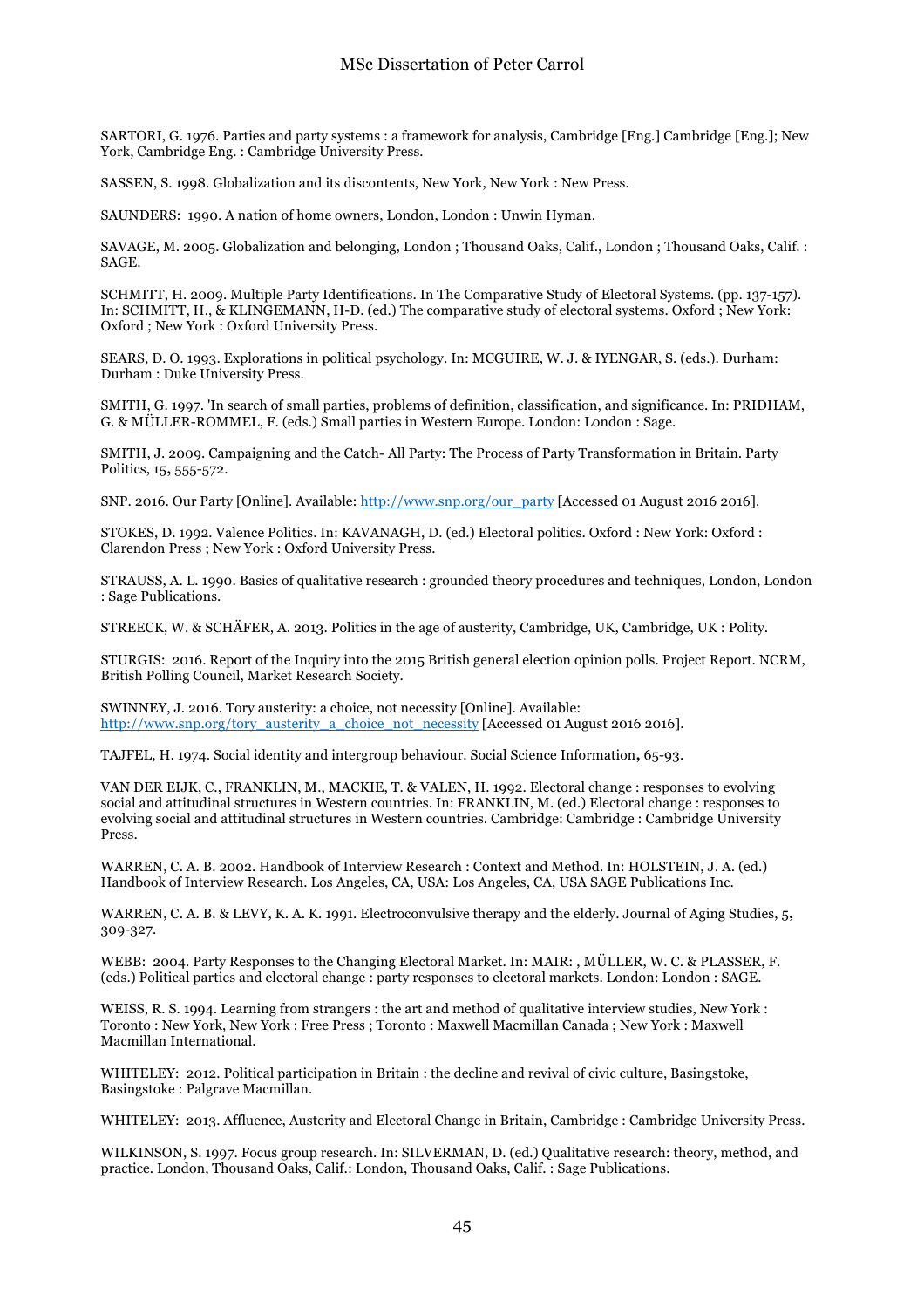SARTORI, G. 1976. Parties and party systems : a framework for analysis, Cambridge [Eng.] Cambridge [Eng.]; New York, Cambridge Eng. : Cambridge University Press.

SASSEN, S. 1998. Globalization and its discontents, New York, New York : New Press.

SAUNDERS: 1990. A nation of home owners, London, London : Unwin Hyman.

SAVAGE, M. 2005. Globalization and belonging, London ; Thousand Oaks, Calif., London ; Thousand Oaks, Calif. : SAGE.

SCHMITT, H. 2009. Multiple Party Identifications. In The Comparative Study of Electoral Systems. (pp. 137-157). In: SCHMITT, H., & KLINGEMANN, H-D. (ed.) The comparative study of electoral systems. Oxford ; New York: Oxford ; New York : Oxford University Press.

SEARS, D. O. 1993. Explorations in political psychology. In: MCGUIRE, W. J. & IYENGAR, S. (eds.). Durham: Durham : Duke University Press.

SMITH, G. 1997. 'In search of small parties, problems of definition, classification, and significance. In: PRIDHAM, G. & MÜLLER-ROMMEL, F. (eds.) Small parties in Western Europe. London: London : Sage.

SMITH, J. 2009. Campaigning and the Catch- All Party: The Process of Party Transformation in Britain. Party Politics, 15**,** 555-572.

SNP. 2016. Our Party [Online]. Available: http://www.snp.org/our_party [Accessed 01 August 2016 2016].

STOKES, D. 1992. Valence Politics. In: KAVANAGH, D. (ed.) Electoral politics. Oxford : New York: Oxford : Clarendon Press ; New York : Oxford University Press.

STRAUSS, A. L. 1990. Basics of qualitative research : grounded theory procedures and techniques, London, London : Sage Publications.

STREECK, W. & SCHÄFER, A. 2013. Politics in the age of austerity, Cambridge, UK, Cambridge, UK : Polity.

STURGIS: 2016. Report of the Inquiry into the 2015 British general election opinion polls. Project Report. NCRM, British Polling Council, Market Research Society.

SWINNEY, J. 2016. Tory austerity: a choice, not necessity [Online]. Available: http://www.snp.org/tory_austerity_a_choice_not_necessity [Accessed 01 August 2016 2016].

TAJFEL, H. 1974. Social identity and intergroup behaviour. Social Science Information**,** 65-93.

VAN DER EIJK, C., FRANKLIN, M., MACKIE, T. & VALEN, H. 1992. Electoral change : responses to evolving social and attitudinal structures in Western countries. In: FRANKLIN, M. (ed.) Electoral change : responses to evolving social and attitudinal structures in Western countries. Cambridge: Cambridge : Cambridge University Press.

WARREN, C. A. B. 2002. Handbook of Interview Research : Context and Method. In: HOLSTEIN, J. A. (ed.) Handbook of Interview Research. Los Angeles, CA, USA: Los Angeles, CA, USA SAGE Publications Inc.

WARREN, C. A. B. & LEVY, K. A. K. 1991. Electroconvulsive therapy and the elderly. Journal of Aging Studies, 5**,** 309-327.

WEBB: 2004. Party Responses to the Changing Electoral Market. In: MAIR: , MÜLLER, W. C. & PLASSER, F. (eds.) Political parties and electoral change : party responses to electoral markets. London: London : SAGE.

WEISS, R. S. 1994. Learning from strangers : the art and method of qualitative interview studies, New York : Toronto : New York, New York : Free Press ; Toronto : Maxwell Macmillan Canada ; New York : Maxwell Macmillan International.

WHITELEY: 2012. Political participation in Britain : the decline and revival of civic culture, Basingstoke, Basingstoke : Palgrave Macmillan.

WHITELEY: 2013. Affluence, Austerity and Electoral Change in Britain, Cambridge : Cambridge University Press.

WILKINSON, S. 1997. Focus group research. In: SILVERMAN, D. (ed.) Qualitative research: theory, method, and practice. London, Thousand Oaks, Calif.: London, Thousand Oaks, Calif. : Sage Publications.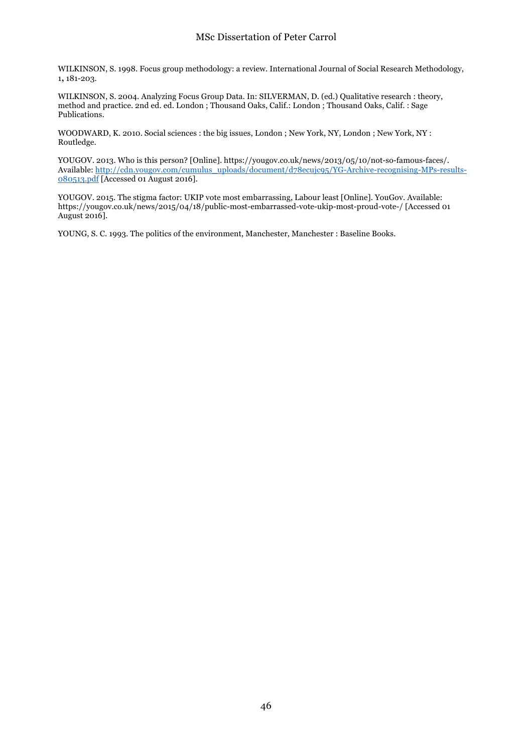WILKINSON, S. 1998. Focus group methodology: a review. International Journal of Social Research Methodology, 1, 181-203.

WILKINSON, S. 2004. Analyzing Focus Group Data. In: SILVERMAN, D. (ed.) Qualitative research : theory, method and practice. 2nd ed. ed. London ; Thousand Oaks, Calif.: London ; Thousand Oaks, Calif. : Sage Publications.

WOODWARD, K. 2010. Social sciences : the big issues, London ; New York, NY, London ; New York, NY : Routledge.

YOUGOV. 2013. Who is this person? [Online]. https://yougov.co.uk/news/2013/05/10/not-so-famous-faces/. Available: http://cdn.yougov.com/cumulus_uploads/document/d78ecujc95/YG-Archive-recognising-MPs-results-080513.pdf [Accessed 01 August 2016].

YOUGOV. 2015. The stigma factor: UKIP vote most embarrassing, Labour least [Online]. YouGov. Available: https://yougov.co.uk/news/2015/04/18/public-most-embarrassed-vote-ukip-most-proud-vote-/ [Accessed 01 August 2016].

YOUNG, S. C. 1993. The politics of the environment, Manchester, Manchester : Baseline Books.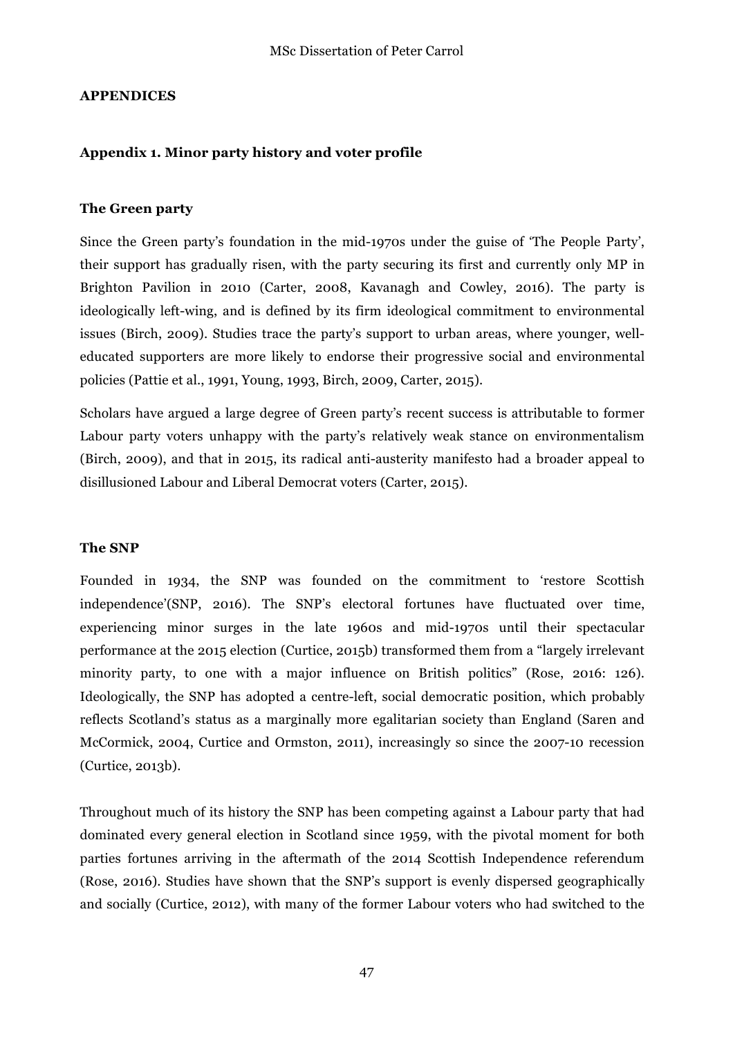## APPENDICES

### Appendix 1. Minor party history and voter profile

#### The Green party

Since the Green party's foundation in the mid-1970s under the guise of 'The People Party', their support has gradually risen, with the party securing its first and currently only MP in Brighton Pavilion in 2010 (Carter, 2008, Kavanagh and Cowley, 2016). The party is ideologically left-wing, and is defined by its firm ideological commitment to environmental issues (Birch, 2009). Studies trace the party's support to urban areas, where younger, well-educated supporters are more likely to endorse their progressive social and environmental policies (Pattie et al., 1991, Young, 1993, Birch, 2009, Carter, 2015).

Scholars have argued a large degree of Green party's recent success is attributable to former Labour party voters unhappy with the party's relatively weak stance on environmentalism (Birch, 2009), and that in 2015, its radical anti-austerity manifesto had a broader appeal to disillusioned Labour and Liberal Democrat voters (Carter, 2015).

#### The SNP

Founded in 1934, the SNP was founded on the commitment to 'restore Scottish independence'(SNP, 2016). The SNP's electoral fortunes have fluctuated over time, experiencing minor surges in the late 1960s and mid-1970s until their spectacular performance at the 2015 election (Curtice, 2015b) transformed them from a "largely irrelevant minority party, to one with a major influence on British politics" (Rose, 2016: 126). Ideologically, the SNP has adopted a centre-left, social democratic position, which probably reflects Scotland's status as a marginally more egalitarian society than England (Saren and McCormick, 2004, Curtice and Ormston, 2011), increasingly so since the 2007-10 recession (Curtice, 2013b).

Throughout much of its history the SNP has been competing against a Labour party that had dominated every general election in Scotland since 1959, with the pivotal moment for both parties fortunes arriving in the aftermath of the 2014 Scottish Independence referendum (Rose, 2016). Studies have shown that the SNP's support is evenly dispersed geographically and socially (Curtice, 2012), with many of the former Labour voters who had switched to the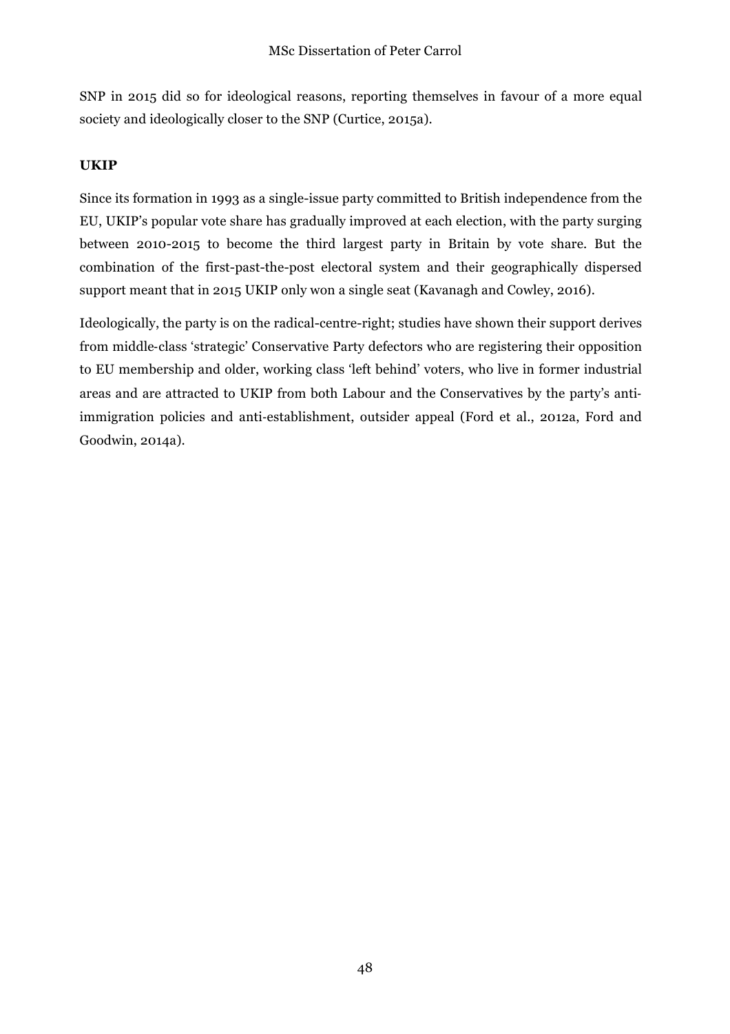SNP in 2015 did so for ideological reasons, reporting themselves in favour of a more equal society and ideologically closer to the SNP (Curtice, 2015a).

**UKIP**

Since its formation in 1993 as a single-issue party committed to British independence from the EU, UKIP's popular vote share has gradually improved at each election, with the party surging between 2010-2015 to become the third largest party in Britain by vote share. But the combination of the first-past-the-post electoral system and their geographically dispersed support meant that in 2015 UKIP only won a single seat (Kavanagh and Cowley, 2016).

Ideologically, the party is on the radical-centre-right; studies have shown their support derives from middle-class 'strategic' Conservative Party defectors who are registering their opposition to EU membership and older, working class 'left behind' voters, who live in former industrial areas and are attracted to UKIP from both Labour and the Conservatives by the party's anti-immigration policies and anti-establishment, outsider appeal (Ford et al., 2012a, Ford and Goodwin, 2014a).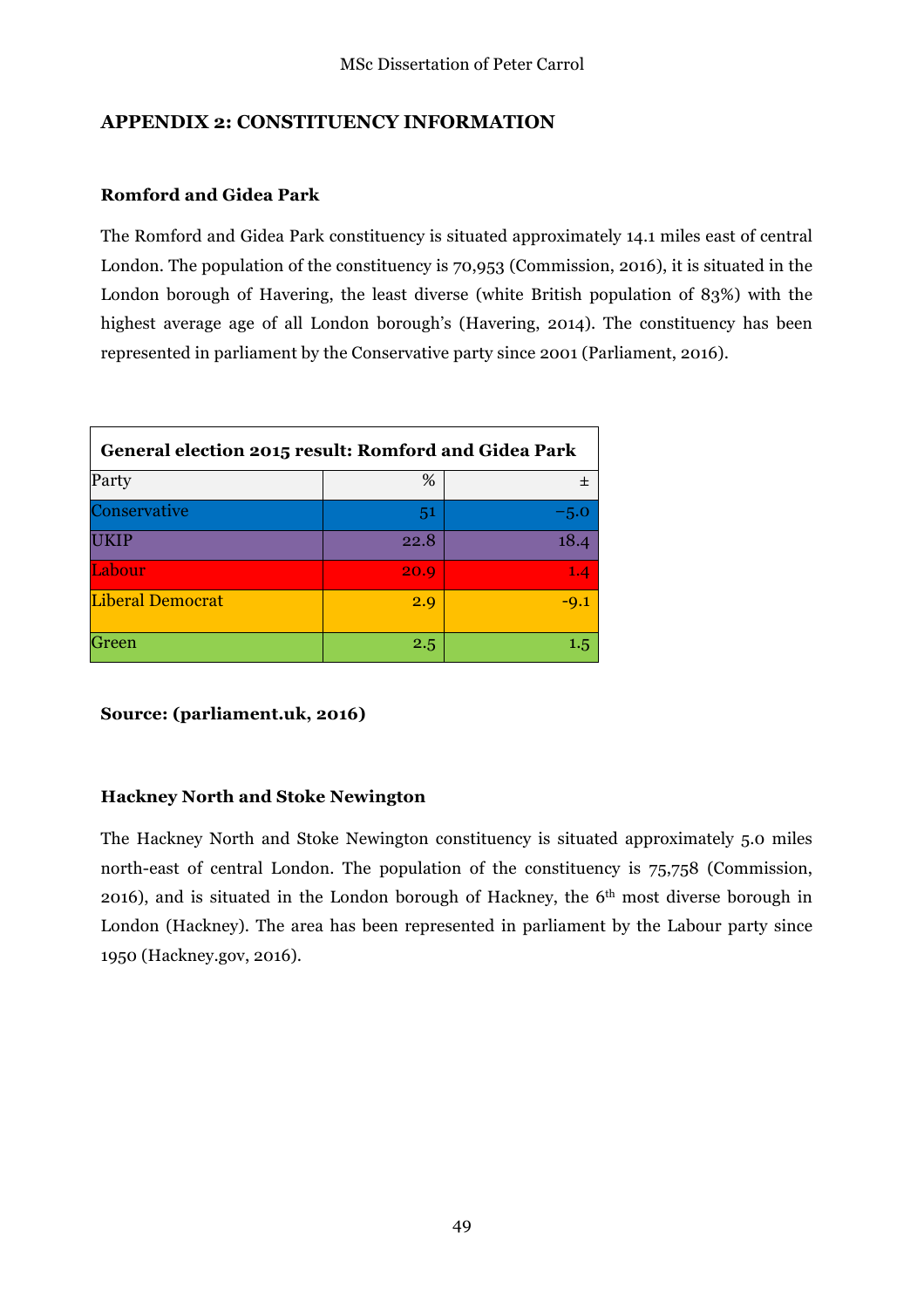## APPENDIX 2: CONSTITUENCY INFORMATION

### Romford and Gidea Park

The Romford and Gidea Park constituency is situated approximately 14.1 miles east of central London. The population of the constituency is 70,953 (Commission, 2016), it is situated in the London borough of Havering, the least diverse (white British population of 83%) with the highest average age of all London borough's (Havering, 2014). The constituency has been represented in parliament by the Conservative party since 2001 (Parliament, 2016).

| General election 2015 result: Romford and Gidea Park | | |
|---|---|---|
| Party | % | ± |
| Conservative | 51 | −5.0 |
| UKIP | 22.8 | 18.4 |
| Labour | 20.9 | 1.4 |
| Liberal Democrat | 2.9 | -9.1 |
| Green | 2.5 | 1.5 |

**Source: (parliament.uk, 2016)**

### Hackney North and Stoke Newington

The Hackney North and Stoke Newington constituency is situated approximately 5.0 miles north-east of central London. The population of the constituency is 75,758 (Commission, 2016), and is situated in the London borough of Hackney, the 6th most diverse borough in London (Hackney). The area has been represented in parliament by the Labour party since 1950 (Hackney.gov, 2016).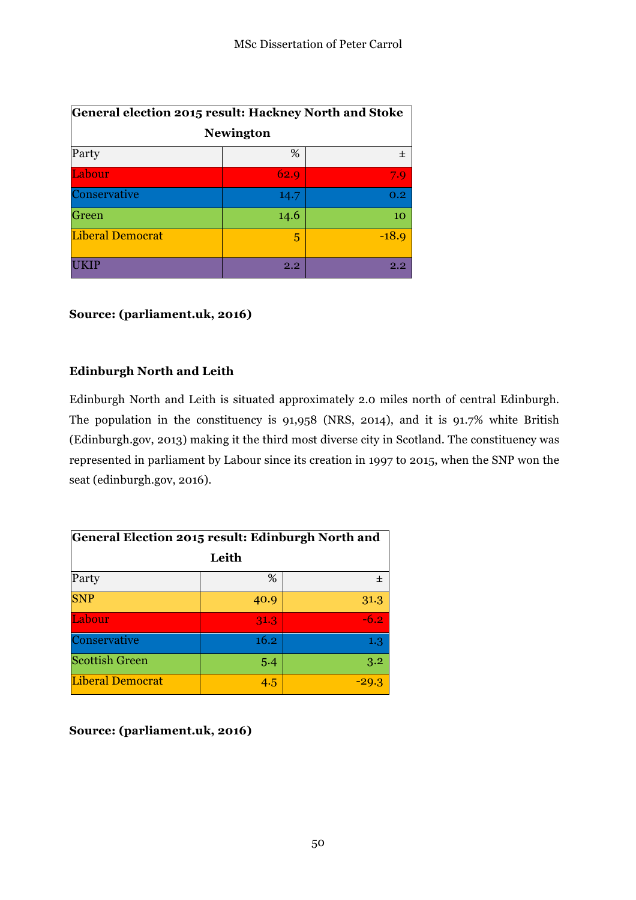| General election 2015 result: Hackney North and Stoke Newington | | |
|---|---|---|
| Party | % | ± |
| Labour | 62.9 | 7.9 |
| Conservative | 14.7 | 0.2 |
| Green | 14.6 | 10 |
| Liberal Democrat | 5 | -18.9 |
| UKIP | 2.2 | 2.2 |

**Source: (parliament.uk, 2016)**

**Edinburgh North and Leith**

Edinburgh North and Leith is situated approximately 2.0 miles north of central Edinburgh. The population in the constituency is 91,958 (NRS, 2014), and it is 91.7% white British (Edinburgh.gov, 2013) making it the third most diverse city in Scotland. The constituency was represented in parliament by Labour since its creation in 1997 to 2015, when the SNP won the seat (edinburgh.gov, 2016).

| General Election 2015 result: Edinburgh North and Leith | | |
|---|---|---|
| Party | % | ± |
| SNP | 40.9 | 31.3 |
| Labour | 31.3 | -6.2 |
| Conservative | 16.2 | 1.3 |
| Scottish Green | 5.4 | 3.2 |
| Liberal Democrat | 4.5 | -29.3 |

**Source: (parliament.uk, 2016)**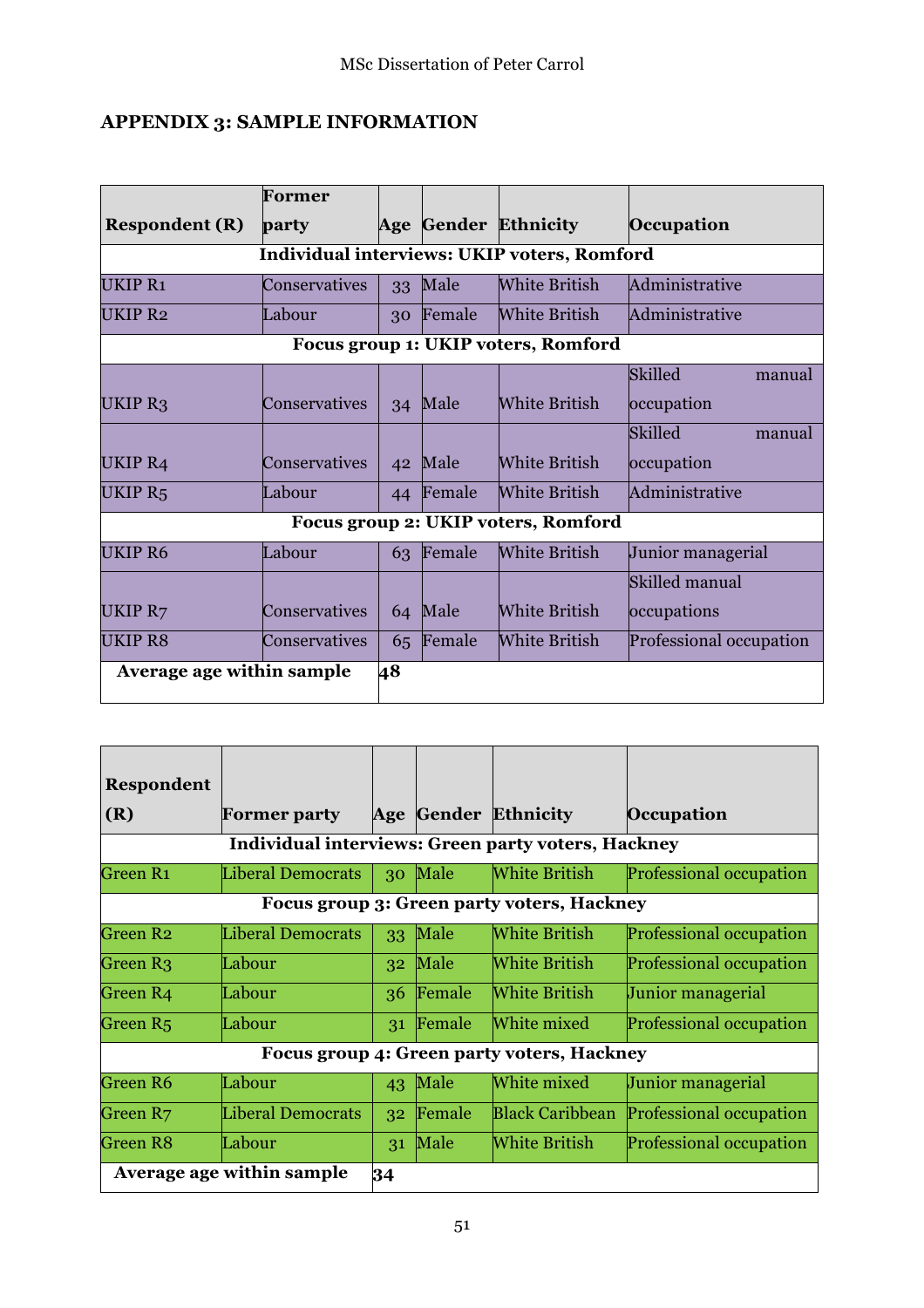## APPENDIX 3: SAMPLE INFORMATION

| Respondent (R) | Former party | Age | Gender | Ethnicity | Occupation |
|---|---|---|---|---|---|
| **Individual interviews: UKIP voters, Romford** | | | | | |
| UKIP R1 | Conservatives | 33 | Male | White British | Administrative |
| UKIP R2 | Labour | 30 | Female | White British | Administrative |
| **Focus group 1: UKIP voters, Romford** | | | | | |
| UKIP R3 | Conservatives | 34 | Male | White British | Skilled manual occupation |
| UKIP R4 | Conservatives | 42 | Male | White British | Skilled manual occupation |
| UKIP R5 | Labour | 44 | Female | White British | Administrative |
| **Focus group 2: UKIP voters, Romford** | | | | | |
| UKIP R6 | Labour | 63 | Female | White British | Junior managerial |
| UKIP R7 | Conservatives | 64 | Male | White British | Skilled manual occupations |
| UKIP R8 | Conservatives | 65 | Female | White British | Professional occupation |
| **Average age within sample** | | **48** | | | |

| Respondent (R) | Former party | Age | Gender | Ethnicity | Occupation |
|---|---|---|---|---|---|
| **Individual interviews: Green party voters, Hackney** | | | | | |
| Green R1 | Liberal Democrats | 30 | Male | White British | Professional occupation |
| **Focus group 3: Green party voters, Hackney** | | | | | |
| Green R2 | Liberal Democrats | 33 | Male | White British | Professional occupation |
| Green R3 | Labour | 32 | Male | White British | Professional occupation |
| Green R4 | Labour | 36 | Female | White British | Junior managerial |
| Green R5 | Labour | 31 | Female | White mixed | Professional occupation |
| **Focus group 4: Green party voters, Hackney** | | | | | |
| Green R6 | Labour | 43 | Male | White mixed | Junior managerial |
| Green R7 | Liberal Democrats | 32 | Female | Black Caribbean | Professional occupation |
| Green R8 | Labour | 31 | Male | White British | Professional occupation |
| **Average age within sample** | | **34** | | | |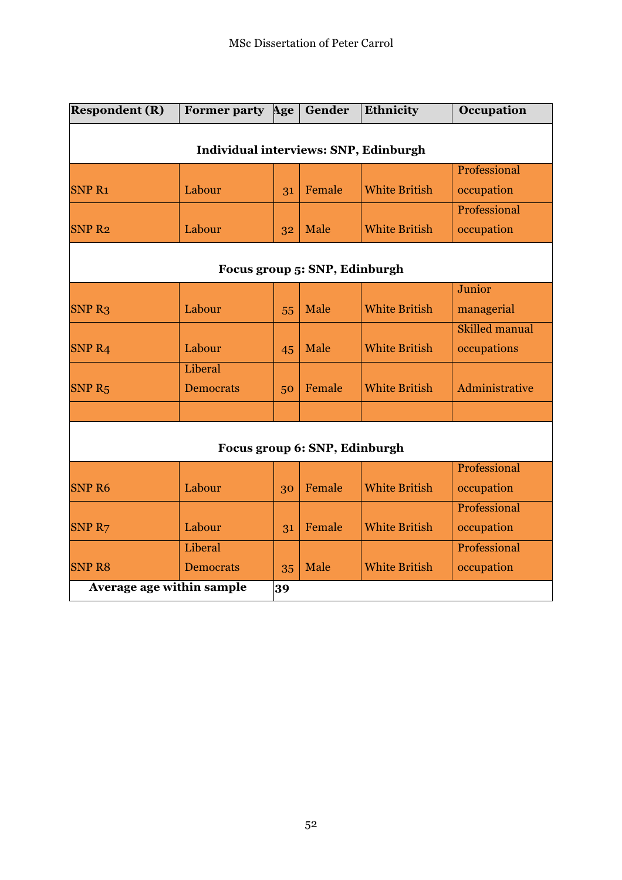| Respondent (R) | Former party | Age | Gender | Ethnicity | Occupation |
|---|---|---|---|---|---|
| **Individual interviews: SNP, Edinburgh** | | | | | |
| SNP R1 | Labour | 31 | Female | White British | Professional occupation |
| SNP R2 | Labour | 32 | Male | White British | Professional occupation |
| **Focus group 5: SNP, Edinburgh** | | | | | |
| SNP R3 | Labour | 55 | Male | White British | Junior managerial |
| SNP R4 | Labour | 45 | Male | White British | Skilled manual occupations |
| SNP R5 | Liberal Democrats | 50 | Female | White British | Administrative |
| | | | | | |
| **Focus group 6: SNP, Edinburgh** | | | | | |
| SNP R6 | Labour | 30 | Female | White British | Professional occupation |
| SNP R7 | Labour | 31 | Female | White British | Professional occupation |
| SNP R8 | Liberal Democrats | 35 | Male | White British | Professional occupation |
| **Average age within sample** | | **39** | | | |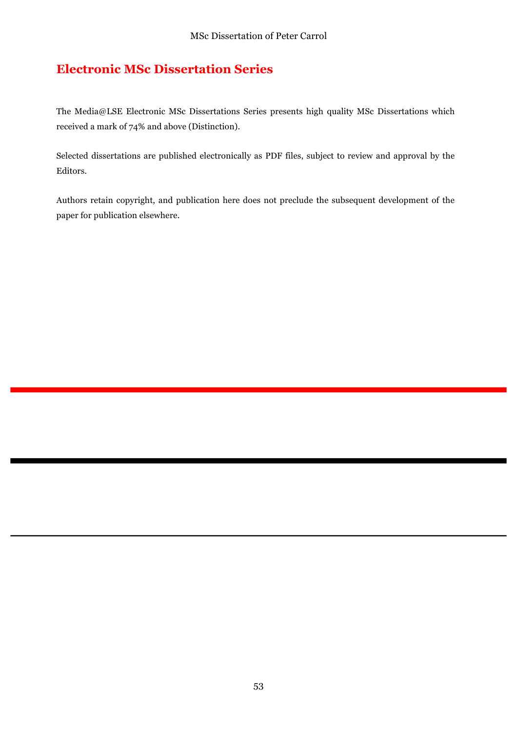## Electronic MSc Dissertation Series

The Media@LSE Electronic MSc Dissertations Series presents high quality MSc Dissertations which received a mark of 74% and above (Distinction).

Selected dissertations are published electronically as PDF files, subject to review and approval by the Editors.

Authors retain copyright, and publication here does not preclude the subsequent development of the paper for publication elsewhere.